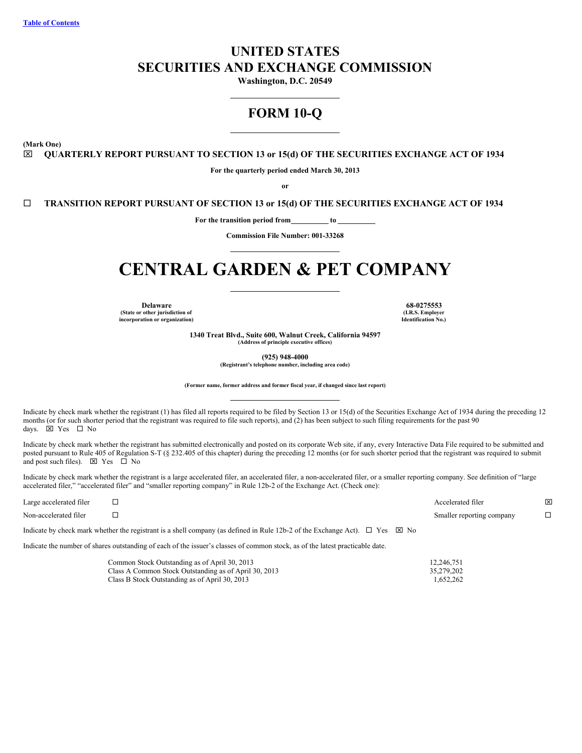[Table of Contents]

# UNITED STATES
# SECURITIES AND EXCHANGE COMMISSION

**Washington, D.C. 20549**

## FORM 10-Q

**(Mark One)**

☒ **QUARTERLY REPORT PURSUANT TO SECTION 13 or 15(d) OF THE SECURITIES EXCHANGE ACT OF 1934**

**For the quarterly period ended March 30, 2013**

**or**

☐ **TRANSITION REPORT PURSUANT OF SECTION 13 or 15(d) OF THE SECURITIES EXCHANGE ACT OF 1934**

**For the transition period from\_\_\_\_\_\_\_\_\_\_ to \_\_\_\_\_\_\_\_\_\_**

**Commission File Number: 001-33268**

# CENTRAL GARDEN & PET COMPANY

| **Delaware** | **68-0275553** |
|---|---|
| **(State or other jurisdiction of incorporation or organization)** | **(I.R.S. Employer Identification No.)** |

**1340 Treat Blvd., Suite 600, Walnut Creek, California 94597**
**(Address of principal executive offices)**

**(925) 948-4000**
**(Registrant's telephone number, including area code)**

**(Former name, former address and former fiscal year, if changed since last report)**

Indicate by check mark whether the registrant (1) has filed all reports required to be filed by Section 13 or 15(d) of the Securities Exchange Act of 1934 during the preceding 12 months (or for such shorter period that the registrant was required to file such reports), and (2) has been subject to such filing requirements for the past 90 days. ☒ Yes ☐ No

Indicate by check mark whether the registrant has submitted electronically and posted on its corporate Web site, if any, every Interactive Data File required to be submitted and posted pursuant to Rule 405 of Regulation S-T (§ 232.405 of this chapter) during the preceding 12 months (or for such shorter period that the registrant was required to submit and post such files). ☒ Yes ☐ No

Indicate by check mark whether the registrant is a large accelerated filer, an accelerated filer, a non-accelerated filer, or a smaller reporting company. See definition of "large accelerated filer," "accelerated filer" and "smaller reporting company" in Rule 12b-2 of the Exchange Act. (Check one):

| | | | |
|---|---|---|---|
| Large accelerated filer | ☐ | Accelerated filer | ☒ |
| Non-accelerated filer | ☐ | Smaller reporting company | ☐ |

Indicate by check mark whether the registrant is a shell company (as defined in Rule 12b-2 of the Exchange Act). ☐ Yes ☒ No

Indicate the number of shares outstanding of each of the issuer's classes of common stock, as of the latest practicable date.

| | |
|---|---|
| Common Stock Outstanding as of April 30, 2013 | 12,246,751 |
| Class A Common Stock Outstanding as of April 30, 2013 | 35,279,202 |
| Class B Stock Outstanding as of April 30, 2013 | 1,652,262 |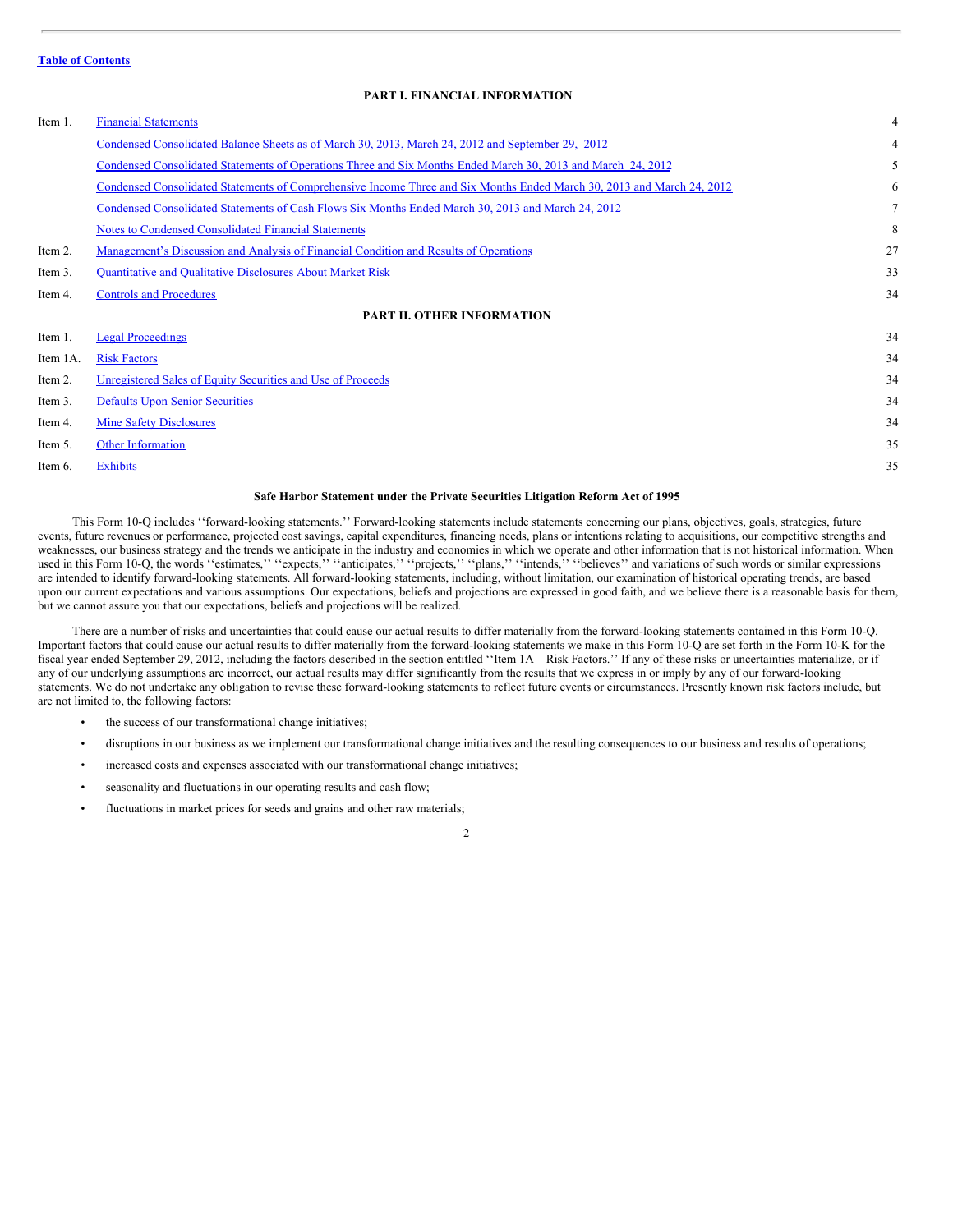**Table of Contents**

## PART I. FINANCIAL INFORMATION

| | | |
|---|---|---|
| Item 1. | Financial Statements | 4 |
| | Condensed Consolidated Balance Sheets as of March 30, 2013, March 24, 2012 and September 29, 2012 | 4 |
| | Condensed Consolidated Statements of Operations Three and Six Months Ended March 30, 2013 and March 24, 2012 | 5 |
| | Condensed Consolidated Statements of Comprehensive Income Three and Six Months Ended March 30, 2013 and March 24, 2012 | 6 |
| | Condensed Consolidated Statements of Cash Flows Six Months Ended March 30, 2013 and March 24, 2012 | 7 |
| | Notes to Condensed Consolidated Financial Statements | 8 |
| Item 2. | Management's Discussion and Analysis of Financial Condition and Results of Operations | 27 |
| Item 3. | Quantitative and Qualitative Disclosures About Market Risk | 33 |
| Item 4. | Controls and Procedures | 34 |

## PART II. OTHER INFORMATION

| | | |
|---|---|---|
| Item 1. | Legal Proceedings | 34 |
| Item 1A. | Risk Factors | 34 |
| Item 2. | Unregistered Sales of Equity Securities and Use of Proceeds | 34 |
| Item 3. | Defaults Upon Senior Securities | 34 |
| Item 4. | Mine Safety Disclosures | 34 |
| Item 5. | Other Information | 35 |
| Item 6. | Exhibits | 35 |

### Safe Harbor Statement under the Private Securities Litigation Reform Act of 1995

This Form 10-Q includes ''forward-looking statements.'' Forward-looking statements include statements concerning our plans, objectives, goals, strategies, future events, future revenues or performance, projected cost savings, capital expenditures, financing needs, plans or intentions relating to acquisitions, our competitive strengths and weaknesses, our business strategy and the trends we anticipate in the industry and economies in which we operate and other information that is not historical information. When used in this Form 10-Q, the words ''estimates,'' ''expects,'' ''anticipates,'' ''projects,'' ''plans,'' ''intends,'' ''believes'' and variations of such words or similar expressions are intended to identify forward-looking statements. All forward-looking statements, including, without limitation, our examination of historical operating trends, are based upon our current expectations and various assumptions. Our expectations, beliefs and projections are expressed in good faith, and we believe there is a reasonable basis for them, but we cannot assure you that our expectations, beliefs and projections will be realized.

There are a number of risks and uncertainties that could cause our actual results to differ materially from the forward-looking statements contained in this Form 10-Q. Important factors that could cause our actual results to differ materially from the forward-looking statements we make in this Form 10-Q are set forth in the Form 10-K for the fiscal year ended September 29, 2012, including the factors described in the section entitled ''Item 1A – Risk Factors.'' If any of these risks or uncertainties materialize, or if any of our underlying assumptions are incorrect, our actual results may differ significantly from the results that we express in or imply by any of our forward-looking statements. We do not undertake any obligation to revise these forward-looking statements to reflect future events or circumstances. Presently known risk factors include, but are not limited to, the following factors:

- the success of our transformational change initiatives;
- disruptions in our business as we implement our transformational change initiatives and the resulting consequences to our business and results of operations;
- increased costs and expenses associated with our transformational change initiatives;
- seasonality and fluctuations in our operating results and cash flow;
- fluctuations in market prices for seeds and grains and other raw materials;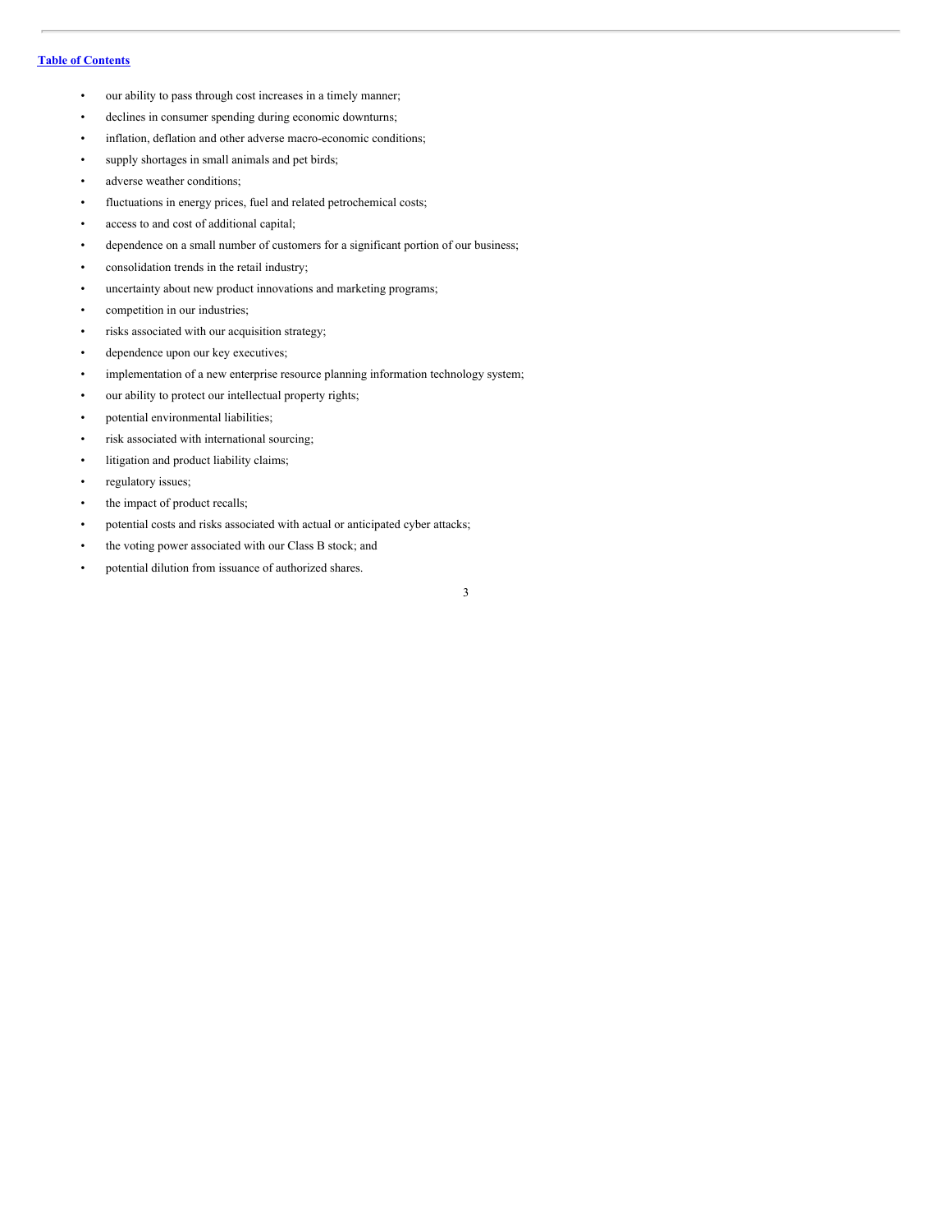- our ability to pass through cost increases in a timely manner;
- declines in consumer spending during economic downturns;
- inflation, deflation and other adverse macro-economic conditions;
- supply shortages in small animals and pet birds;
- adverse weather conditions;
- fluctuations in energy prices, fuel and related petrochemical costs;
- access to and cost of additional capital;
- dependence on a small number of customers for a significant portion of our business;
- consolidation trends in the retail industry;
- uncertainty about new product innovations and marketing programs;
- competition in our industries;
- risks associated with our acquisition strategy;
- dependence upon our key executives;
- implementation of a new enterprise resource planning information technology system;
- our ability to protect our intellectual property rights;
- potential environmental liabilities;
- risk associated with international sourcing;
- litigation and product liability claims;
- regulatory issues;
- the impact of product recalls;
- potential costs and risks associated with actual or anticipated cyber attacks;
- the voting power associated with our Class B stock; and
- potential dilution from issuance of authorized shares.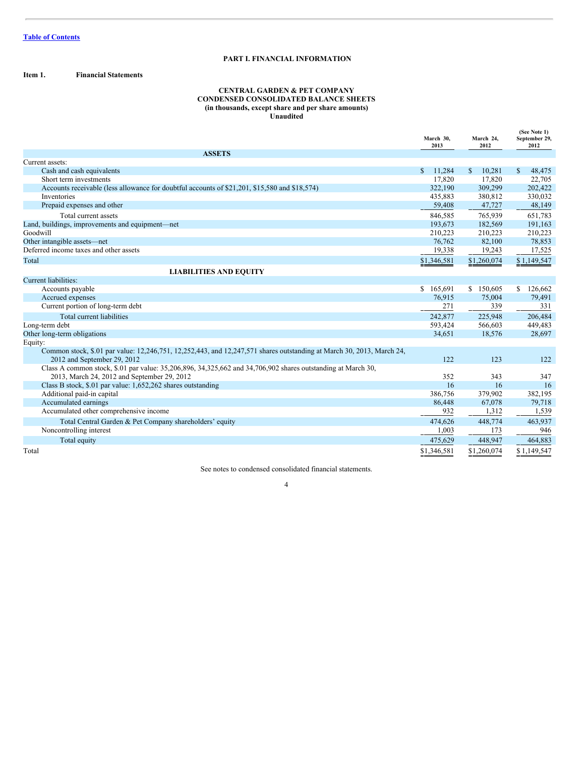[Table of Contents](#)

**PART I. FINANCIAL INFORMATION**

**Item 1. Financial Statements**

**CENTRAL GARDEN & PET COMPANY**
**CONDENSED CONSOLIDATED BALANCE SHEETS**
**(in thousands, except share and per share amounts)**
**Unaudited**

| | March 30, 2013 | March 24, 2012 | (See Note 1) September 29, 2012 |
|---|---|---|---|
| **ASSETS** | | | |
| Current assets: | | | |
| Cash and cash equivalents | $ 11,284 | $ 10,281 | $ 48,475 |
| Short term investments | 17,820 | 17,820 | 22,705 |
| Accounts receivable (less allowance for doubtful accounts of $21,201, $15,580 and $18,574) | 322,190 | 309,299 | 202,422 |
| Inventories | 435,883 | 380,812 | 330,032 |
| Prepaid expenses and other | 59,408 | 47,727 | 48,149 |
| Total current assets | 846,585 | 765,939 | 651,783 |
| Land, buildings, improvements and equipment—net | 193,673 | 182,569 | 191,163 |
| Goodwill | 210,223 | 210,223 | 210,223 |
| Other intangible assets—net | 76,762 | 82,100 | 78,853 |
| Deferred income taxes and other assets | 19,338 | 19,243 | 17,525 |
| Total | $1,346,581 | $1,260,074 | $ 1,149,547 |
| **LIABILITIES AND EQUITY** | | | |
| Current liabilities: | | | |
| Accounts payable | $ 165,691 | $ 150,605 | $ 126,662 |
| Accrued expenses | 76,915 | 75,004 | 79,491 |
| Current portion of long-term debt | 271 | 339 | 331 |
| Total current liabilities | 242,877 | 225,948 | 206,484 |
| Long-term debt | 593,424 | 566,603 | 449,483 |
| Other long-term obligations | 34,651 | 18,576 | 28,697 |
| Equity: | | | |
| Common stock, $.01 par value: 12,246,751, 12,252,443, and 12,247,571 shares outstanding at March 30, 2013, March 24, 2012 and September 29, 2012 | 122 | 123 | 122 |
| Class A common stock, $.01 par value: 35,206,896, 34,325,662 and 34,706,902 shares outstanding at March 30, 2013, March 24, 2012 and September 29, 2012 | 352 | 343 | 347 |
| Class B stock, $.01 par value: 1,652,262 shares outstanding | 16 | 16 | 16 |
| Additional paid-in capital | 386,756 | 379,902 | 382,195 |
| Accumulated earnings | 86,448 | 67,078 | 79,718 |
| Accumulated other comprehensive income | 932 | 1,312 | 1,539 |
| Total Central Garden & Pet Company shareholders' equity | 474,626 | 448,774 | 463,937 |
| Noncontrolling interest | 1,003 | 173 | 946 |
| Total equity | 475,629 | 448,947 | 464,883 |
| Total | $1,346,581 | $1,260,074 | $ 1,149,547 |

See notes to condensed consolidated financial statements.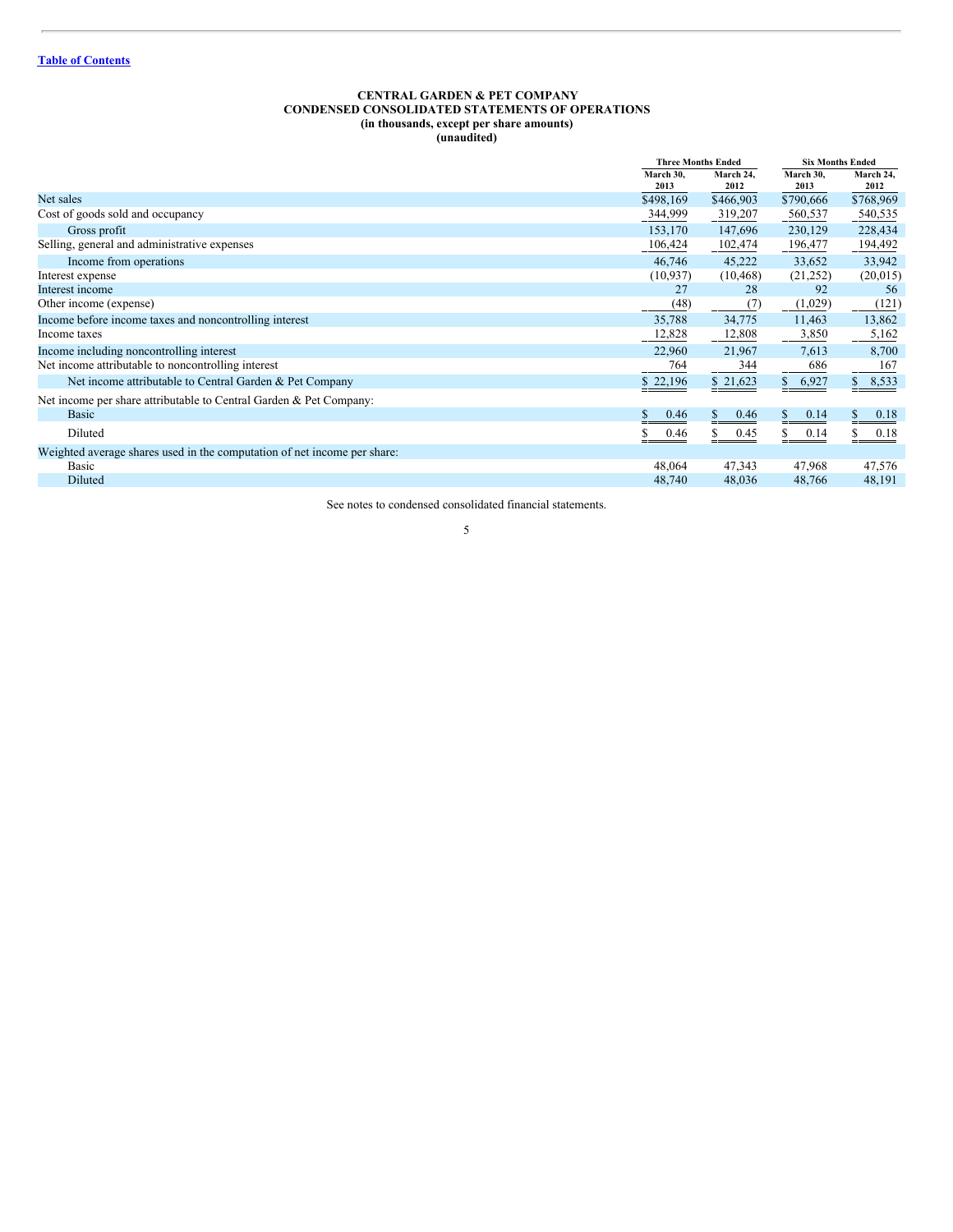[Table of Contents](#)

**CENTRAL GARDEN & PET COMPANY**
**CONDENSED CONSOLIDATED STATEMENTS OF OPERATIONS**
**(in thousands, except per share amounts)**
**(unaudited)**

| | Three Months Ended | | Six Months Ended | |
|---|---|---|---|---|
| | March 30, 2013 | March 24, 2012 | March 30, 2013 | March 24, 2012 |
| Net sales | $498,169 | $466,903 | $790,666 | $768,969 |
| Cost of goods sold and occupancy | 344,999 | 319,207 | 560,537 | 540,535 |
| Gross profit | 153,170 | 147,696 | 230,129 | 228,434 |
| Selling, general and administrative expenses | 106,424 | 102,474 | 196,477 | 194,492 |
| Income from operations | 46,746 | 45,222 | 33,652 | 33,942 |
| Interest expense | (10,937) | (10,468) | (21,252) | (20,015) |
| Interest income | 27 | 28 | 92 | 56 |
| Other income (expense) | (48) | (7) | (1,029) | (121) |
| Income before income taxes and noncontrolling interest | 35,788 | 34,775 | 11,463 | 13,862 |
| Income taxes | 12,828 | 12,808 | 3,850 | 5,162 |
| Income including noncontrolling interest | 22,960 | 21,967 | 7,613 | 8,700 |
| Net income attributable to noncontrolling interest | 764 | 344 | 686 | 167 |
| Net income attributable to Central Garden & Pet Company | $ 22,196 | $ 21,623 | $ 6,927 | $ 8,533 |
| Net income per share attributable to Central Garden & Pet Company: | | | | |
| Basic | $ 0.46 | $ 0.46 | $ 0.14 | $ 0.18 |
| Diluted | $ 0.46 | $ 0.45 | $ 0.14 | $ 0.18 |
| Weighted average shares used in the computation of net income per share: | | | | |
| Basic | 48,064 | 47,343 | 47,968 | 47,576 |
| Diluted | 48,740 | 48,036 | 48,766 | 48,191 |

See notes to condensed consolidated financial statements.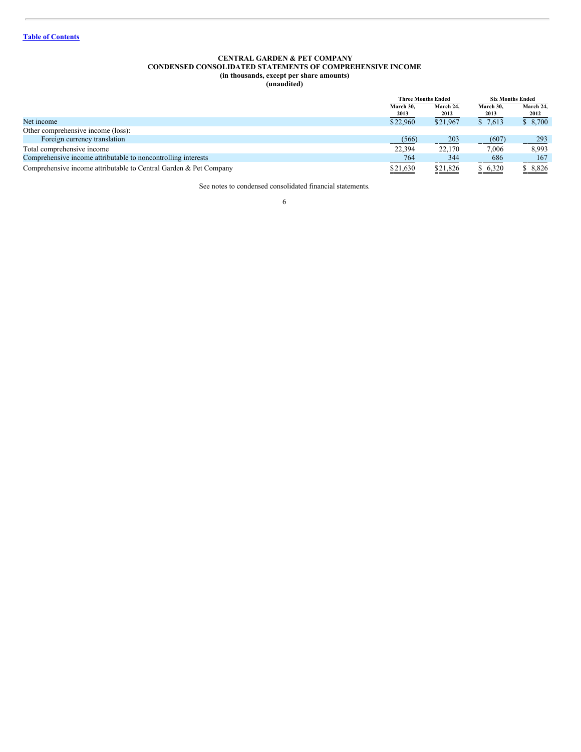[Table of Contents](#)

**CENTRAL GARDEN & PET COMPANY**
**CONDENSED CONSOLIDATED STATEMENTS OF COMPREHENSIVE INCOME**
**(in thousands, except per share amounts)**
**(unaudited)**

| | Three Months Ended | | Six Months Ended | |
|---|---|---|---|---|
| | March 30, 2013 | March 24, 2012 | March 30, 2013 | March 24, 2012 |
| Net income | $22,960 | $21,967 | $ 7,613 | $ 8,700 |
| Other comprehensive income (loss): | | | | |
| Foreign currency translation | (566) | 203 | (607) | 293 |
| Total comprehensive income | 22,394 | 22,170 | 7,006 | 8,993 |
| Comprehensive income attributable to noncontrolling interests | 764 | 344 | 686 | 167 |
| Comprehensive income attributable to Central Garden & Pet Company | $21,630 | $21,826 | $ 6,320 | $ 8,826 |

See notes to condensed consolidated financial statements.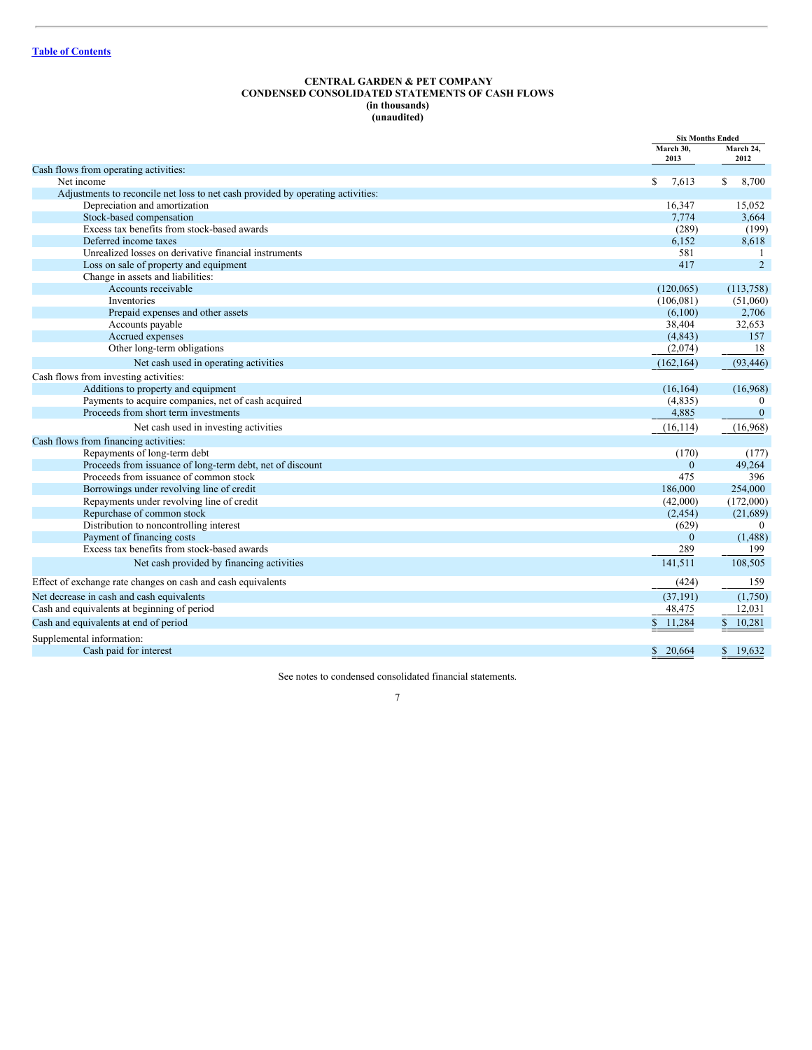Table of Contents

**CENTRAL GARDEN & PET COMPANY**
**CONDENSED CONSOLIDATED STATEMENTS OF CASH FLOWS**
**(in thousands)**
**(unaudited)**

| | Six Months Ended | |
|---|---|---|
| | March 30, 2013 | March 24, 2012 |
| Cash flows from operating activities: | | |
| Net income | $ 7,613 | $ 8,700 |
| Adjustments to reconcile net loss to net cash provided by operating activities: | | |
| Depreciation and amortization | 16,347 | 15,052 |
| Stock-based compensation | 7,774 | 3,664 |
| Excess tax benefits from stock-based awards | (289) | (199) |
| Deferred income taxes | 6,152 | 8,618 |
| Unrealized losses on derivative financial instruments | 581 | 1 |
| Loss on sale of property and equipment | 417 | 2 |
| Change in assets and liabilities: | | |
| Accounts receivable | (120,065) | (113,758) |
| Inventories | (106,081) | (51,060) |
| Prepaid expenses and other assets | (6,100) | 2,706 |
| Accounts payable | 38,404 | 32,653 |
| Accrued expenses | (4,843) | 157 |
| Other long-term obligations | (2,074) | 18 |
| Net cash used in operating activities | (162,164) | (93,446) |
| Cash flows from investing activities: | | |
| Additions to property and equipment | (16,164) | (16,968) |
| Payments to acquire companies, net of cash acquired | (4,835) | 0 |
| Proceeds from short term investments | 4,885 | 0 |
| Net cash used in investing activities | (16,114) | (16,968) |
| Cash flows from financing activities: | | |
| Repayments of long-term debt | (170) | (177) |
| Proceeds from issuance of long-term debt, net of discount | 0 | 49,264 |
| Proceeds from issuance of common stock | 475 | 396 |
| Borrowings under revolving line of credit | 186,000 | 254,000 |
| Repayments under revolving line of credit | (42,000) | (172,000) |
| Repurchase of common stock | (2,454) | (21,689) |
| Distribution to noncontrolling interest | (629) | 0 |
| Payment of financing costs | 0 | (1,488) |
| Excess tax benefits from stock-based awards | 289 | 199 |
| Net cash provided by financing activities | 141,511 | 108,505 |
| Effect of exchange rate changes on cash and cash equivalents | (424) | 159 |
| Net decrease in cash and cash equivalents | (37,191) | (1,750) |
| Cash and equivalents at beginning of period | 48,475 | 12,031 |
| Cash and equivalents at end of period | $ 11,284 | $ 10,281 |
| Supplemental information: | | |
| Cash paid for interest | $ 20,664 | $ 19,632 |

See notes to condensed consolidated financial statements.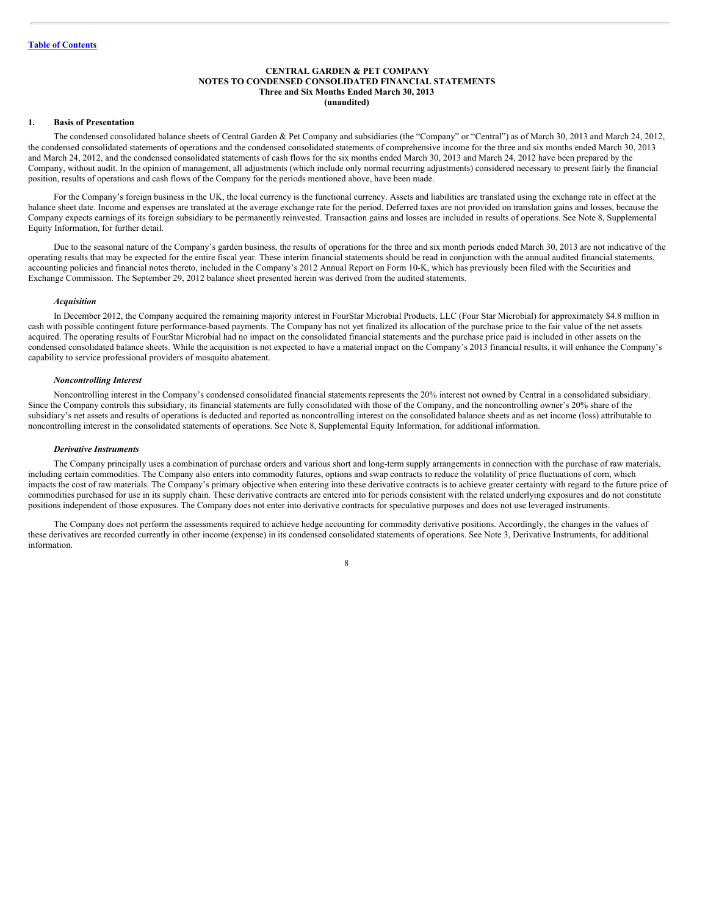[Table of Contents](#)

**CENTRAL GARDEN & PET COMPANY**
**NOTES TO CONDENSED CONSOLIDATED FINANCIAL STATEMENTS**
**Three and Six Months Ended March 30, 2013**
**(unaudited)**

## 1. Basis of Presentation

The condensed consolidated balance sheets of Central Garden & Pet Company and subsidiaries (the "Company" or "Central") as of March 30, 2013 and March 24, 2012, the condensed consolidated statements of operations and the condensed consolidated statements of comprehensive income for the three and six months ended March 30, 2013 and March 24, 2012, and the condensed consolidated statements of cash flows for the six months ended March 30, 2013 and March 24, 2012 have been prepared by the Company, without audit. In the opinion of management, all adjustments (which include only normal recurring adjustments) considered necessary to present fairly the financial position, results of operations and cash flows of the Company for the periods mentioned above, have been made.

For the Company's foreign business in the UK, the local currency is the functional currency. Assets and liabilities are translated using the exchange rate in effect at the balance sheet date. Income and expenses are translated at the average exchange rate for the period. Deferred taxes are not provided on translation gains and losses, because the Company expects earnings of its foreign subsidiary to be permanently reinvested. Transaction gains and losses are included in results of operations. See Note 8, Supplemental Equity Information, for further detail.

Due to the seasonal nature of the Company's garden business, the results of operations for the three and six month periods ended March 30, 2013 are not indicative of the operating results that may be expected for the entire fiscal year. These interim financial statements should be read in conjunction with the annual audited financial statements, accounting policies and financial notes thereto, included in the Company's 2012 Annual Report on Form 10-K, which has previously been filed with the Securities and Exchange Commission. The September 29, 2012 balance sheet presented herein was derived from the audited statements.

### *Acquisition*

In December 2012, the Company acquired the remaining majority interest in FourStar Microbial Products, LLC (Four Star Microbial) for approximately $4.8 million in cash with possible contingent future performance-based payments. The Company has not yet finalized its allocation of the purchase price to the fair value of the net assets acquired. The operating results of FourStar Microbial had no impact on the consolidated financial statements and the purchase price paid is included in other assets on the condensed consolidated balance sheets. While the acquisition is not expected to have a material impact on the Company's 2013 financial results, it will enhance the Company's capability to service professional providers of mosquito abatement.

### *Noncontrolling Interest*

Noncontrolling interest in the Company's condensed consolidated financial statements represents the 20% interest not owned by Central in a consolidated subsidiary. Since the Company controls this subsidiary, its financial statements are fully consolidated with those of the Company, and the noncontrolling owner's 20% share of the subsidiary's net assets and results of operations is deducted and reported as noncontrolling interest on the consolidated balance sheets and as net income (loss) attributable to noncontrolling interest in the consolidated statements of operations. See Note 8, Supplemental Equity Information, for additional information.

### *Derivative Instruments*

The Company principally uses a combination of purchase orders and various short and long-term supply arrangements in connection with the purchase of raw materials, including certain commodities. The Company also enters into commodity futures, options and swap contracts to reduce the volatility of price fluctuations of corn, which impacts the cost of raw materials. The Company's primary objective when entering into these derivative contracts is to achieve greater certainty with regard to the future price of commodities purchased for use in its supply chain. These derivative contracts are entered into for periods consistent with the related underlying exposures and do not constitute positions independent of those exposures. The Company does not enter into derivative contracts for speculative purposes and does not use leveraged instruments.

The Company does not perform the assessments required to achieve hedge accounting for commodity derivative positions. Accordingly, the changes in the values of these derivatives are recorded currently in other income (expense) in its condensed consolidated statements of operations. See Note 3, Derivative Instruments, for additional information.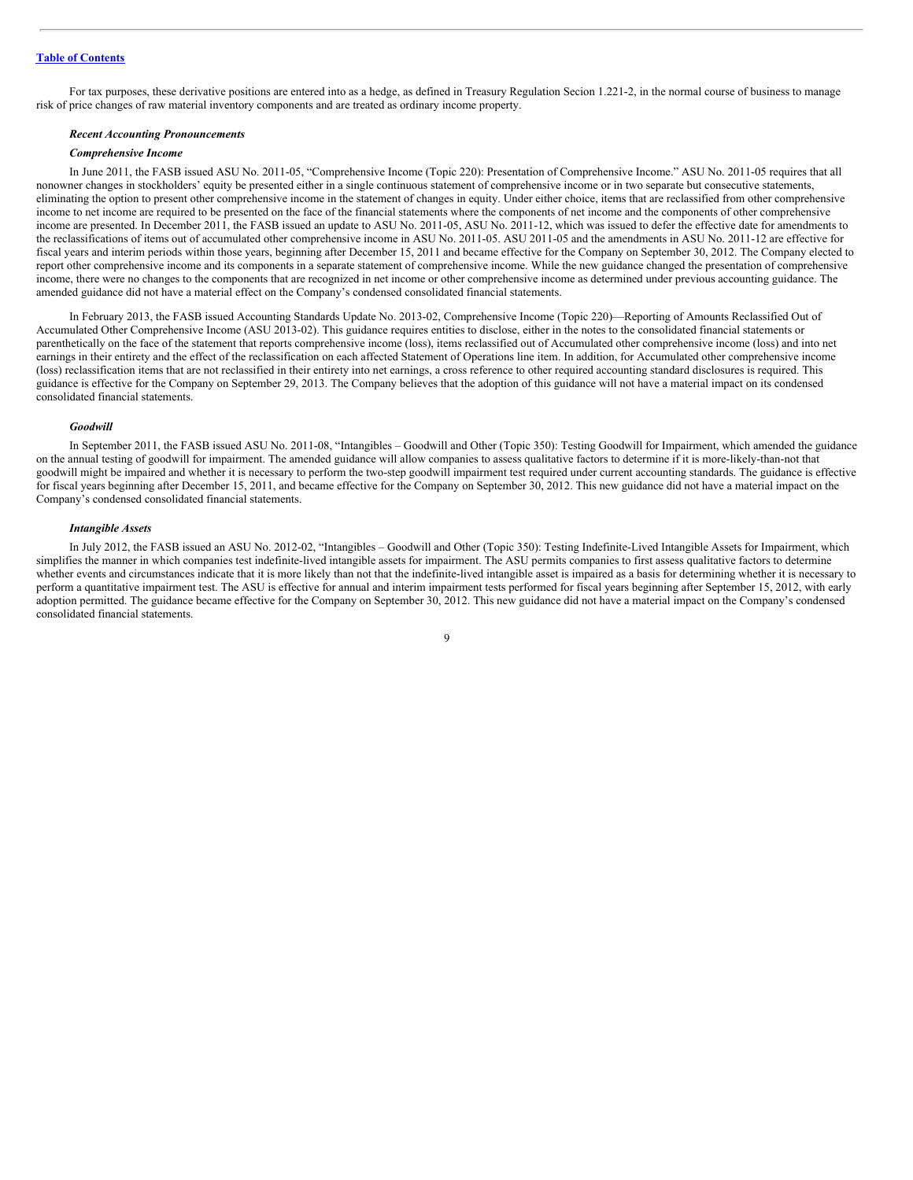For tax purposes, these derivative positions are entered into as a hedge, as defined in Treasury Regulation Secion 1.221-2, in the normal course of business to manage risk of price changes of raw material inventory components and are treated as ordinary income property.

***Recent Accounting Pronouncements***

***Comprehensive Income***

In June 2011, the FASB issued ASU No. 2011-05, "Comprehensive Income (Topic 220): Presentation of Comprehensive Income." ASU No. 2011-05 requires that all nonowner changes in stockholders' equity be presented either in a single continuous statement of comprehensive income or in two separate but consecutive statements, eliminating the option to present other comprehensive income in the statement of changes in equity. Under either choice, items that are reclassified from other comprehensive income to net income are required to be presented on the face of the financial statements where the components of net income and the components of other comprehensive income are presented. In December 2011, the FASB issued an update to ASU No. 2011-05, ASU No. 2011-12, which was issued to defer the effective date for amendments to the reclassifications of items out of accumulated other comprehensive income in ASU No. 2011-05. ASU 2011-05 and the amendments in ASU No. 2011-12 are effective for fiscal years and interim periods within those years, beginning after December 15, 2011 and became effective for the Company on September 30, 2012. The Company elected to report other comprehensive income and its components in a separate statement of comprehensive income. While the new guidance changed the presentation of comprehensive income, there were no changes to the components that are recognized in net income or other comprehensive income as determined under previous accounting guidance. The amended guidance did not have a material effect on the Company's condensed consolidated financial statements.

In February 2013, the FASB issued Accounting Standards Update No. 2013-02, Comprehensive Income (Topic 220)—Reporting of Amounts Reclassified Out of Accumulated Other Comprehensive Income (ASU 2013-02). This guidance requires entities to disclose, either in the notes to the consolidated financial statements or parenthetically on the face of the statement that reports comprehensive income (loss), items reclassified out of Accumulated other comprehensive income (loss) and into net earnings in their entirety and the effect of the reclassification on each affected Statement of Operations line item. In addition, for Accumulated other comprehensive income (loss) reclassification items that are not reclassified in their entirety into net earnings, a cross reference to other required accounting standard disclosures is required. This guidance is effective for the Company on September 29, 2013. The Company believes that the adoption of this guidance will not have a material impact on its condensed consolidated financial statements.

***Goodwill***

In September 2011, the FASB issued ASU No. 2011-08, "Intangibles – Goodwill and Other (Topic 350): Testing Goodwill for Impairment, which amended the guidance on the annual testing of goodwill for impairment. The amended guidance will allow companies to assess qualitative factors to determine if it is more-likely-than-not that goodwill might be impaired and whether it is necessary to perform the two-step goodwill impairment test required under current accounting standards. The guidance is effective for fiscal years beginning after December 15, 2011, and became effective for the Company on September 30, 2012. This new guidance did not have a material impact on the Company's condensed consolidated financial statements.

***Intangible Assets***

In July 2012, the FASB issued an ASU No. 2012-02, "Intangibles – Goodwill and Other (Topic 350): Testing Indefinite-Lived Intangible Assets for Impairment, which simplifies the manner in which companies test indefinite-lived intangible assets for impairment. The ASU permits companies to first assess qualitative factors to determine whether events and circumstances indicate that it is more likely than not that the indefinite-lived intangible asset is impaired as a basis for determining whether it is necessary to perform a quantitative impairment test. The ASU is effective for annual and interim impairment tests performed for fiscal years beginning after September 15, 2012, with early adoption permitted. The guidance became effective for the Company on September 30, 2012. This new guidance did not have a material impact on the Company's condensed consolidated financial statements.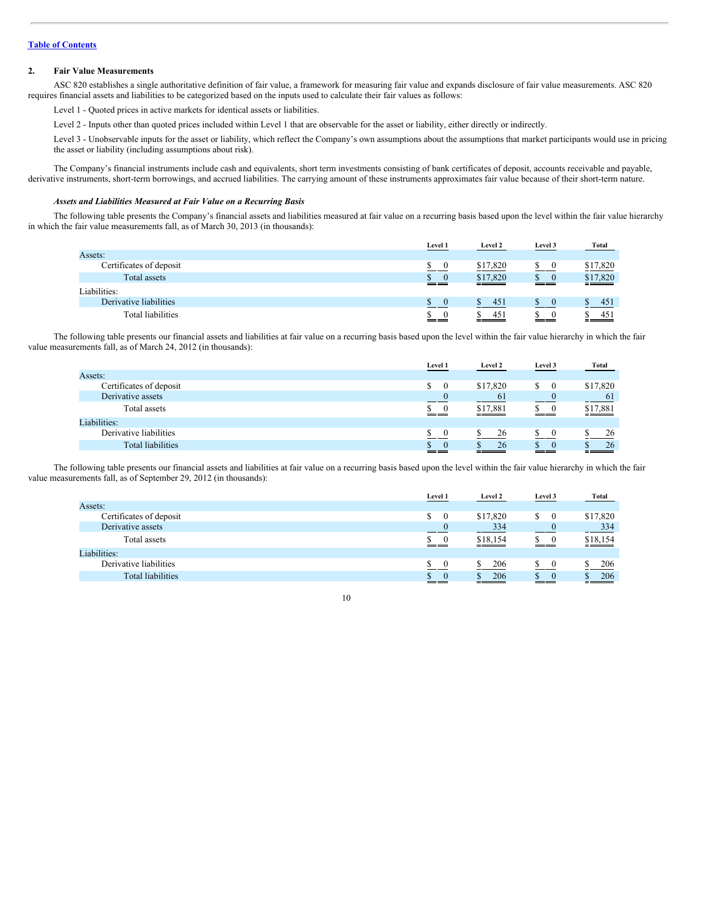[Table of Contents](#)

## 2. Fair Value Measurements

ASC 820 establishes a single authoritative definition of fair value, a framework for measuring fair value and expands disclosure of fair value measurements. ASC 820 requires financial assets and liabilities to be categorized based on the inputs used to calculate their fair values as follows:

Level 1 - Quoted prices in active markets for identical assets or liabilities.

Level 2 - Inputs other than quoted prices included within Level 1 that are observable for the asset or liability, either directly or indirectly.

Level 3 - Unobservable inputs for the asset or liability, which reflect the Company's own assumptions about the assumptions that market participants would use in pricing the asset or liability (including assumptions about risk).

The Company's financial instruments include cash and equivalents, short term investments consisting of bank certificates of deposit, accounts receivable and payable, derivative instruments, short-term borrowings, and accrued liabilities. The carrying amount of these instruments approximates fair value because of their short-term nature.

### *Assets and Liabilities Measured at Fair Value on a Recurring Basis*

The following table presents the Company's financial assets and liabilities measured at fair value on a recurring basis based upon the level within the fair value hierarchy in which the fair value measurements fall, as of March 30, 2013 (in thousands):

| | Level 1 | Level 2 | Level 3 | Total |
|---|---|---|---|---|
| Assets: | | | | |
| Certificates of deposit | $ 0 | $17,820 | $ 0 | $17,820 |
| Total assets | $ 0 | $17,820 | $ 0 | $17,820 |
| Liabilities: | | | | |
| Derivative liabilities | $ 0 | $ 451 | $ 0 | $ 451 |
| Total liabilities | $ 0 | $ 451 | $ 0 | $ 451 |

The following table presents our financial assets and liabilities at fair value on a recurring basis based upon the level within the fair value hierarchy in which the fair value measurements fall, as of March 24, 2012 (in thousands):

| | Level 1 | Level 2 | Level 3 | Total |
|---|---|---|---|---|
| Assets: | | | | |
| Certificates of deposit | $ 0 | $17,820 | $ 0 | $17,820 |
| Derivative assets | 0 | 61 | 0 | 61 |
| Total assets | $ 0 | $17,881 | $ 0 | $17,881 |
| Liabilities: | | | | |
| Derivative liabilities | $ 0 | $ 26 | $ 0 | $ 26 |
| Total liabilities | $ 0 | $ 26 | $ 0 | $ 26 |

The following table presents our financial assets and liabilities at fair value on a recurring basis based upon the level within the fair value hierarchy in which the fair value measurements fall, as of September 29, 2012 (in thousands):

| | Level 1 | Level 2 | Level 3 | Total |
|---|---|---|---|---|
| Assets: | | | | |
| Certificates of deposit | $ 0 | $17,820 | $ 0 | $17,820 |
| Derivative assets | 0 | 334 | 0 | 334 |
| Total assets | $ 0 | $18,154 | $ 0 | $18,154 |
| Liabilities: | | | | |
| Derivative liabilities | $ 0 | $ 206 | $ 0 | $ 206 |
| Total liabilities | $ 0 | $ 206 | $ 0 | $ 206 |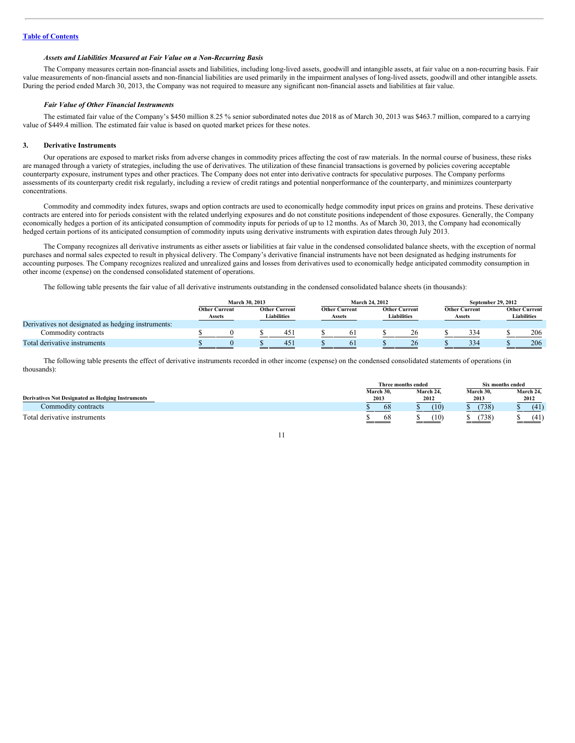[Table of Contents](#)

***Assets and Liabilities Measured at Fair Value on a Non-Recurring Basis***

The Company measures certain non-financial assets and liabilities, including long-lived assets, goodwill and intangible assets, at fair value on a non-recurring basis. Fair value measurements of non-financial assets and non-financial liabilities are used primarily in the impairment analyses of long-lived assets, goodwill and other intangible assets. During the period ended March 30, 2013, the Company was not required to measure any significant non-financial assets and liabilities at fair value.

***Fair Value of Other Financial Instruments***

The estimated fair value of the Company's $450 million 8.25 % senior subordinated notes due 2018 as of March 30, 2013 was $463.7 million, compared to a carrying value of $449.4 million. The estimated fair value is based on quoted market prices for these notes.

## 3. Derivative Instruments

Our operations are exposed to market risks from adverse changes in commodity prices affecting the cost of raw materials. In the normal course of business, these risks are managed through a variety of strategies, including the use of derivatives. The utilization of these financial transactions is governed by policies covering acceptable counterparty exposure, instrument types and other practices. The Company does not enter into derivative contracts for speculative purposes. The Company performs assessments of its counterparty credit risk regularly, including a review of credit ratings and potential nonperformance of the counterparty, and minimizes counterparty concentrations.

Commodity and commodity index futures, swaps and option contracts are used to economically hedge commodity input prices on grains and proteins. These derivative contracts are entered into for periods consistent with the related underlying exposures and do not constitute positions independent of those exposures. Generally, the Company economically hedges a portion of its anticipated consumption of commodity inputs for periods of up to 12 months. As of March 30, 2013, the Company had economically hedged certain portions of its anticipated consumption of commodity inputs using derivative instruments with expiration dates through July 2013.

The Company recognizes all derivative instruments as either assets or liabilities at fair value in the condensed consolidated balance sheets, with the exception of normal purchases and normal sales expected to result in physical delivery. The Company's derivative financial instruments have not been designated as hedging instruments for accounting purposes. The Company recognizes realized and unrealized gains and losses from derivatives used to economically hedge anticipated commodity consumption in other income (expense) on the condensed consolidated statement of operations.

The following table presents the fair value of all derivative instruments outstanding in the condensed consolidated balance sheets (in thousands):

| | March 30, 2013 | | March 24, 2012 | | September 29, 2012 | |
|---|---|---|---|---|---|---|
| | Other Current Assets | Other Current Liabilities | Other Current Assets | Other Current Liabilities | Other Current Assets | Other Current Liabilities |
| Derivatives not designated as hedging instruments: | | | | | | |
| Commodity contracts | $ 0 | $ 451 | $ 61 | $ 26 | $ 334 | $ 206 |
| Total derivative instruments | $ 0 | $ 451 | $ 61 | $ 26 | $ 334 | $ 206 |

The following table presents the effect of derivative instruments recorded in other income (expense) on the condensed consolidated statements of operations (in thousands):

| | Three months ended | | Six months ended | |
|---|---|---|---|---|
| **Derivatives Not Designated as Hedging Instruments** | March 30, 2013 | March 24, 2012 | March 30, 2013 | March 24, 2012 |
| Commodity contracts | $ 68 | $ (10) | $ (738) | $ (41) |
| Total derivative instruments | $ 68 | $ (10) | $ (738) | $ (41) |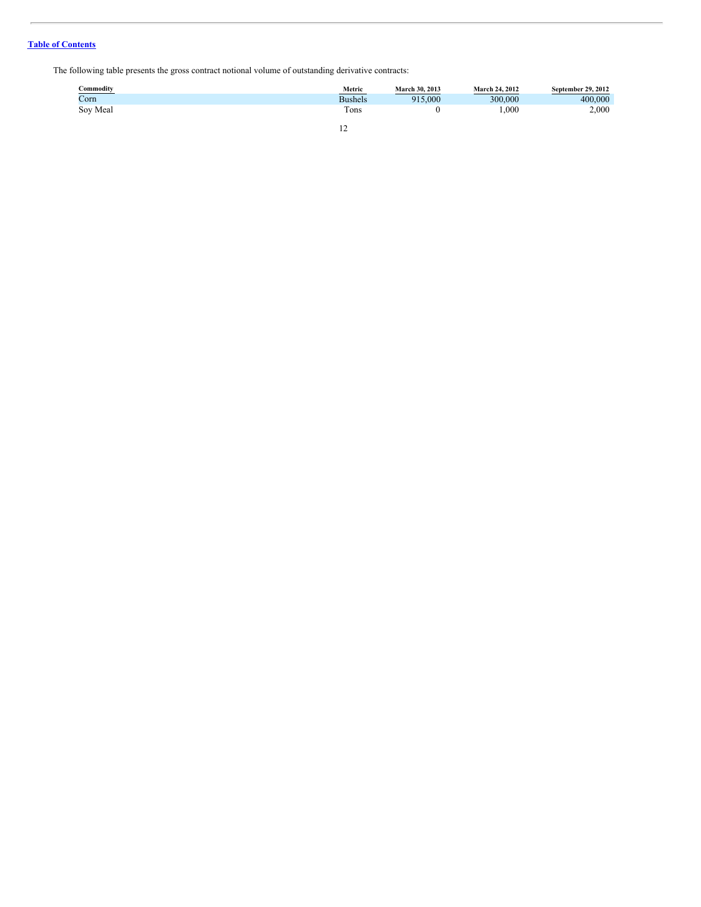[Table of Contents](#)

The following table presents the gross contract notional volume of outstanding derivative contracts:

| Commodity | Metric | March 30, 2013 | March 24, 2012 | September 29, 2012 |
|---|---|---|---|---|
| Corn | Bushels | 915,000 | 300,000 | 400,000 |
| Soy Meal | Tons | 0 | 1,000 | 2,000 |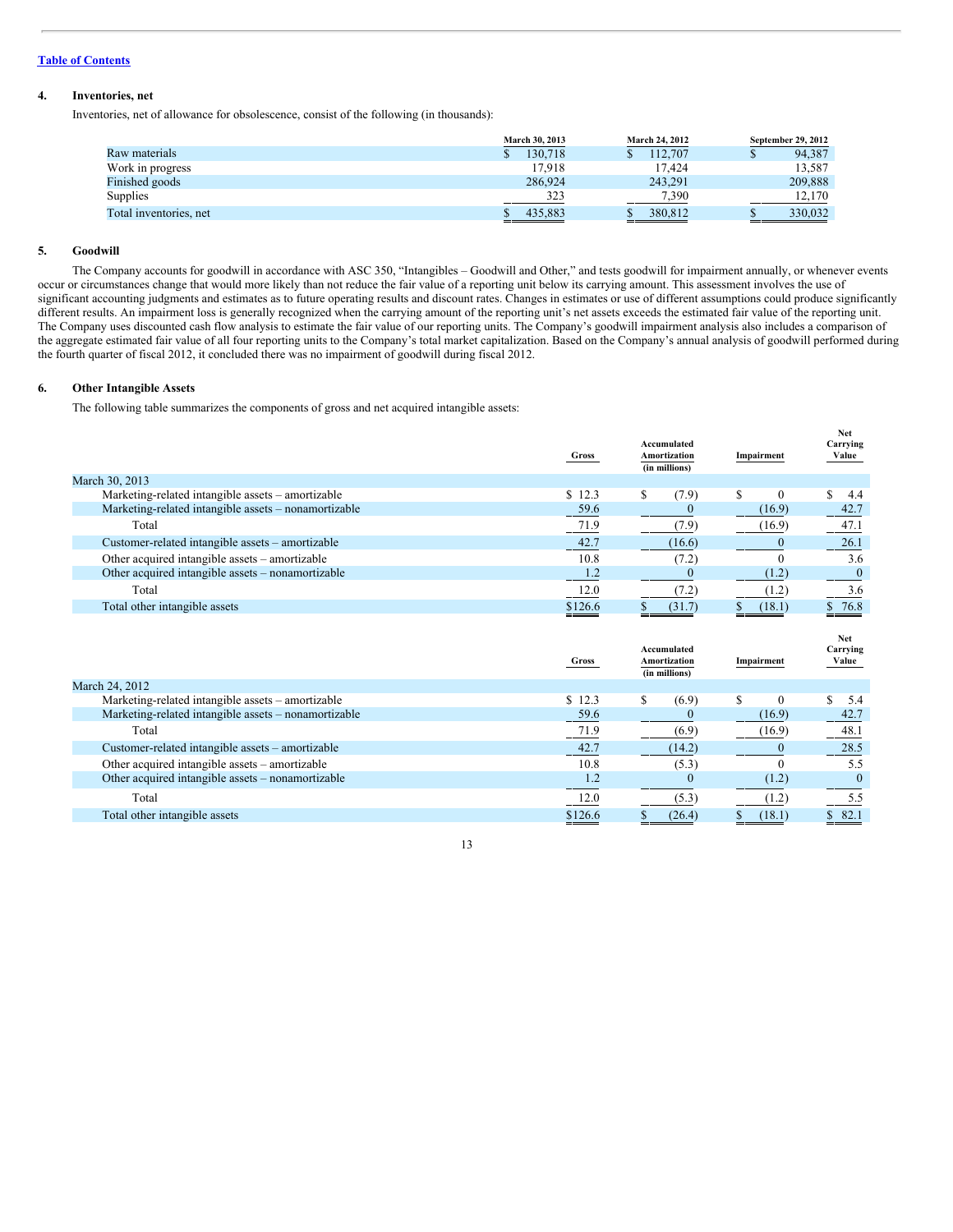[Table of Contents](#)

## 4. Inventories, net

Inventories, net of allowance for obsolescence, consist of the following (in thousands):

| | March 30, 2013 | March 24, 2012 | September 29, 2012 |
|---|---|---|---|
| Raw materials | $ 130,718 | $ 112,707 | $ 94,387 |
| Work in progress | 17,918 | 17,424 | 13,587 |
| Finished goods | 286,924 | 243,291 | 209,888 |
| Supplies | 323 | 7,390 | 12,170 |
| Total inventories, net | $ 435,883 | $ 380,812 | $ 330,032 |

## 5. Goodwill

The Company accounts for goodwill in accordance with ASC 350, "Intangibles – Goodwill and Other," and tests goodwill for impairment annually, or whenever events occur or circumstances change that would more likely than not reduce the fair value of a reporting unit below its carrying amount. This assessment involves the use of significant accounting judgments and estimates as to future operating results and discount rates. Changes in estimates or use of different assumptions could produce significantly different results. An impairment loss is generally recognized when the carrying amount of the reporting unit's net assets exceeds the estimated fair value of the reporting unit. The Company uses discounted cash flow analysis to estimate the fair value of our reporting units. The Company's goodwill impairment analysis also includes a comparison of the aggregate estimated fair value of all four reporting units to the Company's total market capitalization. Based on the Company's annual analysis of goodwill performed during the fourth quarter of fiscal 2012, it concluded there was no impairment of goodwill during fiscal 2012.

## 6. Other Intangible Assets

The following table summarizes the components of gross and net acquired intangible assets:

| | Gross | Accumulated Amortization (in millions) | Impairment | Net Carrying Value |
|---|---|---|---|---|
| **March 30, 2013** | | | | |
| Marketing-related intangible assets – amortizable | $ 12.3 | $ (7.9) | $ 0 | $ 4.4 |
| Marketing-related intangible assets – nonamortizable | 59.6 | 0 | (16.9) | 42.7 |
| Total | 71.9 | (7.9) | (16.9) | 47.1 |
| Customer-related intangible assets – amortizable | 42.7 | (16.6) | 0 | 26.1 |
| Other acquired intangible assets – amortizable | 10.8 | (7.2) | 0 | 3.6 |
| Other acquired intangible assets – nonamortizable | 1.2 | 0 | (1.2) | 0 |
| Total | 12.0 | (7.2) | (1.2) | 3.6 |
| Total other intangible assets | $126.6 | $ (31.7) | $ (18.1) | $ 76.8 |

| | Gross | Accumulated Amortization (in millions) | Impairment | Net Carrying Value |
|---|---|---|---|---|
| **March 24, 2012** | | | | |
| Marketing-related intangible assets – amortizable | $ 12.3 | $ (6.9) | $ 0 | $ 5.4 |
| Marketing-related intangible assets – nonamortizable | 59.6 | 0 | (16.9) | 42.7 |
| Total | 71.9 | (6.9) | (16.9) | 48.1 |
| Customer-related intangible assets – amortizable | 42.7 | (14.2) | 0 | 28.5 |
| Other acquired intangible assets – amortizable | 10.8 | (5.3) | 0 | 5.5 |
| Other acquired intangible assets – nonamortizable | 1.2 | 0 | (1.2) | 0 |
| Total | 12.0 | (5.3) | (1.2) | 5.5 |
| Total other intangible assets | $126.6 | $ (26.4) | $ (18.1) | $ 82.1 |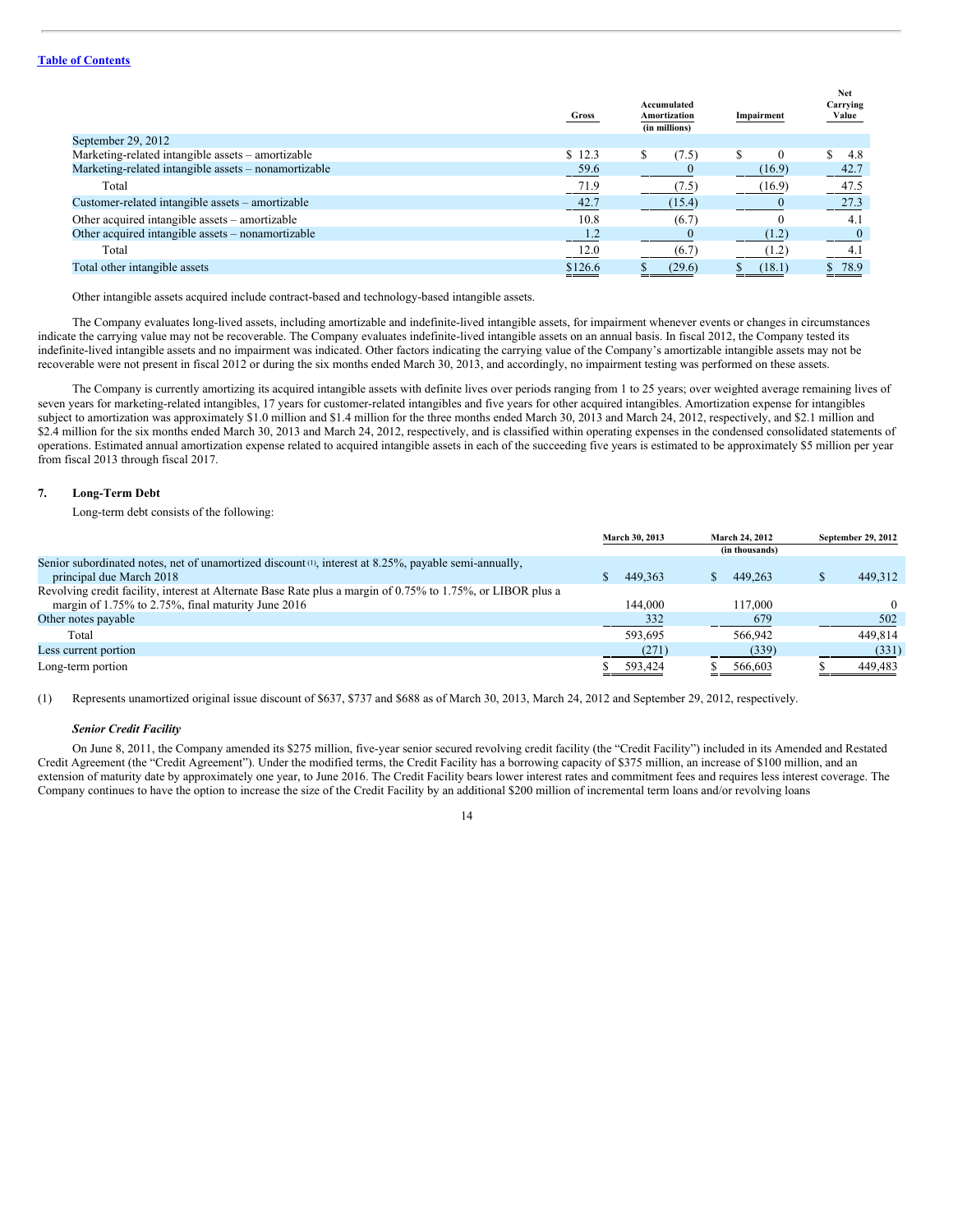| | Gross | Accumulated Amortization | Impairment | Net Carrying Value |
|---|---|---|---|---|
| | | (in millions) | | |
| September 29, 2012 | | | | |
| Marketing-related intangible assets – amortizable | $ 12.3 | $ (7.5) | $ 0 | $ 4.8 |
| Marketing-related intangible assets – nonamortizable | 59.6 | 0 | (16.9) | 42.7 |
| Total | 71.9 | (7.5) | (16.9) | 47.5 |
| Customer-related intangible assets – amortizable | 42.7 | (15.4) | 0 | 27.3 |
| Other acquired intangible assets – amortizable | 10.8 | (6.7) | 0 | 4.1 |
| Other acquired intangible assets – nonamortizable | 1.2 | 0 | (1.2) | 0 |
| Total | 12.0 | (6.7) | (1.2) | 4.1 |
| Total other intangible assets | $126.6 | $ (29.6) | $ (18.1) | $ 78.9 |

Other intangible assets acquired include contract-based and technology-based intangible assets.

The Company evaluates long-lived assets, including amortizable and indefinite-lived intangible assets, for impairment whenever events or changes in circumstances indicate the carrying value may not be recoverable. The Company evaluates indefinite-lived intangible assets on an annual basis. In fiscal 2012, the Company tested its indefinite-lived intangible assets and no impairment was indicated. Other factors indicating the carrying value of the Company's amortizable intangible assets may not be recoverable were not present in fiscal 2012 or during the six months ended March 30, 2013, and accordingly, no impairment testing was performed on these assets.

The Company is currently amortizing its acquired intangible assets with definite lives over periods ranging from 1 to 25 years; over weighted average remaining lives of seven years for marketing-related intangibles, 17 years for customer-related intangibles and five years for other acquired intangibles. Amortization expense for intangibles subject to amortization was approximately $1.0 million and $1.4 million for the three months ended March 30, 2013 and March 24, 2012, respectively, and $2.1 million and $2.4 million for the six months ended March 30, 2013 and March 24, 2012, respectively, and is classified within operating expenses in the condensed consolidated statements of operations. Estimated annual amortization expense related to acquired intangible assets in each of the succeeding five years is estimated to be approximately $5 million per year from fiscal 2013 through fiscal 2017.

## 7. Long-Term Debt

Long-term debt consists of the following:

| | March 30, 2013 | March 24, 2012 | September 29, 2012 |
|---|---|---|---|
| | | (in thousands) | |
| Senior subordinated notes, net of unamortized discount (1), interest at 8.25%, payable semi-annually, principal due March 2018 | $ 449,363 | $ 449,263 | $ 449,312 |
| Revolving credit facility, interest at Alternate Base Rate plus a margin of 0.75% to 1.75%, or LIBOR plus a margin of 1.75% to 2.75%, final maturity June 2016 | 144,000 | 117,000 | 0 |
| Other notes payable | 332 | 679 | 502 |
| Total | 593,695 | 566,942 | 449,814 |
| Less current portion | (271) | (339) | (331) |
| Long-term portion | $ 593,424 | $ 566,603 | $ 449,483 |

(1) Represents unamortized original issue discount of $637, $737 and $688 as of March 30, 2013, March 24, 2012 and September 29, 2012, respectively.

### *Senior Credit Facility*

On June 8, 2011, the Company amended its $275 million, five-year senior secured revolving credit facility (the "Credit Facility") included in its Amended and Restated Credit Agreement (the "Credit Agreement"). Under the modified terms, the Credit Facility has a borrowing capacity of $375 million, an increase of $100 million, and an extension of maturity date by approximately one year, to June 2016. The Credit Facility bears lower interest rates and commitment fees and requires less interest coverage. The Company continues to have the option to increase the size of the Credit Facility by an additional $200 million of incremental term loans and/or revolving loans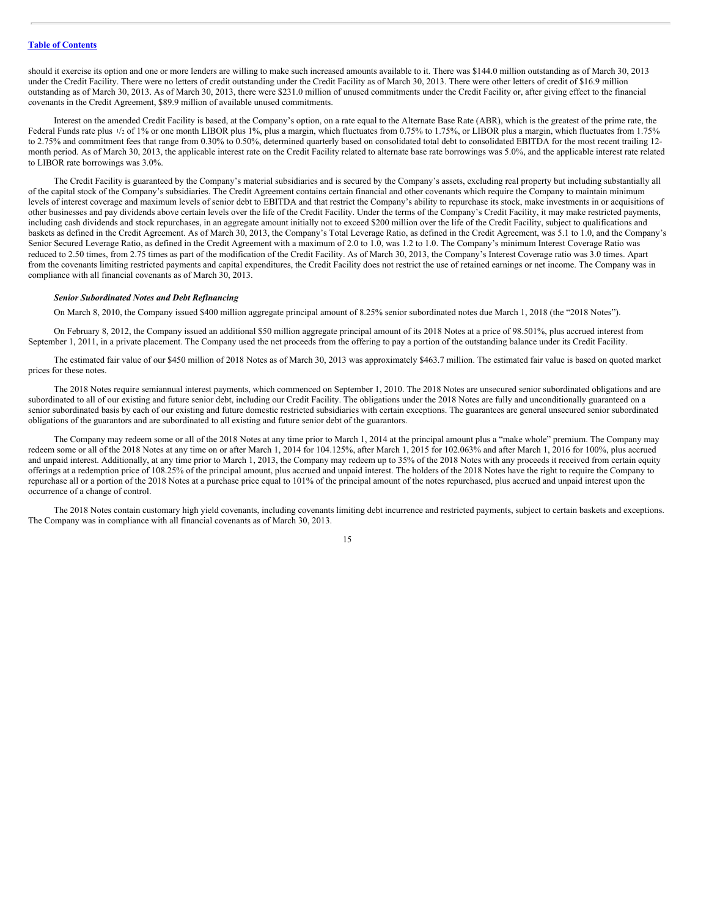should it exercise its option and one or more lenders are willing to make such increased amounts available to it. There was $144.0 million outstanding as of March 30, 2013 under the Credit Facility. There were no letters of credit outstanding under the Credit Facility as of March 30, 2013. There were other letters of credit of $16.9 million outstanding as of March 30, 2013. As of March 30, 2013, there were $231.0 million of unused commitments under the Credit Facility or, after giving effect to the financial covenants in the Credit Agreement, $89.9 million of available unused commitments.

Interest on the amended Credit Facility is based, at the Company's option, on a rate equal to the Alternate Base Rate (ABR), which is the greatest of the prime rate, the Federal Funds rate plus 1/2 of 1% or one month LIBOR plus 1%, plus a margin, which fluctuates from 0.75% to 1.75%, or LIBOR plus a margin, which fluctuates from 1.75% to 2.75% and commitment fees that range from 0.30% to 0.50%, determined quarterly based on consolidated total debt to consolidated EBITDA for the most recent trailing 12-month period. As of March 30, 2013, the applicable interest rate on the Credit Facility related to alternate base rate borrowings was 5.0%, and the applicable interest rate related to LIBOR rate borrowings was 3.0%.

The Credit Facility is guaranteed by the Company's material subsidiaries and is secured by the Company's assets, excluding real property but including substantially all of the capital stock of the Company's subsidiaries. The Credit Agreement contains certain financial and other covenants which require the Company to maintain minimum levels of interest coverage and maximum levels of senior debt to EBITDA and that restrict the Company's ability to repurchase its stock, make investments in or acquisitions of other businesses and pay dividends above certain levels over the life of the Credit Facility. Under the terms of the Company's Credit Facility, it may make restricted payments, including cash dividends and stock repurchases, in an aggregate amount initially not to exceed $200 million over the life of the Credit Facility, subject to qualifications and baskets as defined in the Credit Agreement. As of March 30, 2013, the Company's Total Leverage Ratio, as defined in the Credit Agreement, was 5.1 to 1.0, and the Company's Senior Secured Leverage Ratio, as defined in the Credit Agreement with a maximum of 2.0 to 1.0, was 1.2 to 1.0. The Company's minimum Interest Coverage Ratio was reduced to 2.50 times, from 2.75 times as part of the modification of the Credit Facility. As of March 30, 2013, the Company's Interest Coverage ratio was 3.0 times. Apart from the covenants limiting restricted payments and capital expenditures, the Credit Facility does not restrict the use of retained earnings or net income. The Company was in compliance with all financial covenants as of March 30, 2013.

***Senior Subordinated Notes and Debt Refinancing***

On March 8, 2010, the Company issued $400 million aggregate principal amount of 8.25% senior subordinated notes due March 1, 2018 (the "2018 Notes").

On February 8, 2012, the Company issued an additional $50 million aggregate principal amount of its 2018 Notes at a price of 98.501%, plus accrued interest from September 1, 2011, in a private placement. The Company used the net proceeds from the offering to pay a portion of the outstanding balance under its Credit Facility.

The estimated fair value of our $450 million of 2018 Notes as of March 30, 2013 was approximately $463.7 million. The estimated fair value is based on quoted market prices for these notes.

The 2018 Notes require semiannual interest payments, which commenced on September 1, 2010. The 2018 Notes are unsecured senior subordinated obligations and are subordinated to all of our existing and future senior debt, including our Credit Facility. The obligations under the 2018 Notes are fully and unconditionally guaranteed on a senior subordinated basis by each of our existing and future domestic restricted subsidiaries with certain exceptions. The guarantees are general unsecured senior subordinated obligations of the guarantors and are subordinated to all existing and future senior debt of the guarantors.

The Company may redeem some or all of the 2018 Notes at any time prior to March 1, 2014 at the principal amount plus a "make whole" premium. The Company may redeem some or all of the 2018 Notes at any time on or after March 1, 2014 for 104.125%, after March 1, 2015 for 102.063% and after March 1, 2016 for 100%, plus accrued and unpaid interest. Additionally, at any time prior to March 1, 2013, the Company may redeem up to 35% of the 2018 Notes with any proceeds it received from certain equity offerings at a redemption price of 108.25% of the principal amount, plus accrued and unpaid interest. The holders of the 2018 Notes have the right to require the Company to repurchase all or a portion of the 2018 Notes at a purchase price equal to 101% of the principal amount of the notes repurchased, plus accrued and unpaid interest upon the occurrence of a change of control.

The 2018 Notes contain customary high yield covenants, including covenants limiting debt incurrence and restricted payments, subject to certain baskets and exceptions. The Company was in compliance with all financial covenants as of March 30, 2013.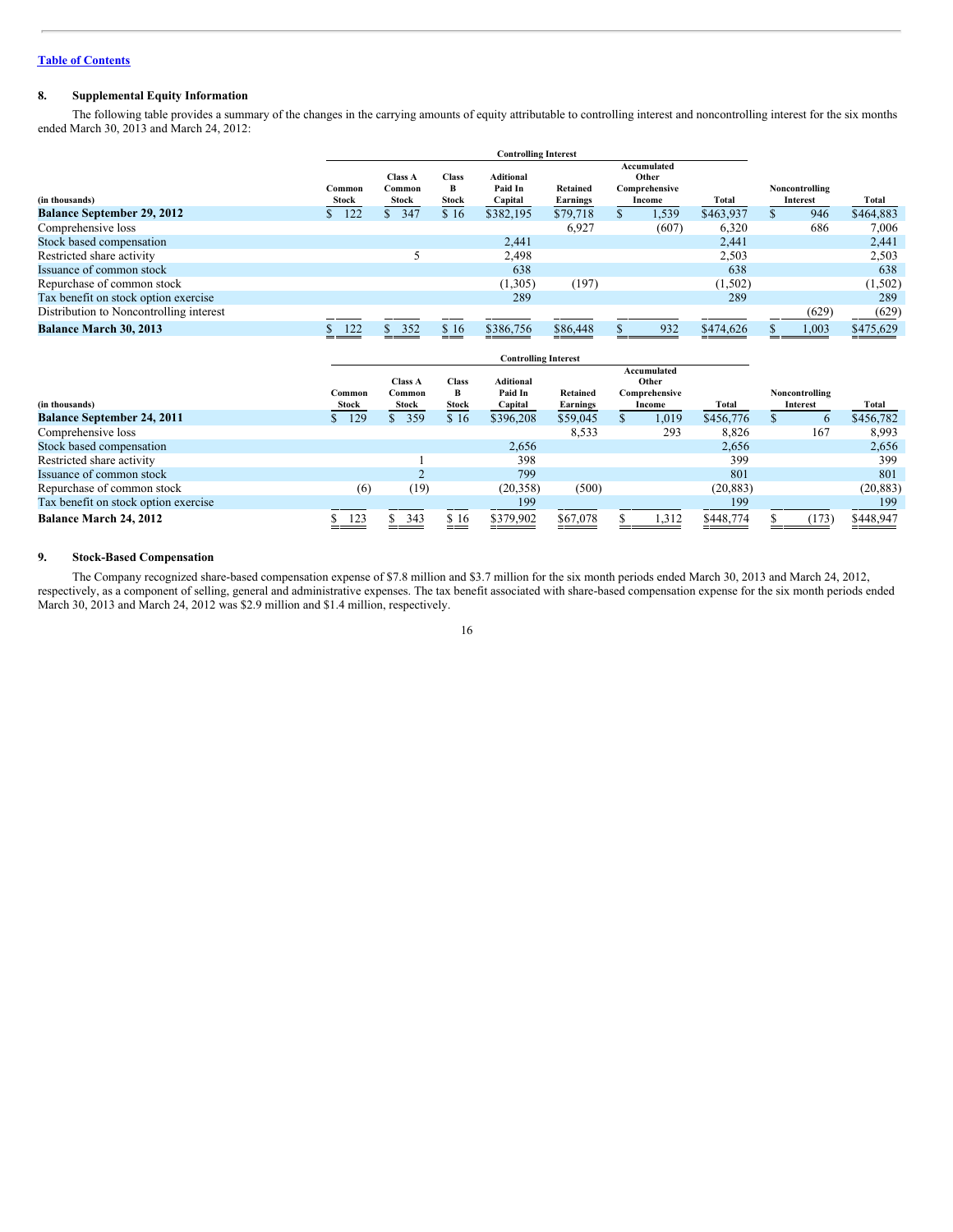[Table of Contents](#)

## 8. Supplemental Equity Information

The following table provides a summary of the changes in the carrying amounts of equity attributable to controlling interest and noncontrolling interest for the six months ended March 30, 2013 and March 24, 2012:

| | Controlling Interest | | | | | | | | |
|---|---|---|---|---|---|---|---|---|---|
| (in thousands) | Common Stock | Class A Common Stock | Class B Stock | Aditional Paid In Capital | Retained Earnings | Accumulated Other Comprehensive Income | Total | Noncontrolling Interest | Total |
| **Balance September 29, 2012** | $ 122 | $ 347 | $ 16 | $382,195 | $79,718 | $ 1,539 | $463,937 | $ 946 | $464,883 |
| Comprehensive loss | | | | | 6,927 | (607) | 6,320 | 686 | 7,006 |
| Stock based compensation | | | | 2,441 | | | 2,441 | | 2,441 |
| Restricted share activity | | 5 | | 2,498 | | | 2,503 | | 2,503 |
| Issuance of common stock | | | | 638 | | | 638 | | 638 |
| Repurchase of common stock | | | | (1,305) | (197) | | (1,502) | | (1,502) |
| Tax benefit on stock option exercise | | | | 289 | | | 289 | | 289 |
| Distribution to Noncontrolling interest | | | | | | | | (629) | (629) |
| **Balance March 30, 2013** | $ 122 | $ 352 | $ 16 | $386,756 | $86,448 | $ 932 | $474,626 | $ 1,003 | $475,629 |

| | Controlling Interest | | | | | | | | |
|---|---|---|---|---|---|---|---|---|---|
| (in thousands) | Common Stock | Class A Common Stock | Class B Stock | Aditional Paid In Capital | Retained Earnings | Accumulated Other Comprehensive Income | Total | Noncontrolling Interest | Total |
| **Balance September 24, 2011** | $ 129 | $ 359 | $ 16 | $396,208 | $59,045 | $ 1,019 | $456,776 | $ 6 | $456,782 |
| Comprehensive loss | | | | | 8,533 | 293 | 8,826 | 167 | 8,993 |
| Stock based compensation | | | | 2,656 | | | 2,656 | | 2,656 |
| Restricted share activity | | 1 | | 398 | | | 399 | | 399 |
| Issuance of common stock | | 2 | | 799 | | | 801 | | 801 |
| Repurchase of common stock | (6) | (19) | | (20,358) | (500) | | (20,883) | | (20,883) |
| Tax benefit on stock option exercise | | | | 199 | | | 199 | | 199 |
| **Balance March 24, 2012** | $ 123 | $ 343 | $ 16 | $379,902 | $67,078 | $ 1,312 | $448,774 | $ (173) | $448,947 |

## 9. Stock-Based Compensation

The Company recognized share-based compensation expense of $7.8 million and $3.7 million for the six month periods ended March 30, 2013 and March 24, 2012, respectively, as a component of selling, general and administrative expenses. The tax benefit associated with share-based compensation expense for the six month periods ended March 30, 2013 and March 24, 2012 was $2.9 million and $1.4 million, respectively.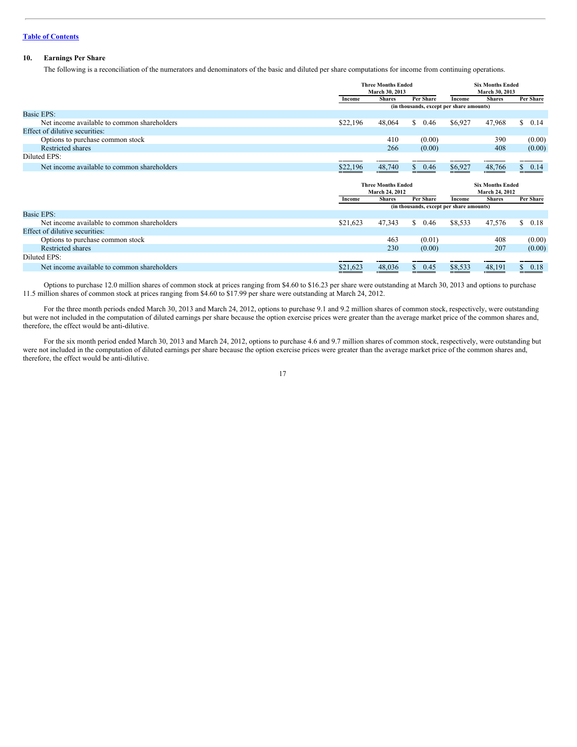[Table of Contents](#)

## 10. Earnings Per Share

The following is a reconciliation of the numerators and denominators of the basic and diluted per share computations for income from continuing operations.

| | Three Months Ended March 30, 2013 | | | Six Months Ended March 30, 2013 | | |
|---|---|---|---|---|---|---|
| | Income | Shares | Per Share | Income | Shares | Per Share |
| | (in thousands, except per share amounts) | | | | | |
| Basic EPS: | | | | | | |
| Net income available to common shareholders | $22,196 | 48,064 | $ 0.46 | $6,927 | 47,968 | $ 0.14 |
| Effect of dilutive securities: | | | | | | |
| Options to purchase common stock | | 410 | (0.00) | | 390 | (0.00) |
| Restricted shares | | 266 | (0.00) | | 408 | (0.00) |
| Diluted EPS: | | | | | | |
| Net income available to common shareholders | $22,196 | 48,740 | $ 0.46 | $6,927 | 48,766 | $ 0.14 |

| | Three Months Ended March 24, 2012 | | | Six Months Ended March 24, 2012 | | |
|---|---|---|---|---|---|---|
| | Income | Shares | Per Share | Income | Shares | Per Share |
| | (in thousands, except per share amounts) | | | | | |
| Basic EPS: | | | | | | |
| Net income available to common shareholders | $21,623 | 47,343 | $ 0.46 | $8,533 | 47,576 | $ 0.18 |
| Effect of dilutive securities: | | | | | | |
| Options to purchase common stock | | 463 | (0.01) | | 408 | (0.00) |
| Restricted shares | | 230 | (0.00) | | 207 | (0.00) |
| Diluted EPS: | | | | | | |
| Net income available to common shareholders | $21,623 | 48,036 | $ 0.45 | $8,533 | 48,191 | $ 0.18 |

Options to purchase 12.0 million shares of common stock at prices ranging from $4.60 to $16.23 per share were outstanding at March 30, 2013 and options to purchase 11.5 million shares of common stock at prices ranging from $4.60 to $17.99 per share were outstanding at March 24, 2012.

For the three month periods ended March 30, 2013 and March 24, 2012, options to purchase 9.1 and 9.2 million shares of common stock, respectively, were outstanding but were not included in the computation of diluted earnings per share because the option exercise prices were greater than the average market price of the common shares and, therefore, the effect would be anti-dilutive.

For the six month period ended March 30, 2013 and March 24, 2012, options to purchase 4.6 and 9.7 million shares of common stock, respectively, were outstanding but were not included in the computation of diluted earnings per share because the option exercise prices were greater than the average market price of the common shares and, therefore, the effect would be anti-dilutive.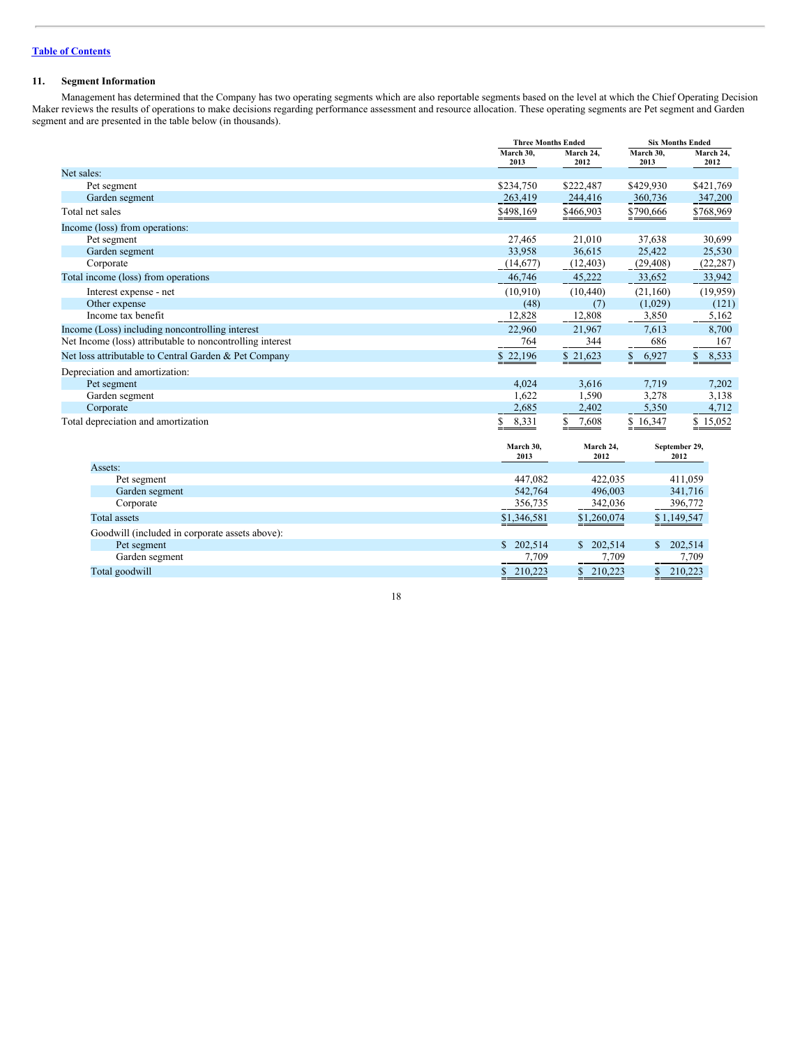[Table of Contents](#)

### 11. Segment Information

Management has determined that the Company has two operating segments which are also reportable segments based on the level at which the Chief Operating Decision Maker reviews the results of operations to make decisions regarding performance assessment and resource allocation. These operating segments are Pet segment and Garden segment and are presented in the table below (in thousands).

| | Three Months Ended | | Six Months Ended | |
|---|---|---|---|---|
| | March 30, 2013 | March 24, 2012 | March 30, 2013 | March 24, 2012 |
| Net sales: | | | | |
| Pet segment | $234,750 | $222,487 | $429,930 | $421,769 |
| Garden segment | 263,419 | 244,416 | 360,736 | 347,200 |
| Total net sales | $498,169 | $466,903 | $790,666 | $768,969 |
| Income (loss) from operations: | | | | |
| Pet segment | 27,465 | 21,010 | 37,638 | 30,699 |
| Garden segment | 33,958 | 36,615 | 25,422 | 25,530 |
| Corporate | (14,677) | (12,403) | (29,408) | (22,287) |
| Total income (loss) from operations | 46,746 | 45,222 | 33,652 | 33,942 |
| Interest expense - net | (10,910) | (10,440) | (21,160) | (19,959) |
| Other expense | (48) | (7) | (1,029) | (121) |
| Income tax benefit | 12,828 | 12,808 | 3,850 | 5,162 |
| Income (Loss) including noncontrolling interest | 22,960 | 21,967 | 7,613 | 8,700 |
| Net Income (loss) attributable to noncontrolling interest | 764 | 344 | 686 | 167 |
| Net loss attributable to Central Garden & Pet Company | $ 22,196 | $ 21,623 | $ 6,927 | $ 8,533 |
| Depreciation and amortization: | | | | |
| Pet segment | 4,024 | 3,616 | 7,719 | 7,202 |
| Garden segment | 1,622 | 1,590 | 3,278 | 3,138 |
| Corporate | 2,685 | 2,402 | 5,350 | 4,712 |
| Total depreciation and amortization | $ 8,331 | $ 7,608 | $ 16,347 | $ 15,052 |

| | March 30, 2013 | March 24, 2012 | September 29, 2012 |
|---|---|---|---|
| Assets: | | | |
| Pet segment | 447,082 | 422,035 | 411,059 |
| Garden segment | 542,764 | 496,003 | 341,716 |
| Corporate | 356,735 | 342,036 | 396,772 |
| Total assets | $1,346,581 | $1,260,074 | $ 1,149,547 |
| Goodwill (included in corporate assets above): | | | |
| Pet segment | $ 202,514 | $ 202,514 | $ 202,514 |
| Garden segment | 7,709 | 7,709 | 7,709 |
| Total goodwill | $ 210,223 | $ 210,223 | $ 210,223 |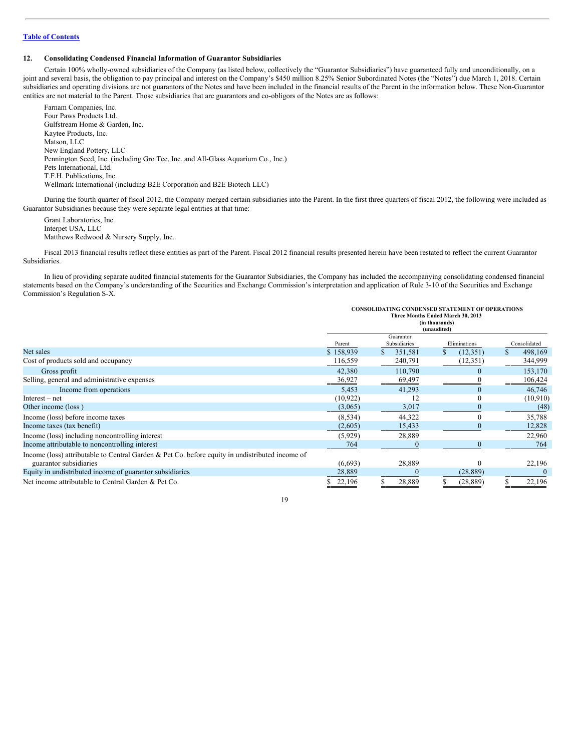## 12. Consolidating Condensed Financial Information of Guarantor Subsidiaries

Certain 100% wholly-owned subsidiaries of the Company (as listed below, collectively the "Guarantor Subsidiaries") have guaranteed fully and unconditionally, on a joint and several basis, the obligation to pay principal and interest on the Company's $450 million 8.25% Senior Subordinated Notes (the "Notes") due March 1, 2018. Certain subsidiaries and operating divisions are not guarantors of the Notes and have been included in the financial results of the Parent in the information below. These Non-Guarantor entities are not material to the Parent. Those subsidiaries that are guarantors and co-obligors of the Notes are as follows:

Farnam Companies, Inc.
Four Paws Products Ltd.
Gulfstream Home & Garden, Inc.
Kaytee Products, Inc.
Matson, LLC
New England Pottery, LLC
Pennington Seed, Inc. (including Gro Tec, Inc. and All-Glass Aquarium Co., Inc.)
Pets International, Ltd.
T.F.H. Publications, Inc.
Wellmark International (including B2E Corporation and B2E Biotech LLC)

During the fourth quarter of fiscal 2012, the Company merged certain subsidiaries into the Parent. In the first three quarters of fiscal 2012, the following were included as Guarantor Subsidiaries because they were separate legal entities at that time:

Grant Laboratories, Inc.
Interpet USA, LLC
Matthews Redwood & Nursery Supply, Inc.

Fiscal 2013 financial results reflect these entities as part of the Parent. Fiscal 2012 financial results presented herein have been restated to reflect the current Guarantor Subsidiaries.

In lieu of providing separate audited financial statements for the Guarantor Subsidiaries, the Company has included the accompanying consolidating condensed financial statements based on the Company's understanding of the Securities and Exchange Commission's interpretation and application of Rule 3-10 of the Securities and Exchange Commission's Regulation S-X.

**CONSOLIDATING CONDENSED STATEMENT OF OPERATIONS**
**Three Months Ended March 30, 2013**
**(in thousands)**
**(unaudited)**

| | Parent | Guarantor Subsidiaries | Eliminations | Consolidated |
|---|---|---|---|---|
| Net sales | $ 158,939 | $ 351,581 | $ (12,351) | $ 498,169 |
| Cost of products sold and occupancy | 116,559 | 240,791 | (12,351) | 344,999 |
| Gross profit | 42,380 | 110,790 | 0 | 153,170 |
| Selling, general and administrative expenses | 36,927 | 69,497 | 0 | 106,424 |
| Income from operations | 5,453 | 41,293 | 0 | 46,746 |
| Interest – net | (10,922) | 12 | 0 | (10,910) |
| Other income (loss ) | (3,065) | 3,017 | 0 | (48) |
| Income (loss) before income taxes | (8,534) | 44,322 | 0 | 35,788 |
| Income taxes (tax benefit) | (2,605) | 15,433 | 0 | 12,828 |
| Income (loss) including noncontrolling interest | (5,929) | 28,889 | | 22,960 |
| Income attributable to noncontrolling interest | 764 | 0 | 0 | 764 |
| Income (loss) attributable to Central Garden & Pet Co. before equity in undistributed income of guarantor subsidiaries | (6,693) | 28,889 | 0 | 22,196 |
| Equity in undistributed income of guarantor subsidiaries | 28,889 | 0 | (28,889) | 0 |
| Net income attributable to Central Garden & Pet Co. | $ 22,196 | $ 28,889 | $ (28,889) | $ 22,196 |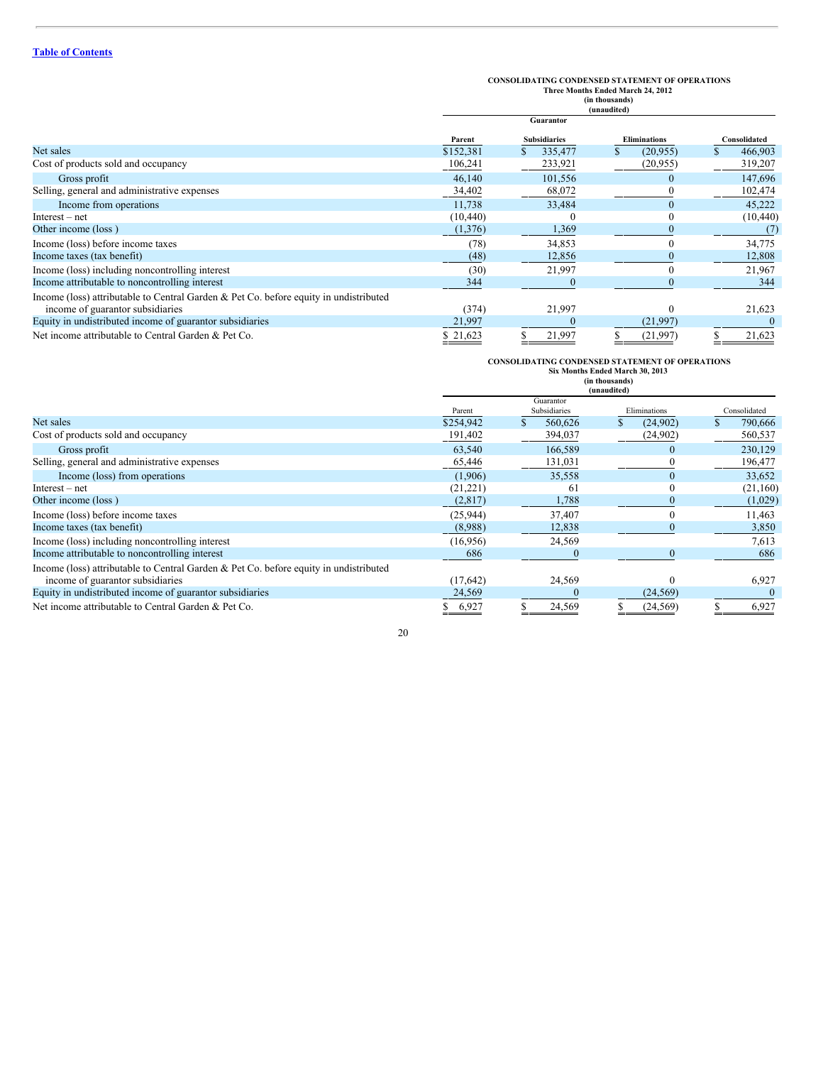[Table of Contents](#)

**CONSOLIDATING CONDENSED STATEMENT OF OPERATIONS**
**Three Months Ended March 24, 2012**
**(in thousands)**
**(unaudited)**

| | Parent | Guarantor Subsidiaries | Eliminations | Consolidated |
|---|---|---|---|---|
| Net sales | $152,381 | $ 335,477 | $ (20,955) | $ 466,903 |
| Cost of products sold and occupancy | 106,241 | 233,921 | (20,955) | 319,207 |
| Gross profit | 46,140 | 101,556 | 0 | 147,696 |
| Selling, general and administrative expenses | 34,402 | 68,072 | 0 | 102,474 |
| Income from operations | 11,738 | 33,484 | 0 | 45,222 |
| Interest – net | (10,440) | 0 | 0 | (10,440) |
| Other income (loss ) | (1,376) | 1,369 | 0 | (7) |
| Income (loss) before income taxes | (78) | 34,853 | 0 | 34,775 |
| Income taxes (tax benefit) | (48) | 12,856 | 0 | 12,808 |
| Income (loss) including noncontrolling interest | (30) | 21,997 | 0 | 21,967 |
| Income attributable to noncontrolling interest | 344 | 0 | 0 | 344 |
| Income (loss) attributable to Central Garden & Pet Co. before equity in undistributed income of guarantor subsidiaries | (374) | 21,997 | 0 | 21,623 |
| Equity in undistributed income of guarantor subsidiaries | 21,997 | 0 | (21,997) | 0 |
| Net income attributable to Central Garden & Pet Co. | $ 21,623 | $ 21,997 | $ (21,997) | $ 21,623 |

**CONSOLIDATING CONDENSED STATEMENT OF OPERATIONS**
**Six Months Ended March 30, 2013**
**(in thousands)**
**(unaudited)**

| | Parent | Guarantor Subsidiaries | Eliminations | Consolidated |
|---|---|---|---|---|
| Net sales | $254,942 | $ 560,626 | $ (24,902) | $ 790,666 |
| Cost of products sold and occupancy | 191,402 | 394,037 | (24,902) | 560,537 |
| Gross profit | 63,540 | 166,589 | 0 | 230,129 |
| Selling, general and administrative expenses | 65,446 | 131,031 | 0 | 196,477 |
| Income (loss) from operations | (1,906) | 35,558 | 0 | 33,652 |
| Interest – net | (21,221) | 61 | 0 | (21,160) |
| Other income (loss ) | (2,817) | 1,788 | 0 | (1,029) |
| Income (loss) before income taxes | (25,944) | 37,407 | 0 | 11,463 |
| Income taxes (tax benefit) | (8,988) | 12,838 | 0 | 3,850 |
| Income (loss) including noncontrolling interest | (16,956) | 24,569 | | 7,613 |
| Income attributable to noncontrolling interest | 686 | 0 | 0 | 686 |
| Income (loss) attributable to Central Garden & Pet Co. before equity in undistributed income of guarantor subsidiaries | (17,642) | 24,569 | 0 | 6,927 |
| Equity in undistributed income of guarantor subsidiaries | 24,569 | 0 | (24,569) | 0 |
| Net income attributable to Central Garden & Pet Co. | $ 6,927 | $ 24,569 | $ (24,569) | $ 6,927 |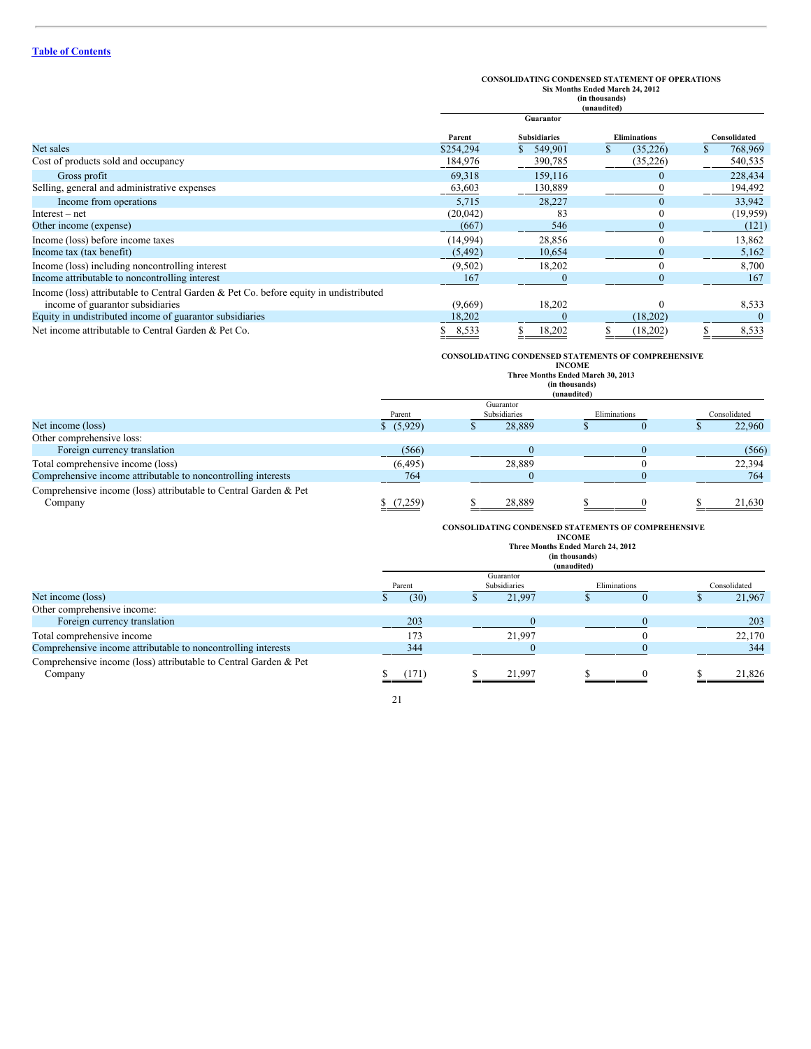**CONSOLIDATING CONDENSED STATEMENT OF OPERATIONS**
**Six Months Ended March 24, 2012**
**(in thousands)**
**(unaudited)**

| | Parent | Guarantor Subsidiaries | Eliminations | Consolidated |
|---|---|---|---|---|
| Net sales | $254,294 | $ 549,901 | $ (35,226) | $ 768,969 |
| Cost of products sold and occupancy | 184,976 | 390,785 | (35,226) | 540,535 |
| Gross profit | 69,318 | 159,116 | 0 | 228,434 |
| Selling, general and administrative expenses | 63,603 | 130,889 | 0 | 194,492 |
| Income from operations | 5,715 | 28,227 | 0 | 33,942 |
| Interest – net | (20,042) | 83 | 0 | (19,959) |
| Other income (expense) | (667) | 546 | 0 | (121) |
| Income (loss) before income taxes | (14,994) | 28,856 | 0 | 13,862 |
| Income tax (tax benefit) | (5,492) | 10,654 | 0 | 5,162 |
| Income (loss) including noncontrolling interest | (9,502) | 18,202 | 0 | 8,700 |
| Income attributable to noncontrolling interest | 167 | 0 | 0 | 167 |
| Income (loss) attributable to Central Garden & Pet Co. before equity in undistributed income of guarantor subsidiaries | (9,669) | 18,202 | 0 | 8,533 |
| Equity in undistributed income of guarantor subsidiaries | 18,202 | 0 | (18,202) | 0 |
| Net income attributable to Central Garden & Pet Co. | $ 8,533 | $ 18,202 | $ (18,202) | $ 8,533 |

**CONSOLIDATING CONDENSED STATEMENTS OF COMPREHENSIVE INCOME**
**Three Months Ended March 30, 2013**
**(in thousands)**
**(unaudited)**

| | Parent | Guarantor Subsidiaries | Eliminations | Consolidated |
|---|---|---|---|---|
| Net income (loss) | $ (5,929) | $ 28,889 | $ 0 | $ 22,960 |
| Other comprehensive loss: | | | | |
| Foreign currency translation | (566) | 0 | 0 | (566) |
| Total comprehensive income (loss) | (6,495) | 28,889 | 0 | 22,394 |
| Comprehensive income attributable to noncontrolling interests | 764 | 0 | 0 | 764 |
| Comprehensive income (loss) attributable to Central Garden & Pet Company | $ (7,259) | $ 28,889 | $ 0 | $ 21,630 |

**CONSOLIDATING CONDENSED STATEMENTS OF COMPREHENSIVE INCOME**
**Three Months Ended March 24, 2012**
**(in thousands)**
**(unaudited)**

| | Parent | Guarantor Subsidiaries | Eliminations | Consolidated |
|---|---|---|---|---|
| Net income (loss) | $ (30) | $ 21,997 | $ 0 | $ 21,967 |
| Other comprehensive income: | | | | |
| Foreign currency translation | 203 | 0 | 0 | 203 |
| Total comprehensive income | 173 | 21,997 | 0 | 22,170 |
| Comprehensive income attributable to noncontrolling interests | 344 | 0 | 0 | 344 |
| Comprehensive income (loss) attributable to Central Garden & Pet Company | $ (171) | $ 21,997 | $ 0 | $ 21,826 |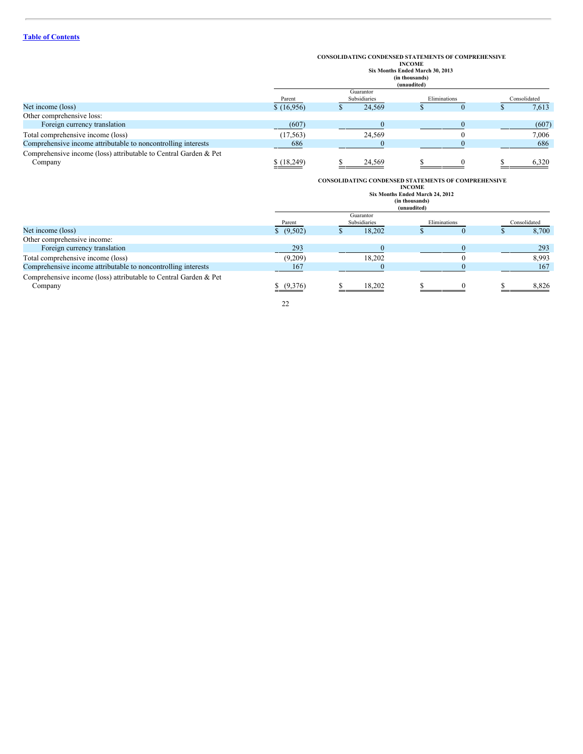[Table of Contents](#)

**CONSOLIDATING CONDENSED STATEMENTS OF COMPREHENSIVE INCOME**
**Six Months Ended March 30, 2013**
**(in thousands)**
**(unaudited)**

| | Parent | Guarantor Subsidiaries | Eliminations | Consolidated |
|---|---|---|---|---|
| Net income (loss) | $ (16,956) | $ 24,569 | $ 0 | $ 7,613 |
| Other comprehensive loss: | | | | |
| Foreign currency translation | (607) | 0 | 0 | (607) |
| Total comprehensive income (loss) | (17,563) | 24,569 | 0 | 7,006 |
| Comprehensive income attributable to noncontrolling interests | 686 | 0 | 0 | 686 |
| Comprehensive income (loss) attributable to Central Garden & Pet Company | $ (18,249) | $ 24,569 | $ 0 | $ 6,320 |

**CONSOLIDATING CONDENSED STATEMENTS OF COMPREHENSIVE INCOME**
**Six Months Ended March 24, 2012**
**(in thousands)**
**(unaudited)**

| | Parent | Guarantor Subsidiaries | Eliminations | Consolidated |
|---|---|---|---|---|
| Net income (loss) | $ (9,502) | $ 18,202 | $ 0 | $ 8,700 |
| Other comprehensive income: | | | | |
| Foreign currency translation | 293 | 0 | 0 | 293 |
| Total comprehensive income (loss) | (9,209) | 18,202 | 0 | 8,993 |
| Comprehensive income attributable to noncontrolling interests | 167 | 0 | 0 | 167 |
| Comprehensive income (loss) attributable to Central Garden & Pet Company | $ (9,376) | $ 18,202 | $ 0 | $ 8,826 |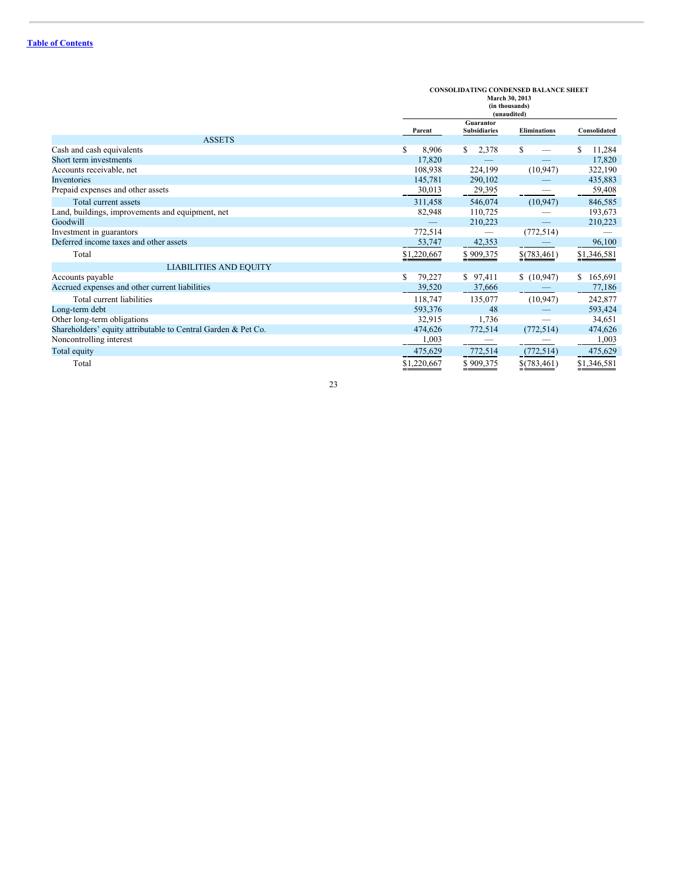[Table of Contents](#)

**CONSOLIDATING CONDENSED BALANCE SHEET**
**March 30, 2013**
**(in thousands)**
**(unaudited)**

| | Parent | Guarantor Subsidiaries | Eliminations | Consolidated |
|---|---|---|---|---|
| ASSETS | | | | |
| Cash and cash equivalents | $ 8,906 | $ 2,378 | $ — | $ 11,284 |
| Short term investments | 17,820 | — | — | 17,820 |
| Accounts receivable, net | 108,938 | 224,199 | (10,947) | 322,190 |
| Inventories | 145,781 | 290,102 | — | 435,883 |
| Prepaid expenses and other assets | 30,013 | 29,395 | — | 59,408 |
| Total current assets | 311,458 | 546,074 | (10,947) | 846,585 |
| Land, buildings, improvements and equipment, net | 82,948 | 110,725 | — | 193,673 |
| Goodwill | — | 210,223 | — | 210,223 |
| Investment in guarantors | 772,514 | — | (772,514) | — |
| Deferred income taxes and other assets | 53,747 | 42,353 | — | 96,100 |
| Total | $1,220,667 | $ 909,375 | $(783,461) | $1,346,581 |
| LIABILITIES AND EQUITY | | | | |
| Accounts payable | $ 79,227 | $ 97,411 | $ (10,947) | $ 165,691 |
| Accrued expenses and other current liabilities | 39,520 | 37,666 | — | 77,186 |
| Total current liabilities | 118,747 | 135,077 | (10,947) | 242,877 |
| Long-term debt | 593,376 | 48 | — | 593,424 |
| Other long-term obligations | 32,915 | 1,736 | — | 34,651 |
| Shareholders' equity attributable to Central Garden & Pet Co. | 474,626 | 772,514 | (772,514) | 474,626 |
| Noncontrolling interest | 1,003 | — | — | 1,003 |
| Total equity | 475,629 | 772,514 | (772,514) | 475,629 |
| Total | $1,220,667 | $ 909,375 | $(783,461) | $1,346,581 |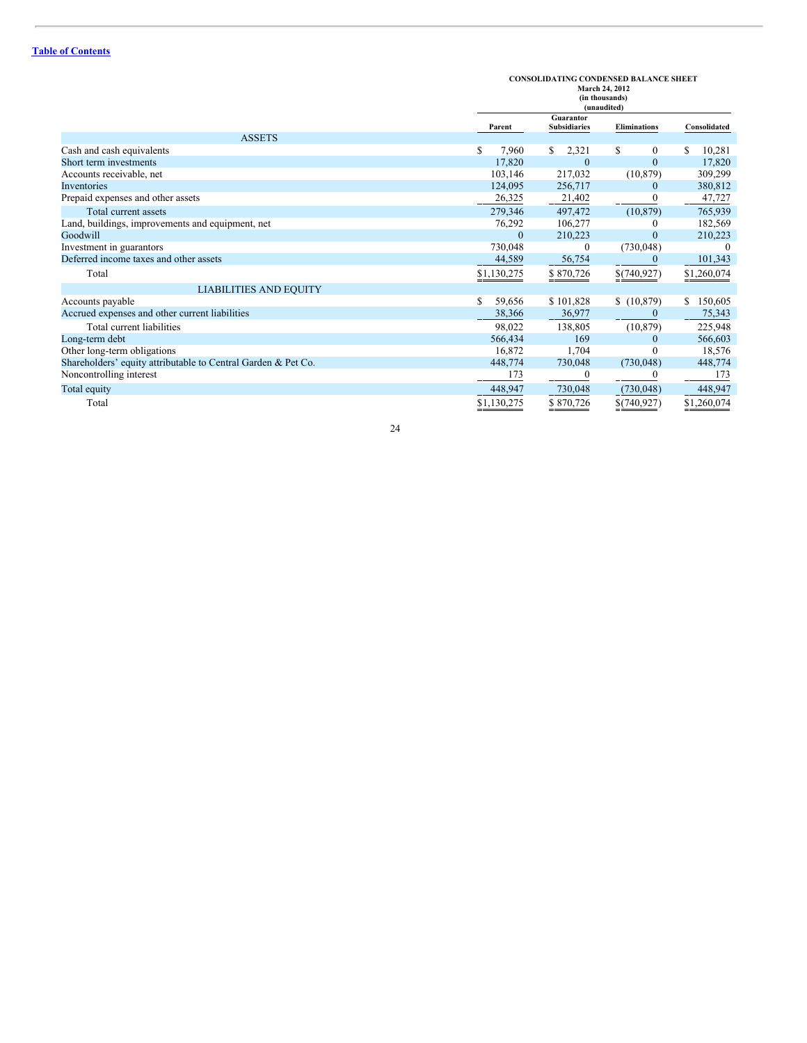[Table of Contents]

**CONSOLIDATING CONDENSED BALANCE SHEET**
**March 24, 2012**
**(in thousands)**
**(unaudited)**

| | Parent | Guarantor Subsidiaries | Eliminations | Consolidated |
|---|---|---|---|---|
| ASSETS | | | | |
| Cash and cash equivalents | $ 7,960 | $ 2,321 | $ 0 | $ 10,281 |
| Short term investments | 17,820 | 0 | 0 | 17,820 |
| Accounts receivable, net | 103,146 | 217,032 | (10,879) | 309,299 |
| Inventories | 124,095 | 256,717 | 0 | 380,812 |
| Prepaid expenses and other assets | 26,325 | 21,402 | 0 | 47,727 |
| Total current assets | 279,346 | 497,472 | (10,879) | 765,939 |
| Land, buildings, improvements and equipment, net | 76,292 | 106,277 | 0 | 182,569 |
| Goodwill | 0 | 210,223 | 0 | 210,223 |
| Investment in guarantors | 730,048 | 0 | (730,048) | 0 |
| Deferred income taxes and other assets | 44,589 | 56,754 | 0 | 101,343 |
| Total | $1,130,275 | $ 870,726 | $(740,927) | $1,260,074 |
| LIABILITIES AND EQUITY | | | | |
| Accounts payable | $ 59,656 | $ 101,828 | $ (10,879) | $ 150,605 |
| Accrued expenses and other current liabilities | 38,366 | 36,977 | 0 | 75,343 |
| Total current liabilities | 98,022 | 138,805 | (10,879) | 225,948 |
| Long-term debt | 566,434 | 169 | 0 | 566,603 |
| Other long-term obligations | 16,872 | 1,704 | 0 | 18,576 |
| Shareholders' equity attributable to Central Garden & Pet Co. | 448,774 | 730,048 | (730,048) | 448,774 |
| Noncontrolling interest | 173 | 0 | 0 | 173 |
| Total equity | 448,947 | 730,048 | (730,048) | 448,947 |
| Total | $1,130,275 | $ 870,726 | $(740,927) | $1,260,074 |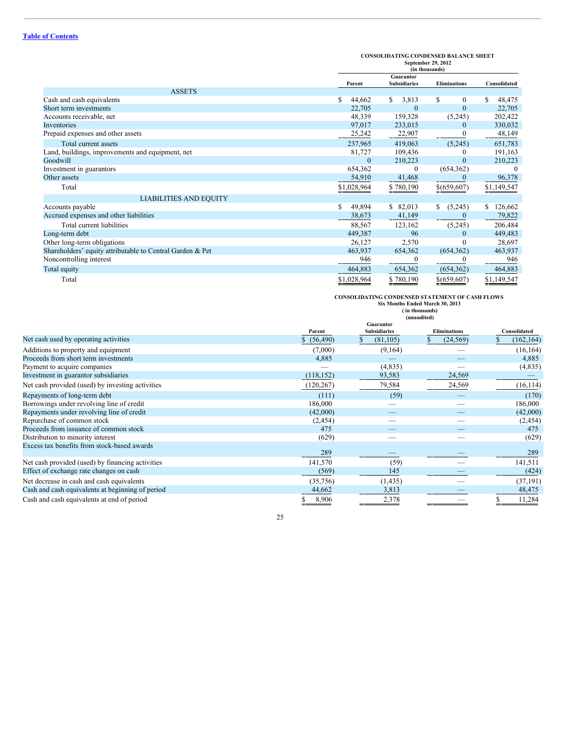[Table of Contents](#)

**CONSOLIDATING CONDENSED BALANCE SHEET**
**September 29, 2012**
**(in thousands)**

| | Parent | Guarantor Subsidiaries | Eliminations | Consolidated |
|---|---|---|---|---|
| **ASSETS** | | | | |
| Cash and cash equivalents | $ 44,662 | $ 3,813 | $ 0 | $ 48,475 |
| Short term investments | 22,705 | 0 | 0 | 22,705 |
| Accounts receivable, net | 48,339 | 159,328 | (5,245) | 202,422 |
| Inventories | 97,017 | 233,015 | 0 | 330,032 |
| Prepaid expenses and other assets | 25,242 | 22,907 | 0 | 48,149 |
| Total current assets | 237,965 | 419,063 | (5,245) | 651,783 |
| Land, buildings, improvements and equipment, net | 81,727 | 109,436 | 0 | 191,163 |
| Goodwill | 0 | 210,223 | 0 | 210,223 |
| Investment in guarantors | 654,362 | 0 | (654,362) | 0 |
| Other assets | 54,910 | 41,468 | 0 | 96,378 |
| Total | $1,028,964 | $ 780,190 | $(659,607) | $1,149,547 |
| **LIABILITIES AND EQUITY** | | | | |
| Accounts payable | $ 49,894 | $ 82,013 | $ (5,245) | $ 126,662 |
| Accrued expenses and other liabilities | 38,673 | 41,149 | 0 | 79,822 |
| Total current liabilities | 88,567 | 123,162 | (5,245) | 206,484 |
| Long-term debt | 449,387 | 96 | 0 | 449,483 |
| Other long-term obligations | 26,127 | 2,570 | 0 | 28,697 |
| Shareholders' equity attributable to Central Garden & Pet | 463,937 | 654,362 | (654,362) | 463,937 |
| Noncontrolling interest | 946 | 0 | 0 | 946 |
| Total equity | 464,883 | 654,362 | (654,362) | 464,883 |
| Total | $1,028,964 | $ 780,190 | $(659,607) | $1,149,547 |

**CONSOLIDATING CONDENSED STATEMENT OF CASH FLOWS**
**Six Months Ended March 30, 2013**
**( in thousands)**
**(unaudited)**

| | Parent | Guarantor Subsidiaries | Eliminations | Consolidated |
|---|---|---|---|---|
| Net cash used by operating activities | $ (56,490) | $ (81,105) | $ (24,569) | $ (162,164) |
| Additions to property and equipment | (7,000) | (9,164) | — | (16,164) |
| Proceeds from short term investments | 4,885 | — | — | 4,885 |
| Payment to acquire companies | — | (4,835) | — | (4,835) |
| Investment in guarantor subsidiaries | (118,152) | 93,583 | 24,569 | — |
| Net cash provided (used) by investing activities | (120,267) | 79,584 | 24,569 | (16,114) |
| Repayments of long-term debt | (111) | (59) | — | (170) |
| Borrowings under revolving line of credit | 186,000 | — | — | 186,000 |
| Repayments under revolving line of credit | (42,000) | — | — | (42,000) |
| Repurchase of common stock | (2,454) | — | — | (2,454) |
| Proceeds from issuance of common stock | 475 | — | — | 475 |
| Distribution to minority interest | (629) | — | — | (629) |
| Excess tax benefits from stock-based awards | 289 | — | — | 289 |
| Net cash provided (used) by financing activities | 141,570 | (59) | — | 141,511 |
| Effect of exchange rate changes on cash | (569) | 145 | — | (424) |
| Net decrease in cash and cash equivalents | (35,756) | (1,435) | — | (37,191) |
| Cash and cash equivalents at beginning of period | 44,662 | 3,813 | — | 48,475 |
| Cash and cash equivalents at end of period | $ 8,906 | 2,378 | — | $ 11,284 |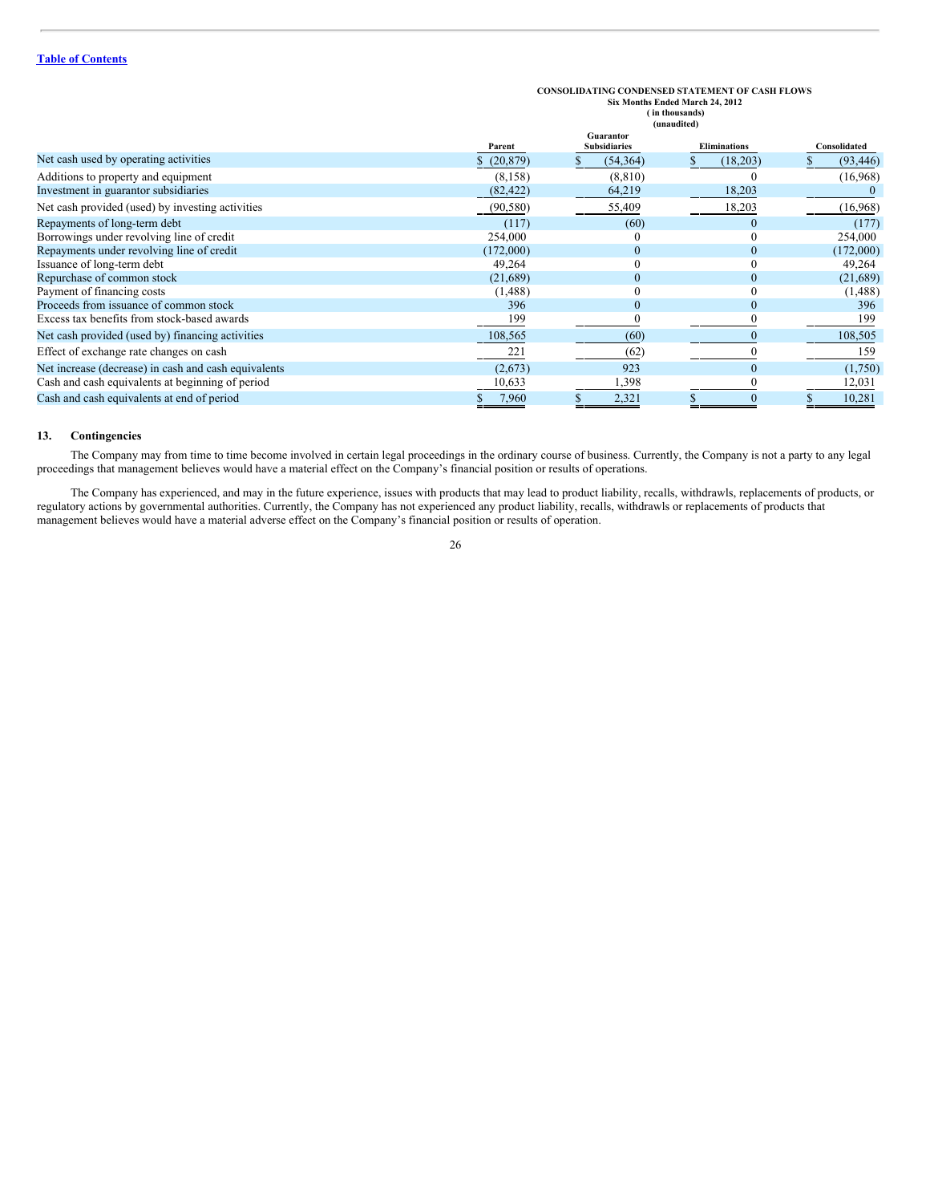**CONSOLIDATING CONDENSED STATEMENT OF CASH FLOWS**
**Six Months Ended March 24, 2012**
**( in thousands)**
**(unaudited)**

| | Parent | Guarantor Subsidiaries | Eliminations | Consolidated |
|---|---|---|---|---|
| Net cash used by operating activities | $ (20,879) | $ (54,364) | $ (18,203) | $ (93,446) |
| Additions to property and equipment | (8,158) | (8,810) | 0 | (16,968) |
| Investment in guarantor subsidiaries | (82,422) | 64,219 | 18,203 | 0 |
| Net cash provided (used) by investing activities | (90,580) | 55,409 | 18,203 | (16,968) |
| Repayments of long-term debt | (117) | (60) | 0 | (177) |
| Borrowings under revolving line of credit | 254,000 | 0 | 0 | 254,000 |
| Repayments under revolving line of credit | (172,000) | 0 | 0 | (172,000) |
| Issuance of long-term debt | 49,264 | 0 | 0 | 49,264 |
| Repurchase of common stock | (21,689) | 0 | 0 | (21,689) |
| Payment of financing costs | (1,488) | 0 | 0 | (1,488) |
| Proceeds from issuance of common stock | 396 | 0 | 0 | 396 |
| Excess tax benefits from stock-based awards | 199 | 0 | 0 | 199 |
| Net cash provided (used by) financing activities | 108,565 | (60) | 0 | 108,505 |
| Effect of exchange rate changes on cash | 221 | (62) | 0 | 159 |
| Net increase (decrease) in cash and cash equivalents | (2,673) | 923 | 0 | (1,750) |
| Cash and cash equivalents at beginning of period | 10,633 | 1,398 | 0 | 12,031 |
| Cash and cash equivalents at end of period | $ 7,960 | $ 2,321 | $ 0 | $ 10,281 |

## 13. Contingencies

The Company may from time to time become involved in certain legal proceedings in the ordinary course of business. Currently, the Company is not a party to any legal proceedings that management believes would have a material effect on the Company's financial position or results of operations.

The Company has experienced, and may in the future experience, issues with products that may lead to product liability, recalls, withdrawls, replacements of products, or regulatory actions by governmental authorities. Currently, the Company has not experienced any product liability, recalls, withdrawls or replacements of products that management believes would have a material adverse effect on the Company's financial position or results of operation.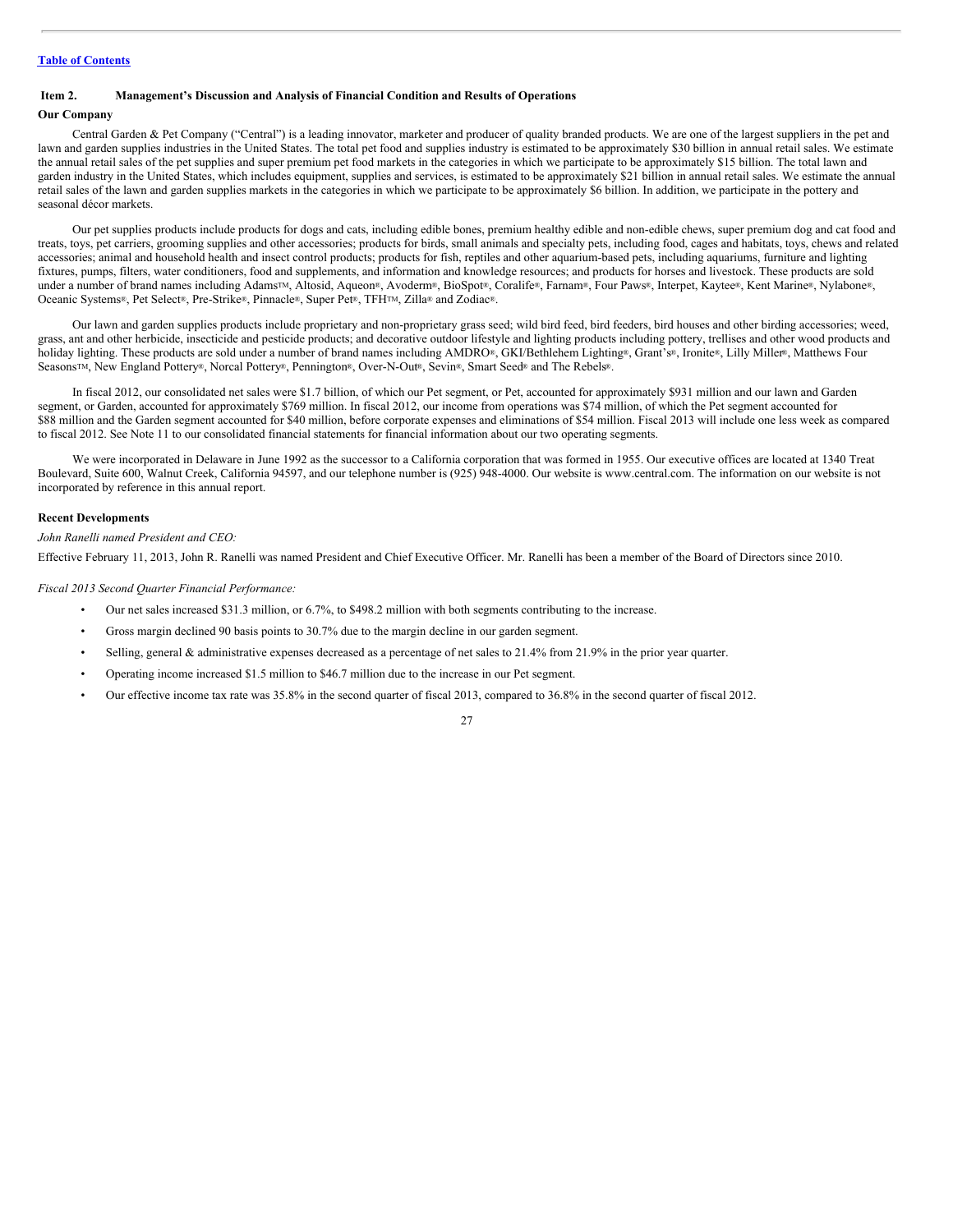## Item 2. Management's Discussion and Analysis of Financial Condition and Results of Operations

### Our Company

Central Garden & Pet Company ("Central") is a leading innovator, marketer and producer of quality branded products. We are one of the largest suppliers in the pet and lawn and garden supplies industries in the United States. The total pet food and supplies industry is estimated to be approximately $30 billion in annual retail sales. We estimate the annual retail sales of the pet supplies and super premium pet food markets in the categories in which we participate to be approximately $15 billion. The total lawn and garden industry in the United States, which includes equipment, supplies and services, is estimated to be approximately $21 billion in annual retail sales. We estimate the annual retail sales of the lawn and garden supplies markets in the categories in which we participate to be approximately $6 billion. In addition, we participate in the pottery and seasonal décor markets.

Our pet supplies products include products for dogs and cats, including edible bones, premium healthy edible and non-edible chews, super premium dog and cat food and treats, toys, pet carriers, grooming supplies and other accessories; products for birds, small animals and specialty pets, including food, cages and habitats, toys, chews and related accessories; animal and household health and insect control products; products for fish, reptiles and other aquarium-based pets, including aquariums, furniture and lighting fixtures, pumps, filters, water conditioners, food and supplements, and information and knowledge resources; and products for horses and livestock. These products are sold under a number of brand names including Adams™, Altosid, Aqueon®, Avoderm®, BioSpot®, Coralife®, Farnam®, Four Paws®, Interpet, Kaytee®, Kent Marine®, Nylabone®, Oceanic Systems®, Pet Select®, Pre-Strike®, Pinnacle®, Super Pet®, TFH™, Zilla® and Zodiac®.

Our lawn and garden supplies products include proprietary and non-proprietary grass seed; wild bird feed, bird feeders, bird houses and other birding accessories; weed, grass, ant and other herbicide, insecticide and pesticide products; and decorative outdoor lifestyle and lighting products including pottery, trellises and other wood products and holiday lighting. These products are sold under a number of brand names including AMDRO®, GKI/Bethlehem Lighting®, Grant's®, Ironite®, Lilly Miller®, Matthews Four Seasons™, New England Pottery®, Norcal Pottery®, Pennington®, Over-N-Out®, Sevin®, Smart Seed® and The Rebels®.

In fiscal 2012, our consolidated net sales were $1.7 billion, of which our Pet segment, or Pet, accounted for approximately $931 million and our lawn and Garden segment, or Garden, accounted for approximately $769 million. In fiscal 2012, our income from operations was $74 million, of which the Pet segment accounted for $88 million and the Garden segment accounted for $40 million, before corporate expenses and eliminations of $54 million. Fiscal 2013 will include one less week as compared to fiscal 2012. See Note 11 to our consolidated financial statements for financial information about our two operating segments.

We were incorporated in Delaware in June 1992 as the successor to a California corporation that was formed in 1955. Our executive offices are located at 1340 Treat Boulevard, Suite 600, Walnut Creek, California 94597, and our telephone number is (925) 948-4000. Our website is www.central.com. The information on our website is not incorporated by reference in this annual report.

### Recent Developments

*John Ranelli named President and CEO:*

Effective February 11, 2013, John R. Ranelli was named President and Chief Executive Officer. Mr. Ranelli has been a member of the Board of Directors since 2010.

*Fiscal 2013 Second Quarter Financial Performance:*

- Our net sales increased $31.3 million, or 6.7%, to $498.2 million with both segments contributing to the increase.
- Gross margin declined 90 basis points to 30.7% due to the margin decline in our garden segment.
- Selling, general & administrative expenses decreased as a percentage of net sales to 21.4% from 21.9% in the prior year quarter.
- Operating income increased $1.5 million to $46.7 million due to the increase in our Pet segment.
- Our effective income tax rate was 35.8% in the second quarter of fiscal 2013, compared to 36.8% in the second quarter of fiscal 2012.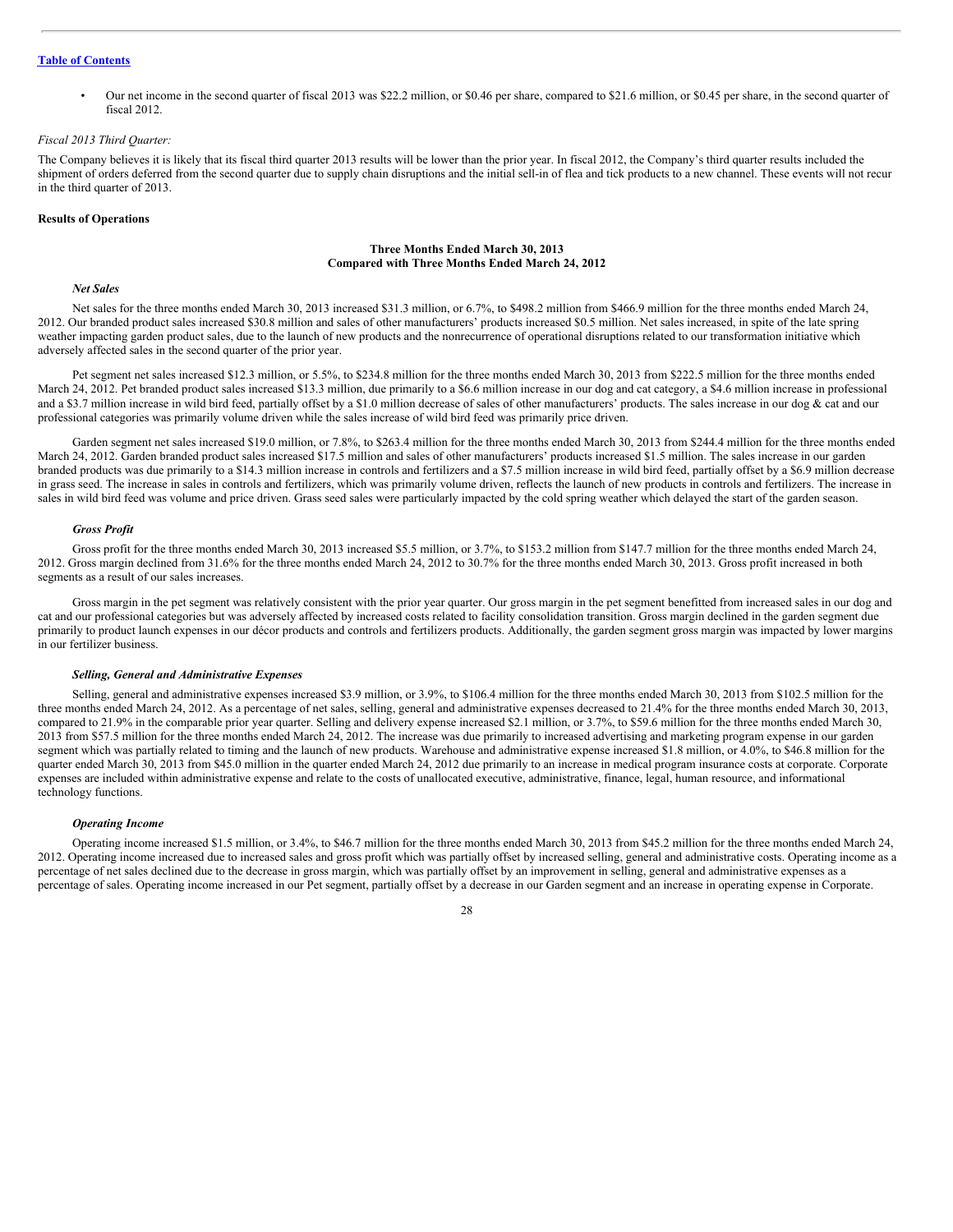[Table of Contents](#)

- Our net income in the second quarter of fiscal 2013 was $22.2 million, or $0.46 per share, compared to $21.6 million, or $0.45 per share, in the second quarter of fiscal 2012.

*Fiscal 2013 Third Quarter:*

The Company believes it is likely that its fiscal third quarter 2013 results will be lower than the prior year. In fiscal 2012, the Company's third quarter results included the shipment of orders deferred from the second quarter due to supply chain disruptions and the initial sell-in of flea and tick products to a new channel. These events will not recur in the third quarter of 2013.

**Results of Operations**

**Three Months Ended March 30, 2013**
**Compared with Three Months Ended March 24, 2012**

***Net Sales***

Net sales for the three months ended March 30, 2013 increased $31.3 million, or 6.7%, to $498.2 million from $466.9 million for the three months ended March 24, 2012. Our branded product sales increased $30.8 million and sales of other manufacturers' products increased $0.5 million. Net sales increased, in spite of the late spring weather impacting garden product sales, due to the launch of new products and the nonrecurrence of operational disruptions related to our transformation initiative which adversely affected sales in the second quarter of the prior year.

Pet segment net sales increased $12.3 million, or 5.5%, to $234.8 million for the three months ended March 30, 2013 from $222.5 million for the three months ended March 24, 2012. Pet branded product sales increased $13.3 million, due primarily to a $6.6 million increase in our dog and cat category, a $4.6 million increase in professional and a $3.7 million increase in wild bird feed, partially offset by a $1.0 million decrease of sales of other manufacturers' products. The sales increase in our dog & cat and our professional categories was primarily volume driven while the sales increase of wild bird feed was primarily price driven.

Garden segment net sales increased $19.0 million, or 7.8%, to $263.4 million for the three months ended March 30, 2013 from $244.4 million for the three months ended March 24, 2012. Garden branded product sales increased $17.5 million and sales of other manufacturers' products increased $1.5 million. The sales increase in our garden branded products was due primarily to a $14.3 million increase in controls and fertilizers and a $7.5 million increase in wild bird feed, partially offset by a $6.9 million decrease in grass seed. The increase in sales in controls and fertilizers, which was primarily volume driven, reflects the launch of new products in controls and fertilizers. The increase in sales in wild bird feed was volume and price driven. Grass seed sales were particularly impacted by the cold spring weather which delayed the start of the garden season.

***Gross Profit***

Gross profit for the three months ended March 30, 2013 increased $5.5 million, or 3.7%, to $153.2 million from $147.7 million for the three months ended March 24, 2012. Gross margin declined from 31.6% for the three months ended March 24, 2012 to 30.7% for the three months ended March 30, 2013. Gross profit increased in both segments as a result of our sales increases.

Gross margin in the pet segment was relatively consistent with the prior year quarter. Our gross margin in the pet segment benefitted from increased sales in our dog and cat and our professional categories but was adversely affected by increased costs related to facility consolidation transition. Gross margin declined in the garden segment due primarily to product launch expenses in our décor products and controls and fertilizers products. Additionally, the garden segment gross margin was impacted by lower margins in our fertilizer business.

***Selling, General and Administrative Expenses***

Selling, general and administrative expenses increased $3.9 million, or 3.9%, to $106.4 million for the three months ended March 30, 2013 from $102.5 million for the three months ended March 24, 2012. As a percentage of net sales, selling, general and administrative expenses decreased to 21.4% for the three months ended March 30, 2013, compared to 21.9% in the comparable prior year quarter. Selling and delivery expense increased $2.1 million, or 3.7%, to $59.6 million for the three months ended March 30, 2013 from $57.5 million for the three months ended March 24, 2012. The increase was due primarily to increased advertising and marketing program expense in our garden segment which was partially related to timing and the launch of new products. Warehouse and administrative expense increased $1.8 million, or 4.0%, to $46.8 million for the quarter ended March 30, 2013 from $45.0 million in the quarter ended March 24, 2012 due primarily to an increase in medical program insurance costs at corporate. Corporate expenses are included within administrative expense and relate to the costs of unallocated executive, administrative, finance, legal, human resource, and informational technology functions.

***Operating Income***

Operating income increased $1.5 million, or 3.4%, to $46.7 million for the three months ended March 30, 2013 from $45.2 million for the three months ended March 24, 2012. Operating income increased due to increased sales and gross profit which was partially offset by increased selling, general and administrative costs. Operating income as a percentage of net sales declined due to the decrease in gross margin, which was partially offset by an improvement in selling, general and administrative expenses as a percentage of sales. Operating income increased in our Pet segment, partially offset by a decrease in our Garden segment and an increase in operating expense in Corporate.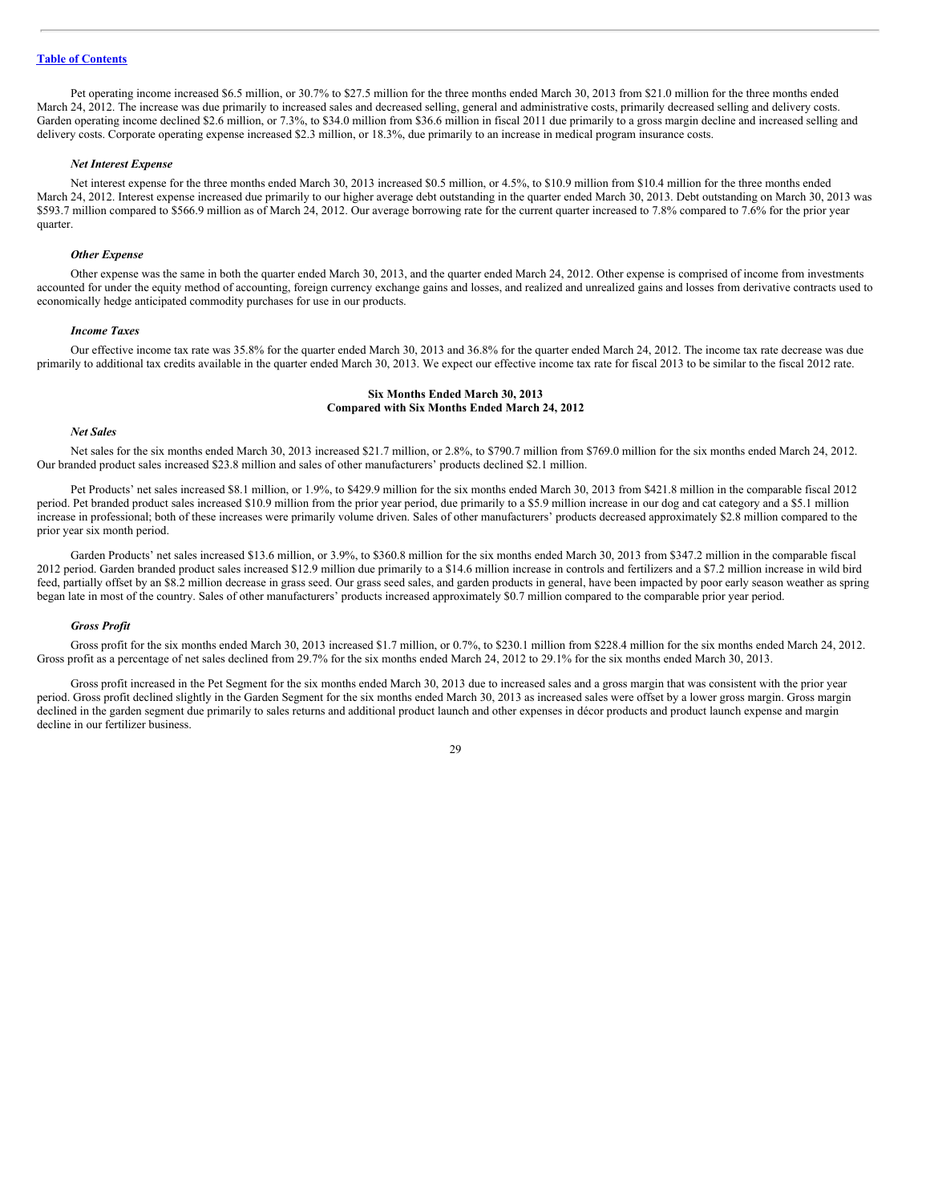Table of Contents

Pet operating income increased $6.5 million, or 30.7% to $27.5 million for the three months ended March 30, 2013 from $21.0 million for the three months ended March 24, 2012. The increase was due primarily to increased sales and decreased selling, general and administrative costs, primarily decreased selling and delivery costs. Garden operating income declined $2.6 million, or 7.3%, to $34.0 million from $36.6 million in fiscal 2011 due primarily to a gross margin decline and increased selling and delivery costs. Corporate operating expense increased $2.3 million, or 18.3%, due primarily to an increase in medical program insurance costs.

***Net Interest Expense***

Net interest expense for the three months ended March 30, 2013 increased $0.5 million, or 4.5%, to $10.9 million from $10.4 million for the three months ended March 24, 2012. Interest expense increased due primarily to our higher average debt outstanding in the quarter ended March 30, 2013. Debt outstanding on March 30, 2013 was $593.7 million compared to $566.9 million as of March 24, 2012. Our average borrowing rate for the current quarter increased to 7.8% compared to 7.6% for the prior year quarter.

***Other Expense***

Other expense was the same in both the quarter ended March 30, 2013, and the quarter ended March 24, 2012. Other expense is comprised of income from investments accounted for under the equity method of accounting, foreign currency exchange gains and losses, and realized and unrealized gains and losses from derivative contracts used to economically hedge anticipated commodity purchases for use in our products.

***Income Taxes***

Our effective income tax rate was 35.8% for the quarter ended March 30, 2013 and 36.8% for the quarter ended March 24, 2012. The income tax rate decrease was due primarily to additional tax credits available in the quarter ended March 30, 2013. We expect our effective income tax rate for fiscal 2013 to be similar to the fiscal 2012 rate.

**Six Months Ended March 30, 2013**
**Compared with Six Months Ended March 24, 2012**

***Net Sales***

Net sales for the six months ended March 30, 2013 increased $21.7 million, or 2.8%, to $790.7 million from $769.0 million for the six months ended March 24, 2012. Our branded product sales increased $23.8 million and sales of other manufacturers' products declined $2.1 million.

Pet Products' net sales increased $8.1 million, or 1.9%, to $429.9 million for the six months ended March 30, 2013 from $421.8 million in the comparable fiscal 2012 period. Pet branded product sales increased $10.9 million from the prior year period, due primarily to a $5.9 million increase in our dog and cat category and a $5.1 million increase in professional; both of these increases were primarily volume driven. Sales of other manufacturers' products decreased approximately $2.8 million compared to the prior year six month period.

Garden Products' net sales increased $13.6 million, or 3.9%, to $360.8 million for the six months ended March 30, 2013 from $347.2 million in the comparable fiscal 2012 period. Garden branded product sales increased $12.9 million due primarily to a $14.6 million increase in controls and fertilizers and a $7.2 million increase in wild bird feed, partially offset by an $8.2 million decrease in grass seed. Our grass seed sales, and garden products in general, have been impacted by poor early season weather as spring began late in most of the country. Sales of other manufacturers' products increased approximately $0.7 million compared to the comparable prior year period.

***Gross Profit***

Gross profit for the six months ended March 30, 2013 increased $1.7 million, or 0.7%, to $230.1 million from $228.4 million for the six months ended March 24, 2012. Gross profit as a percentage of net sales declined from 29.7% for the six months ended March 24, 2012 to 29.1% for the six months ended March 30, 2013.

Gross profit increased in the Pet Segment for the six months ended March 30, 2013 due to increased sales and a gross margin that was consistent with the prior year period. Gross profit declined slightly in the Garden Segment for the six months ended March 30, 2013 as increased sales were offset by a lower gross margin. Gross margin declined in the garden segment due primarily to sales returns and additional product launch and other expenses in décor products and product launch expense and margin decline in our fertilizer business.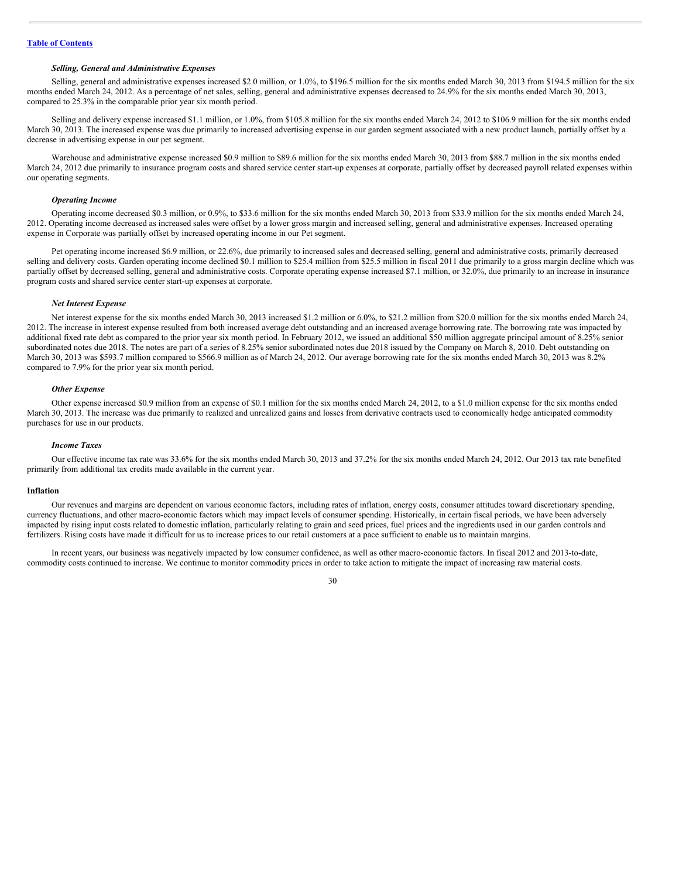[Table of Contents](#)

*Selling, General and Administrative Expenses*

Selling, general and administrative expenses increased $2.0 million, or 1.0%, to $196.5 million for the six months ended March 30, 2013 from $194.5 million for the six months ended March 24, 2012. As a percentage of net sales, selling, general and administrative expenses decreased to 24.9% for the six months ended March 30, 2013, compared to 25.3% in the comparable prior year six month period.

Selling and delivery expense increased $1.1 million, or 1.0%, from $105.8 million for the six months ended March 24, 2012 to $106.9 million for the six months ended March 30, 2013. The increased expense was due primarily to increased advertising expense in our garden segment associated with a new product launch, partially offset by a decrease in advertising expense in our pet segment.

Warehouse and administrative expense increased $0.9 million to $89.6 million for the six months ended March 30, 2013 from $88.7 million in the six months ended March 24, 2012 due primarily to insurance program costs and shared service center start-up expenses at corporate, partially offset by decreased payroll related expenses within our operating segments.

*Operating Income*

Operating income decreased $0.3 million, or 0.9%, to $33.6 million for the six months ended March 30, 2013 from $33.9 million for the six months ended March 24, 2012. Operating income decreased as increased sales were offset by a lower gross margin and increased selling, general and administrative expenses. Increased operating expense in Corporate was partially offset by increased operating income in our Pet segment.

Pet operating income increased $6.9 million, or 22.6%, due primarily to increased sales and decreased selling, general and administrative costs, primarily decreased selling and delivery costs. Garden operating income declined $0.1 million to $25.4 million from $25.5 million in fiscal 2011 due primarily to a gross margin decline which was partially offset by decreased selling, general and administrative costs. Corporate operating expense increased $7.1 million, or 32.0%, due primarily to an increase in insurance program costs and shared service center start-up expenses at corporate.

*Net Interest Expense*

Net interest expense for the six months ended March 30, 2013 increased $1.2 million or 6.0%, to $21.2 million from $20.0 million for the six months ended March 24, 2012. The increase in interest expense resulted from both increased average debt outstanding and an increased average borrowing rate. The borrowing rate was impacted by additional fixed rate debt as compared to the prior year six month period. In February 2012, we issued an additional $50 million aggregate principal amount of 8.25% senior subordinated notes due 2018. The notes are part of a series of 8.25% senior subordinated notes due 2018 issued by the Company on March 8, 2010. Debt outstanding on March 30, 2013 was $593.7 million compared to $566.9 million as of March 24, 2012. Our average borrowing rate for the six months ended March 30, 2013 was 8.2% compared to 7.9% for the prior year six month period.

*Other Expense*

Other expense increased $0.9 million from an expense of $0.1 million for the six months ended March 24, 2012, to a $1.0 million expense for the six months ended March 30, 2013. The increase was due primarily to realized and unrealized gains and losses from derivative contracts used to economically hedge anticipated commodity purchases for use in our products.

*Income Taxes*

Our effective income tax rate was 33.6% for the six months ended March 30, 2013 and 37.2% for the six months ended March 24, 2012. Our 2013 tax rate benefited primarily from additional tax credits made available in the current year.

**Inflation**

Our revenues and margins are dependent on various economic factors, including rates of inflation, energy costs, consumer attitudes toward discretionary spending, currency fluctuations, and other macro-economic factors which may impact levels of consumer spending. Historically, in certain fiscal periods, we have been adversely impacted by rising input costs related to domestic inflation, particularly relating to grain and seed prices, fuel prices and the ingredients used in our garden controls and fertilizers. Rising costs have made it difficult for us to increase prices to our retail customers at a pace sufficient to enable us to maintain margins.

In recent years, our business was negatively impacted by low consumer confidence, as well as other macro-economic factors. In fiscal 2012 and 2013-to-date, commodity costs continued to increase. We continue to monitor commodity prices in order to take action to mitigate the impact of increasing raw material costs.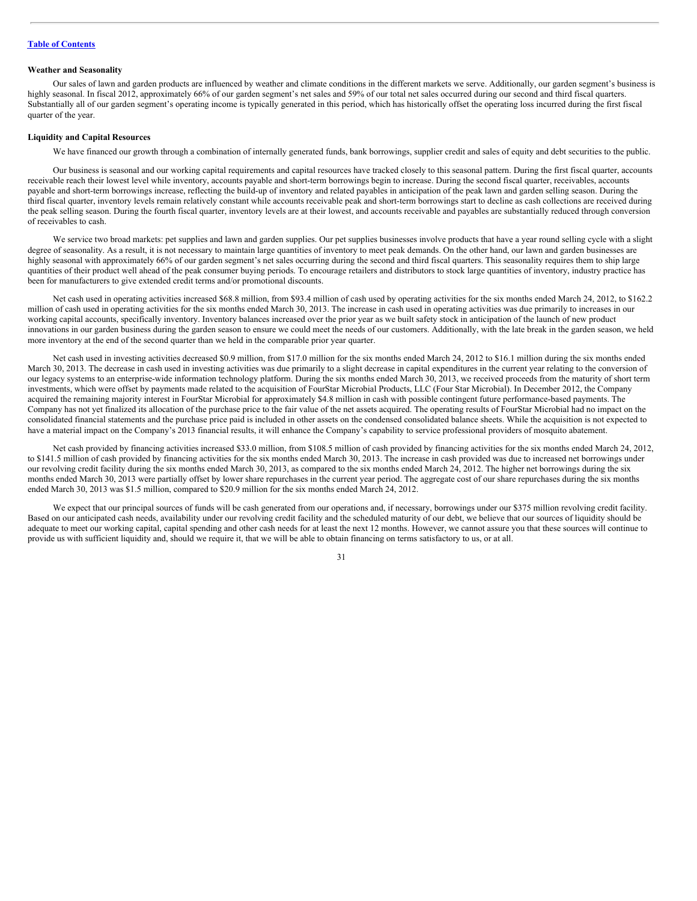**Weather and Seasonality**

Our sales of lawn and garden products are influenced by weather and climate conditions in the different markets we serve. Additionally, our garden segment's business is highly seasonal. In fiscal 2012, approximately 66% of our garden segment's net sales and 59% of our total net sales occurred during our second and third fiscal quarters. Substantially all of our garden segment's operating income is typically generated in this period, which has historically offset the operating loss incurred during the first fiscal quarter of the year.

**Liquidity and Capital Resources**

We have financed our growth through a combination of internally generated funds, bank borrowings, supplier credit and sales of equity and debt securities to the public.

Our business is seasonal and our working capital requirements and capital resources have tracked closely to this seasonal pattern. During the first fiscal quarter, accounts receivable reach their lowest level while inventory, accounts payable and short-term borrowings begin to increase. During the second fiscal quarter, receivables, accounts payable and short-term borrowings increase, reflecting the build-up of inventory and related payables in anticipation of the peak lawn and garden selling season. During the third fiscal quarter, inventory levels remain relatively constant while accounts receivable peak and short-term borrowings start to decline as cash collections are received during the peak selling season. During the fourth fiscal quarter, inventory levels are at their lowest, and accounts receivable and payables are substantially reduced through conversion of receivables to cash.

We service two broad markets: pet supplies and lawn and garden supplies. Our pet supplies businesses involve products that have a year round selling cycle with a slight degree of seasonality. As a result, it is not necessary to maintain large quantities of inventory to meet peak demands. On the other hand, our lawn and garden businesses are highly seasonal with approximately 66% of our garden segment's net sales occurring during the second and third fiscal quarters. This seasonality requires them to ship large quantities of their product well ahead of the peak consumer buying periods. To encourage retailers and distributors to stock large quantities of inventory, industry practice has been for manufacturers to give extended credit terms and/or promotional discounts.

Net cash used in operating activities increased $68.8 million, from $93.4 million of cash used by operating activities for the six months ended March 24, 2012, to $162.2 million of cash used in operating activities for the six months ended March 30, 2013. The increase in cash used in operating activities was due primarily to increases in our working capital accounts, specifically inventory. Inventory balances increased over the prior year as we built safety stock in anticipation of the launch of new product innovations in our garden business during the garden season to ensure we could meet the needs of our customers. Additionally, with the late break in the garden season, we held more inventory at the end of the second quarter than we held in the comparable prior year quarter.

Net cash used in investing activities decreased $0.9 million, from $17.0 million for the six months ended March 24, 2012 to $16.1 million during the six months ended March 30, 2013. The decrease in cash used in investing activities was due primarily to a slight decrease in capital expenditures in the current year relating to the conversion of our legacy systems to an enterprise-wide information technology platform. During the six months ended March 30, 2013, we received proceeds from the maturity of short term investments, which were offset by payments made related to the acquisition of FourStar Microbial Products, LLC (Four Star Microbial). In December 2012, the Company acquired the remaining majority interest in FourStar Microbial for approximately $4.8 million in cash with possible contingent future performance-based payments. The Company has not yet finalized its allocation of the purchase price to the fair value of the net assets acquired. The operating results of FourStar Microbial had no impact on the consolidated financial statements and the purchase price paid is included in other assets on the condensed consolidated balance sheets. While the acquisition is not expected to have a material impact on the Company's 2013 financial results, it will enhance the Company's capability to service professional providers of mosquito abatement.

Net cash provided by financing activities increased $33.0 million, from $108.5 million of cash provided by financing activities for the six months ended March 24, 2012, to $141.5 million of cash provided by financing activities for the six months ended March 30, 2013. The increase in cash provided was due to increased net borrowings under our revolving credit facility during the six months ended March 30, 2013, as compared to the six months ended March 24, 2012. The higher net borrowings during the six months ended March 30, 2013 were partially offset by lower share repurchases in the current year period. The aggregate cost of our share repurchases during the six months ended March 30, 2013 was $1.5 million, compared to $20.9 million for the six months ended March 24, 2012.

We expect that our principal sources of funds will be cash generated from our operations and, if necessary, borrowings under our $375 million revolving credit facility. Based on our anticipated cash needs, availability under our revolving credit facility and the scheduled maturity of our debt, we believe that our sources of liquidity should be adequate to meet our working capital, capital spending and other cash needs for at least the next 12 months. However, we cannot assure you that these sources will continue to provide us with sufficient liquidity and, should we require it, that we will be able to obtain financing on terms satisfactory to us, or at all.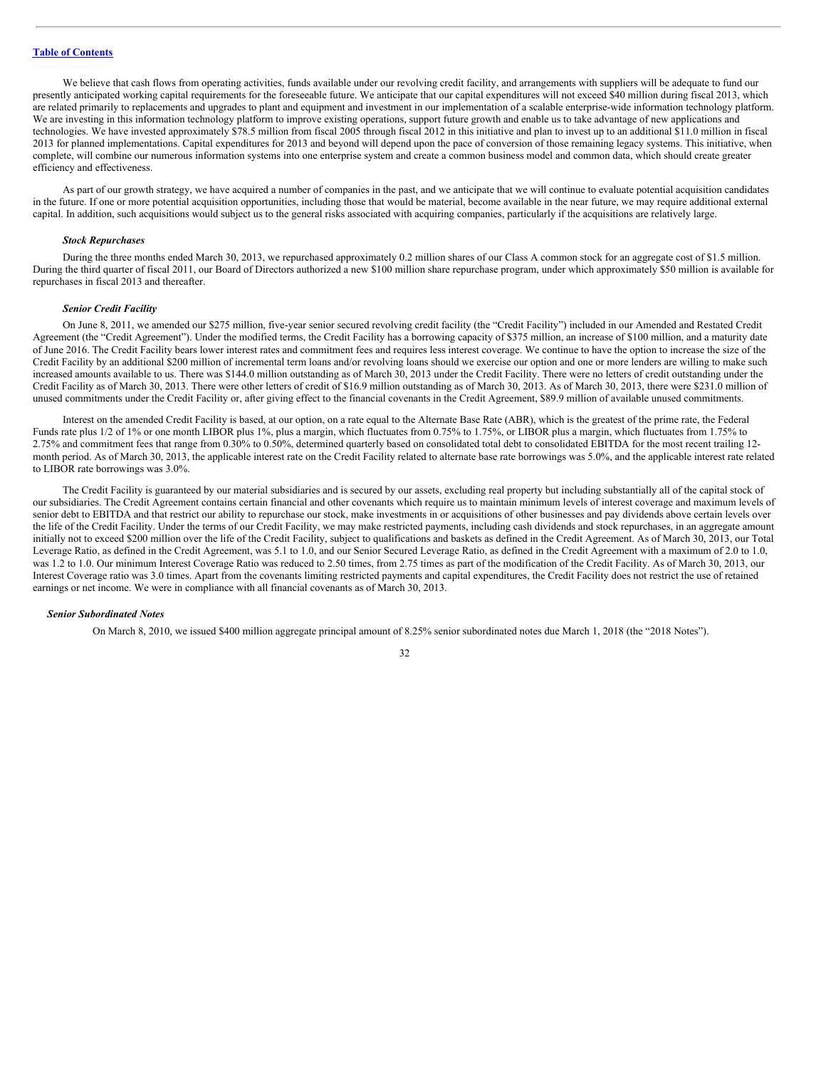We believe that cash flows from operating activities, funds available under our revolving credit facility, and arrangements with suppliers will be adequate to fund our presently anticipated working capital requirements for the foreseeable future. We anticipate that our capital expenditures will not exceed $40 million during fiscal 2013, which are related primarily to replacements and upgrades to plant and equipment and investment in our implementation of a scalable enterprise-wide information technology platform. We are investing in this information technology platform to improve existing operations, support future growth and enable us to take advantage of new applications and technologies. We have invested approximately $78.5 million from fiscal 2005 through fiscal 2012 in this initiative and plan to invest up to an additional $11.0 million in fiscal 2013 for planned implementations. Capital expenditures for 2013 and beyond will depend upon the pace of conversion of those remaining legacy systems. This initiative, when complete, will combine our numerous information systems into one enterprise system and create a common business model and common data, which should create greater efficiency and effectiveness.

As part of our growth strategy, we have acquired a number of companies in the past, and we anticipate that we will continue to evaluate potential acquisition candidates in the future. If one or more potential acquisition opportunities, including those that would be material, become available in the near future, we may require additional external capital. In addition, such acquisitions would subject us to the general risks associated with acquiring companies, particularly if the acquisitions are relatively large.

***Stock Repurchases***

During the three months ended March 30, 2013, we repurchased approximately 0.2 million shares of our Class A common stock for an aggregate cost of $1.5 million. During the third quarter of fiscal 2011, our Board of Directors authorized a new $100 million share repurchase program, under which approximately $50 million is available for repurchases in fiscal 2013 and thereafter.

***Senior Credit Facility***

On June 8, 2011, we amended our $275 million, five-year senior secured revolving credit facility (the "Credit Facility") included in our Amended and Restated Credit Agreement (the "Credit Agreement"). Under the modified terms, the Credit Facility has a borrowing capacity of $375 million, an increase of $100 million, and a maturity date of June 2016. The Credit Facility bears lower interest rates and commitment fees and requires less interest coverage. We continue to have the option to increase the size of the Credit Facility by an additional $200 million of incremental term loans and/or revolving loans should we exercise our option and one or more lenders are willing to make such increased amounts available to us. There was $144.0 million outstanding as of March 30, 2013 under the Credit Facility. There were no letters of credit outstanding under the Credit Facility as of March 30, 2013. There were other letters of credit of $16.9 million outstanding as of March 30, 2013. As of March 30, 2013, there were $231.0 million of unused commitments under the Credit Facility or, after giving effect to the financial covenants in the Credit Agreement, $89.9 million of available unused commitments.

Interest on the amended Credit Facility is based, at our option, on a rate equal to the Alternate Base Rate (ABR), which is the greatest of the prime rate, the Federal Funds rate plus 1/2 of 1% or one month LIBOR plus 1%, plus a margin, which fluctuates from 0.75% to 1.75%, or LIBOR plus a margin, which fluctuates from 1.75% to 2.75% and commitment fees that range from 0.30% to 0.50%, determined quarterly based on consolidated total debt to consolidated EBITDA for the most recent trailing 12-month period. As of March 30, 2013, the applicable interest rate on the Credit Facility related to alternate base rate borrowings was 5.0%, and the applicable interest rate related to LIBOR rate borrowings was 3.0%.

The Credit Facility is guaranteed by our material subsidiaries and is secured by our assets, excluding real property but including substantially all of the capital stock of our subsidiaries. The Credit Agreement contains certain financial and other covenants which require us to maintain minimum levels of interest coverage and maximum levels of senior debt to EBITDA and that restrict our ability to repurchase our stock, make investments in or acquisitions of other businesses and pay dividends above certain levels over the life of the Credit Facility. Under the terms of our Credit Facility, we may make restricted payments, including cash dividends and stock repurchases, in an aggregate amount initially not to exceed $200 million over the life of the Credit Facility, subject to qualifications and baskets as defined in the Credit Agreement. As of March 30, 2013, our Total Leverage Ratio, as defined in the Credit Agreement, was 5.1 to 1.0, and our Senior Secured Leverage Ratio, as defined in the Credit Agreement with a maximum of 2.0 to 1.0, was 1.2 to 1.0. Our minimum Interest Coverage Ratio was reduced to 2.50 times, from 2.75 times as part of the modification of the Credit Facility. As of March 30, 2013, our Interest Coverage ratio was 3.0 times. Apart from the covenants limiting restricted payments and capital expenditures, the Credit Facility does not restrict the use of retained earnings or net income. We were in compliance with all financial covenants as of March 30, 2013.

***Senior Subordinated Notes***

On March 8, 2010, we issued $400 million aggregate principal amount of 8.25% senior subordinated notes due March 1, 2018 (the "2018 Notes").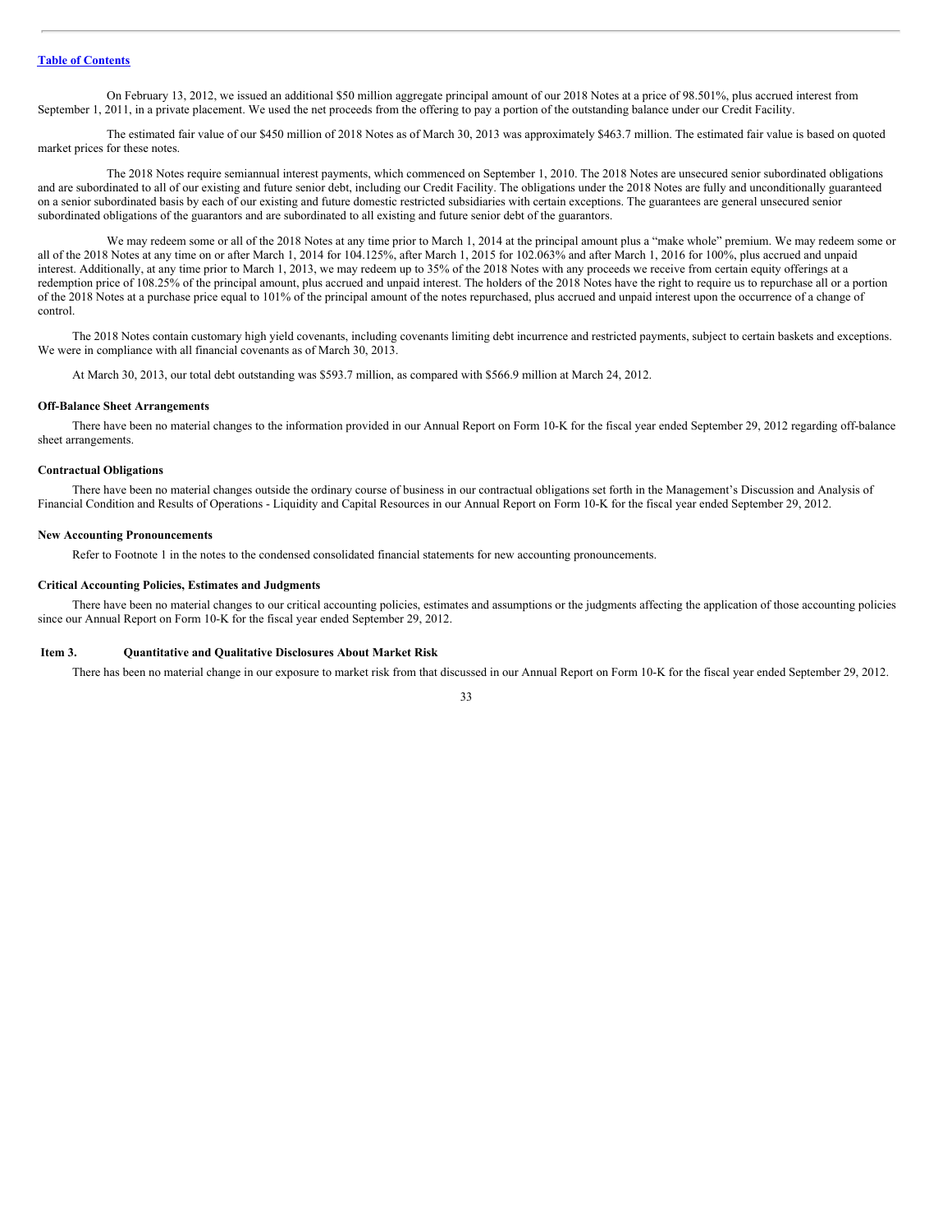On February 13, 2012, we issued an additional $50 million aggregate principal amount of our 2018 Notes at a price of 98.501%, plus accrued interest from September 1, 2011, in a private placement. We used the net proceeds from the offering to pay a portion of the outstanding balance under our Credit Facility.

The estimated fair value of our $450 million of 2018 Notes as of March 30, 2013 was approximately $463.7 million. The estimated fair value is based on quoted market prices for these notes.

The 2018 Notes require semiannual interest payments, which commenced on September 1, 2010. The 2018 Notes are unsecured senior subordinated obligations and are subordinated to all of our existing and future senior debt, including our Credit Facility. The obligations under the 2018 Notes are fully and unconditionally guaranteed on a senior subordinated basis by each of our existing and future domestic restricted subsidiaries with certain exceptions. The guarantees are general unsecured senior subordinated obligations of the guarantors and are subordinated to all existing and future senior debt of the guarantors.

We may redeem some or all of the 2018 Notes at any time prior to March 1, 2014 at the principal amount plus a "make whole" premium. We may redeem some or all of the 2018 Notes at any time on or after March 1, 2014 for 104.125%, after March 1, 2015 for 102.063% and after March 1, 2016 for 100%, plus accrued and unpaid interest. Additionally, at any time prior to March 1, 2013, we may redeem up to 35% of the 2018 Notes with any proceeds we receive from certain equity offerings at a redemption price of 108.25% of the principal amount, plus accrued and unpaid interest. The holders of the 2018 Notes have the right to require us to repurchase all or a portion of the 2018 Notes at a purchase price equal to 101% of the principal amount of the notes repurchased, plus accrued and unpaid interest upon the occurrence of a change of control.

The 2018 Notes contain customary high yield covenants, including covenants limiting debt incurrence and restricted payments, subject to certain baskets and exceptions. We were in compliance with all financial covenants as of March 30, 2013.

At March 30, 2013, our total debt outstanding was $593.7 million, as compared with $566.9 million at March 24, 2012.

**Off-Balance Sheet Arrangements**

There have been no material changes to the information provided in our Annual Report on Form 10-K for the fiscal year ended September 29, 2012 regarding off-balance sheet arrangements.

**Contractual Obligations**

There have been no material changes outside the ordinary course of business in our contractual obligations set forth in the Management's Discussion and Analysis of Financial Condition and Results of Operations - Liquidity and Capital Resources in our Annual Report on Form 10-K for the fiscal year ended September 29, 2012.

**New Accounting Pronouncements**

Refer to Footnote 1 in the notes to the condensed consolidated financial statements for new accounting pronouncements.

**Critical Accounting Policies, Estimates and Judgments**

There have been no material changes to our critical accounting policies, estimates and assumptions or the judgments affecting the application of those accounting policies since our Annual Report on Form 10-K for the fiscal year ended September 29, 2012.

## Item 3. Quantitative and Qualitative Disclosures About Market Risk

There has been no material change in our exposure to market risk from that discussed in our Annual Report on Form 10-K for the fiscal year ended September 29, 2012.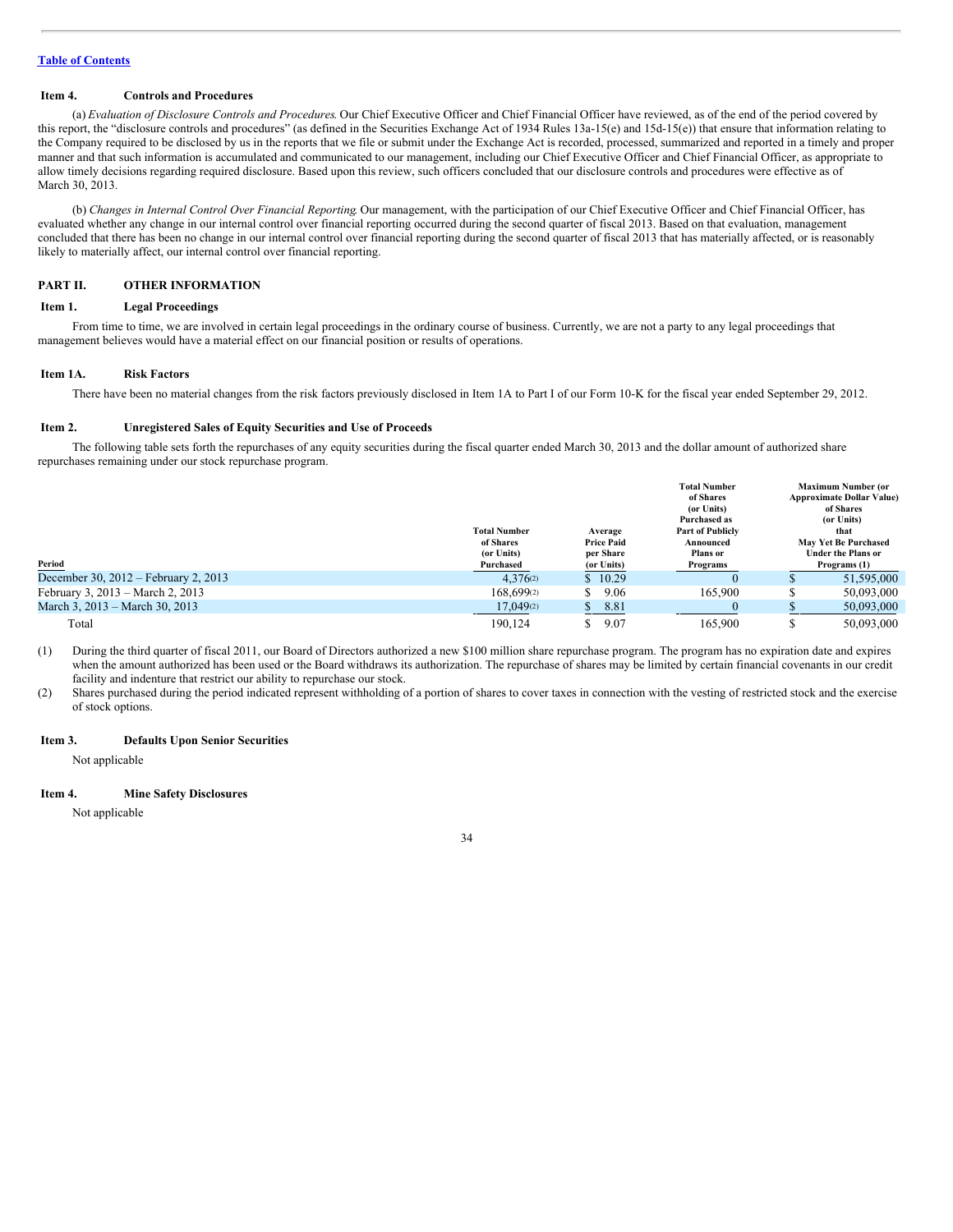[Table of Contents](#)

### Item 4. Controls and Procedures

(a) *Evaluation of Disclosure Controls and Procedures*. Our Chief Executive Officer and Chief Financial Officer have reviewed, as of the end of the period covered by this report, the "disclosure controls and procedures" (as defined in the Securities Exchange Act of 1934 Rules 13a-15(e) and 15d-15(e)) that ensure that information relating to the Company required to be disclosed by us in the reports that we file or submit under the Exchange Act is recorded, processed, summarized and reported in a timely and proper manner and that such information is accumulated and communicated to our management, including our Chief Executive Officer and Chief Financial Officer, as appropriate to allow timely decisions regarding required disclosure. Based upon this review, such officers concluded that our disclosure controls and procedures were effective as of March 30, 2013.

(b) *Changes in Internal Control Over Financial Reporting*. Our management, with the participation of our Chief Executive Officer and Chief Financial Officer, has evaluated whether any change in our internal control over financial reporting occurred during the second quarter of fiscal 2013. Based on that evaluation, management concluded that there has been no change in our internal control over financial reporting during the second quarter of fiscal 2013 that has materially affected, or is reasonably likely to materially affect, our internal control over financial reporting.

## PART II. OTHER INFORMATION

### Item 1. Legal Proceedings

From time to time, we are involved in certain legal proceedings in the ordinary course of business. Currently, we are not a party to any legal proceedings that management believes would have a material effect on our financial position or results of operations.

### Item 1A. Risk Factors

There have been no material changes from the risk factors previously disclosed in Item 1A to Part I of our Form 10-K for the fiscal year ended September 29, 2012.

### Item 2. Unregistered Sales of Equity Securities and Use of Proceeds

The following table sets forth the repurchases of any equity securities during the fiscal quarter ended March 30, 2013 and the dollar amount of authorized share repurchases remaining under our stock repurchase program.

| Period | Total Number of Shares (or Units) Purchased | Average Price Paid per Share (or Units) | Total Number of Shares (or Units) Purchased as Part of Publicly Announced Plans or Programs | Maximum Number (or Approximate Dollar Value) of Shares (or Units) that May Yet Be Purchased Under the Plans or Programs (1) |
|---|---|---|---|---|
| December 30, 2012 – February 2, 2013 | 4,376(2) | $ 10.29 | 0 | $ 51,595,000 |
| February 3, 2013 – March 2, 2013 | 168,699(2) | $ 9.06 | 165,900 | $ 50,093,000 |
| March 3, 2013 – March 30, 2013 | 17,049(2) | $ 8.81 | 0 | $ 50,093,000 |
| Total | 190,124 | $ 9.07 | 165,900 | $ 50,093,000 |

(1) During the third quarter of fiscal 2011, our Board of Directors authorized a new $100 million share repurchase program. The program has no expiration date and expires when the amount authorized has been used or the Board withdraws its authorization. The repurchase of shares may be limited by certain financial covenants in our credit facility and indenture that restrict our ability to repurchase our stock.

(2) Shares purchased during the period indicated represent withholding of a portion of shares to cover taxes in connection with the vesting of restricted stock and the exercise of stock options.

### Item 3. Defaults Upon Senior Securities

Not applicable

### Item 4. Mine Safety Disclosures

Not applicable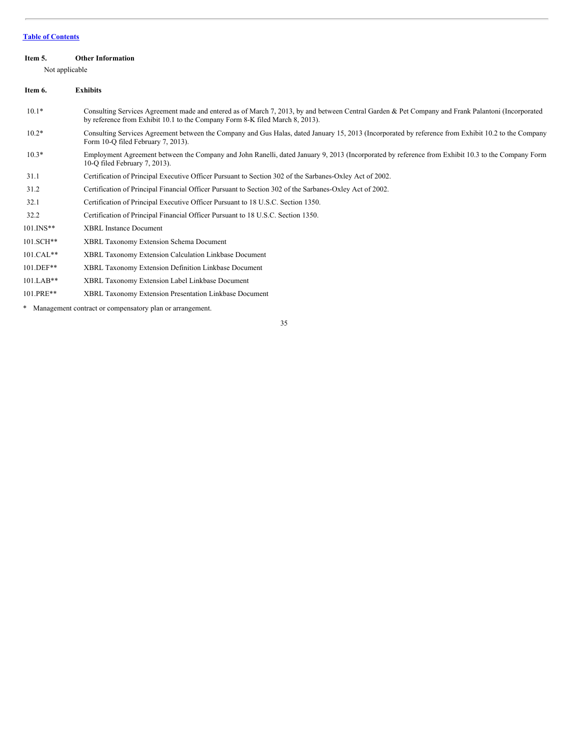**Item 5. Other Information**

Not applicable

**Item 6. Exhibits**

| | |
|---|---|
| 10.1* | Consulting Services Agreement made and entered as of March 7, 2013, by and between Central Garden & Pet Company and Frank Palantoni (Incorporated by reference from Exhibit 10.1 to the Company Form 8-K filed March 8, 2013). |
| 10.2* | Consulting Services Agreement between the Company and Gus Halas, dated January 15, 2013 (Incorporated by reference from Exhibit 10.2 to the Company Form 10-Q filed February 7, 2013). |
| 10.3* | Employment Agreement between the Company and John Ranelli, dated January 9, 2013 (Incorporated by reference from Exhibit 10.3 to the Company Form 10-Q filed February 7, 2013). |
| 31.1 | Certification of Principal Executive Officer Pursuant to Section 302 of the Sarbanes-Oxley Act of 2002. |
| 31.2 | Certification of Principal Financial Officer Pursuant to Section 302 of the Sarbanes-Oxley Act of 2002. |
| 32.1 | Certification of Principal Executive Officer Pursuant to 18 U.S.C. Section 1350. |
| 32.2 | Certification of Principal Financial Officer Pursuant to 18 U.S.C. Section 1350. |
| 101.INS** | XBRL Instance Document |
| 101.SCH** | XBRL Taxonomy Extension Schema Document |
| 101.CAL** | XBRL Taxonomy Extension Calculation Linkbase Document |
| 101.DEF** | XBRL Taxonomy Extension Definition Linkbase Document |
| 101.LAB** | XBRL Taxonomy Extension Label Linkbase Document |
| 101.PRE** | XBRL Taxonomy Extension Presentation Linkbase Document |

\* Management contract or compensatory plan or arrangement.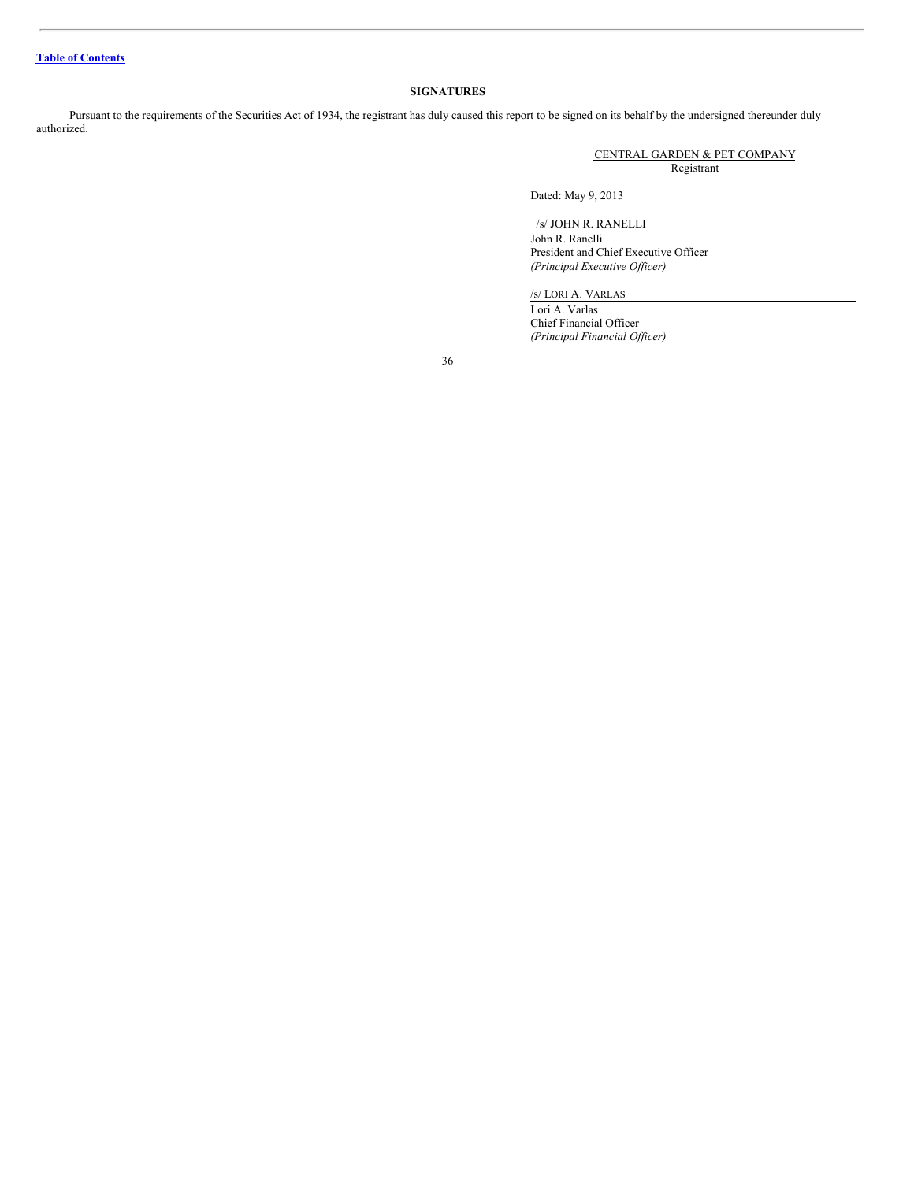**SIGNATURES**

Pursuant to the requirements of the Securities Act of 1934, the registrant has duly caused this report to be signed on its behalf by the undersigned thereunder duly authorized.

CENTRAL GARDEN & PET COMPANY
Registrant

Dated: May 9, 2013

/s/ JOHN R. RANELLI

John R. Ranelli
President and Chief Executive Officer
*(Principal Executive Officer)*

/s/ LORI A. VARLAS

Lori A. Varlas
Chief Financial Officer
*(Principal Financial Officer)*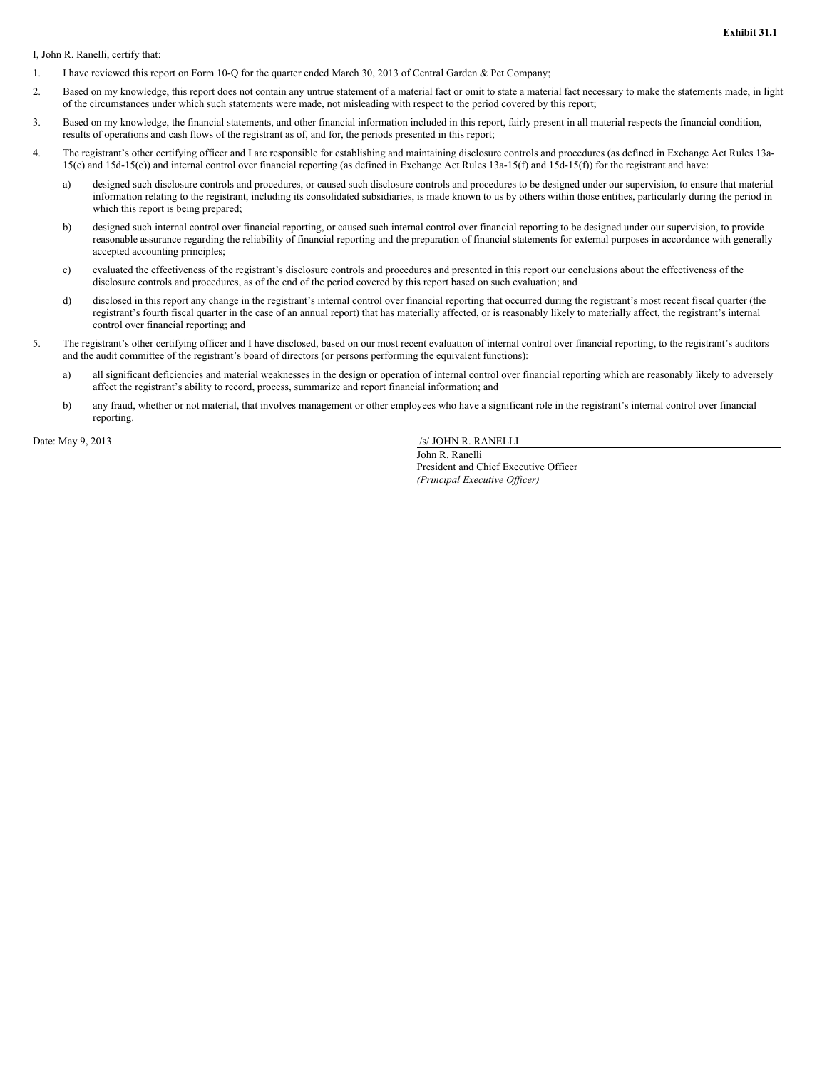**Exhibit 31.1**

I, John R. Ranelli, certify that:

1. I have reviewed this report on Form 10-Q for the quarter ended March 30, 2013 of Central Garden & Pet Company;

2. Based on my knowledge, this report does not contain any untrue statement of a material fact or omit to state a material fact necessary to make the statements made, in light of the circumstances under which such statements were made, not misleading with respect to the period covered by this report;

3. Based on my knowledge, the financial statements, and other financial information included in this report, fairly present in all material respects the financial condition, results of operations and cash flows of the registrant as of, and for, the periods presented in this report;

4. The registrant's other certifying officer and I are responsible for establishing and maintaining disclosure controls and procedures (as defined in Exchange Act Rules 13a-15(e) and 15d-15(e)) and internal control over financial reporting (as defined in Exchange Act Rules 13a-15(f) and 15d-15(f)) for the registrant and have:

   a) designed such disclosure controls and procedures, or caused such disclosure controls and procedures to be designed under our supervision, to ensure that material information relating to the registrant, including its consolidated subsidiaries, is made known to us by others within those entities, particularly during the period in which this report is being prepared;

   b) designed such internal control over financial reporting, or caused such internal control over financial reporting to be designed under our supervision, to provide reasonable assurance regarding the reliability of financial reporting and the preparation of financial statements for external purposes in accordance with generally accepted accounting principles;

   c) evaluated the effectiveness of the registrant's disclosure controls and procedures and presented in this report our conclusions about the effectiveness of the disclosure controls and procedures, as of the end of the period covered by this report based on such evaluation; and

   d) disclosed in this report any change in the registrant's internal control over financial reporting that occurred during the registrant's most recent fiscal quarter (the registrant's fourth fiscal quarter in the case of an annual report) that has materially affected, or is reasonably likely to materially affect, the registrant's internal control over financial reporting; and

5. The registrant's other certifying officer and I have disclosed, based on our most recent evaluation of internal control over financial reporting, to the registrant's auditors and the audit committee of the registrant's board of directors (or persons performing the equivalent functions):

   a) all significant deficiencies and material weaknesses in the design or operation of internal control over financial reporting which are reasonably likely to adversely affect the registrant's ability to record, process, summarize and report financial information; and

   b) any fraud, whether or not material, that involves management or other employees who have a significant role in the registrant's internal control over financial reporting.

Date: May 9, 2013

/s/ JOHN R. RANELLI

John R. Ranelli
President and Chief Executive Officer
*(Principal Executive Officer)*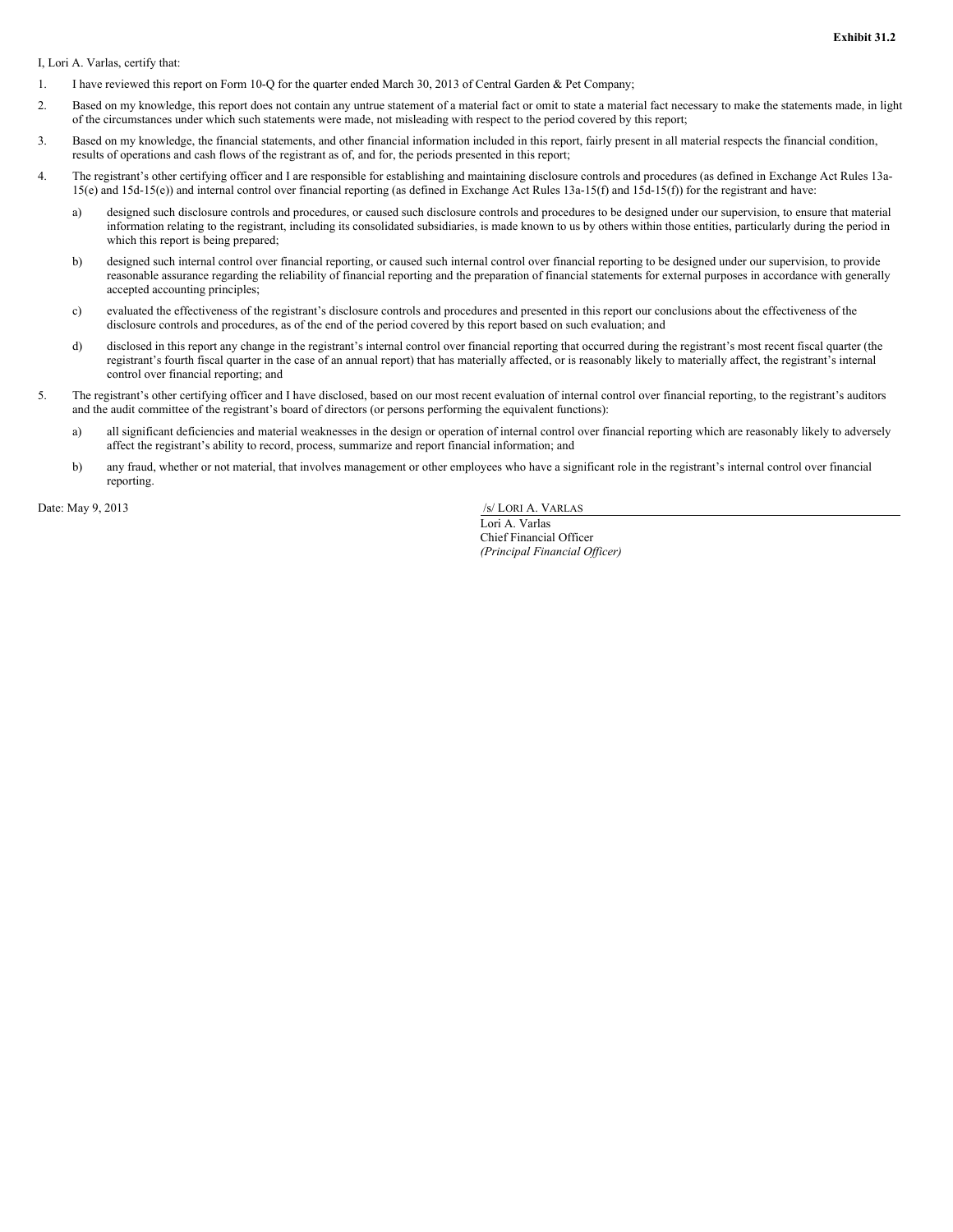**Exhibit 31.2**

I, Lori A. Varlas, certify that:

1. I have reviewed this report on Form 10-Q for the quarter ended March 30, 2013 of Central Garden & Pet Company;
2. Based on my knowledge, this report does not contain any untrue statement of a material fact or omit to state a material fact necessary to make the statements made, in light of the circumstances under which such statements were made, not misleading with respect to the period covered by this report;
3. Based on my knowledge, the financial statements, and other financial information included in this report, fairly present in all material respects the financial condition, results of operations and cash flows of the registrant as of, and for, the periods presented in this report;
4. The registrant's other certifying officer and I are responsible for establishing and maintaining disclosure controls and procedures (as defined in Exchange Act Rules 13a-15(e) and 15d-15(e)) and internal control over financial reporting (as defined in Exchange Act Rules 13a-15(f) and 15d-15(f)) for the registrant and have:
   a) designed such disclosure controls and procedures, or caused such disclosure controls and procedures to be designed under our supervision, to ensure that material information relating to the registrant, including its consolidated subsidiaries, is made known to us by others within those entities, particularly during the period in which this report is being prepared;
   b) designed such internal control over financial reporting, or caused such internal control over financial reporting to be designed under our supervision, to provide reasonable assurance regarding the reliability of financial reporting and the preparation of financial statements for external purposes in accordance with generally accepted accounting principles;
   c) evaluated the effectiveness of the registrant's disclosure controls and procedures and presented in this report our conclusions about the effectiveness of the disclosure controls and procedures, as of the end of the period covered by this report based on such evaluation; and
   d) disclosed in this report any change in the registrant's internal control over financial reporting that occurred during the registrant's most recent fiscal quarter (the registrant's fourth fiscal quarter in the case of an annual report) that has materially affected, or is reasonably likely to materially affect, the registrant's internal control over financial reporting; and
5. The registrant's other certifying officer and I have disclosed, based on our most recent evaluation of internal control over financial reporting, to the registrant's auditors and the audit committee of the registrant's board of directors (or persons performing the equivalent functions):
   a) all significant deficiencies and material weaknesses in the design or operation of internal control over financial reporting which are reasonably likely to adversely affect the registrant's ability to record, process, summarize and report financial information; and
   b) any fraud, whether or not material, that involves management or other employees who have a significant role in the registrant's internal control over financial reporting.

Date: May 9, 2013

/s/ LORI A. VARLAS
Lori A. Varlas
Chief Financial Officer
*(Principal Financial Officer)*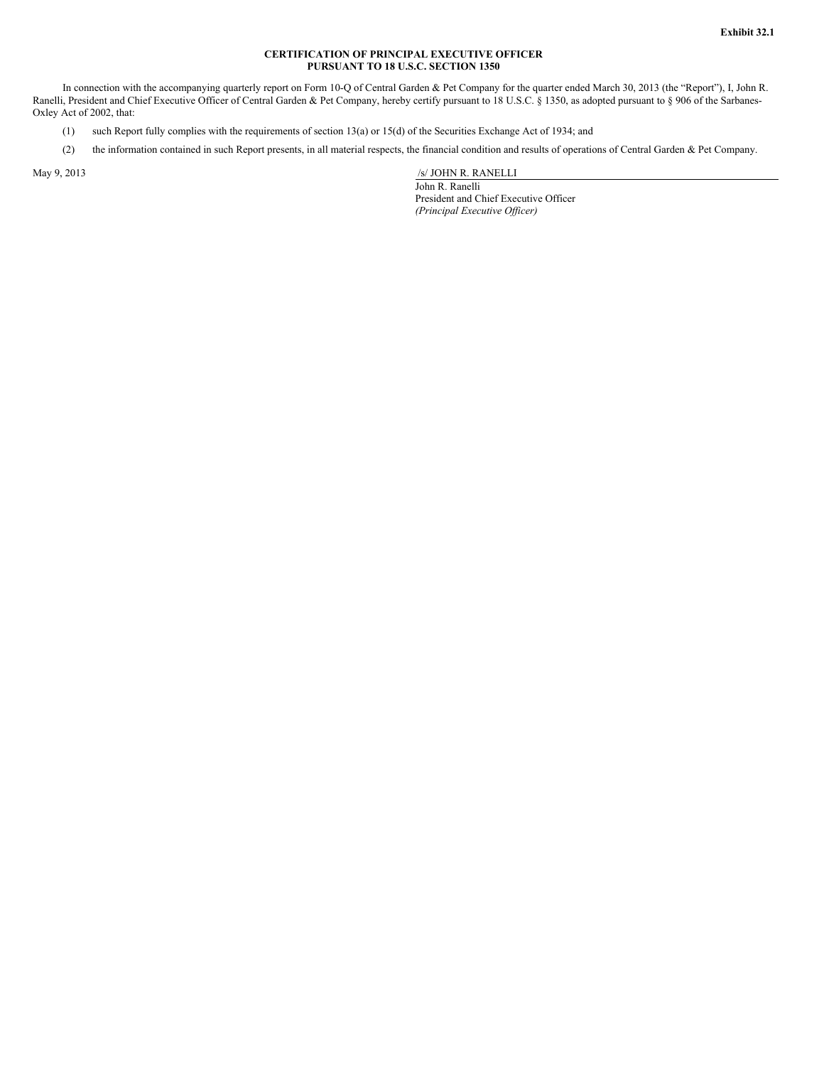Exhibit 32.1

**CERTIFICATION OF PRINCIPAL EXECUTIVE OFFICER**
**PURSUANT TO 18 U.S.C. SECTION 1350**

In connection with the accompanying quarterly report on Form 10-Q of Central Garden & Pet Company for the quarter ended March 30, 2013 (the "Report"), I, John R. Ranelli, President and Chief Executive Officer of Central Garden & Pet Company, hereby certify pursuant to 18 U.S.C. § 1350, as adopted pursuant to § 906 of the Sarbanes-Oxley Act of 2002, that:

(1) such Report fully complies with the requirements of section 13(a) or 15(d) of the Securities Exchange Act of 1934; and

(2) the information contained in such Report presents, in all material respects, the financial condition and results of operations of Central Garden & Pet Company.

May 9, 2013

/s/ JOHN R. RANELLI

John R. Ranelli
President and Chief Executive Officer
*(Principal Executive Officer)*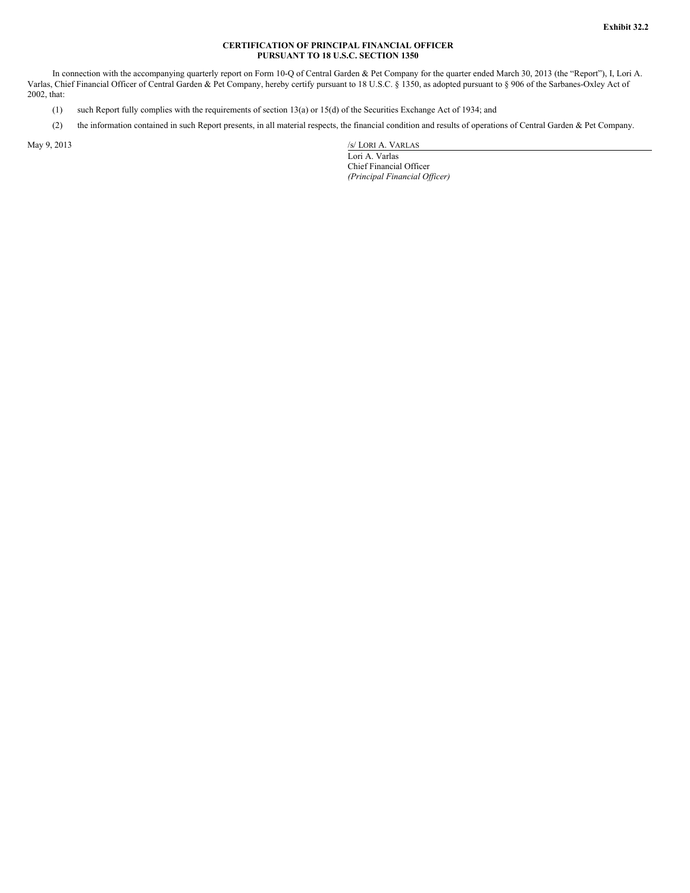**Exhibit 32.2**

**CERTIFICATION OF PRINCIPAL FINANCIAL OFFICER**
**PURSUANT TO 18 U.S.C. SECTION 1350**

In connection with the accompanying quarterly report on Form 10-Q of Central Garden & Pet Company for the quarter ended March 30, 2013 (the “Report”), I, Lori A. Varlas, Chief Financial Officer of Central Garden & Pet Company, hereby certify pursuant to 18 U.S.C. § 1350, as adopted pursuant to § 906 of the Sarbanes-Oxley Act of 2002, that:

(1) such Report fully complies with the requirements of section 13(a) or 15(d) of the Securities Exchange Act of 1934; and

(2) the information contained in such Report presents, in all material respects, the financial condition and results of operations of Central Garden & Pet Company.

May 9, 2013

/s/ LORI A. VARLAS

Lori A. Varlas
Chief Financial Officer
*(Principal Financial Officer)*